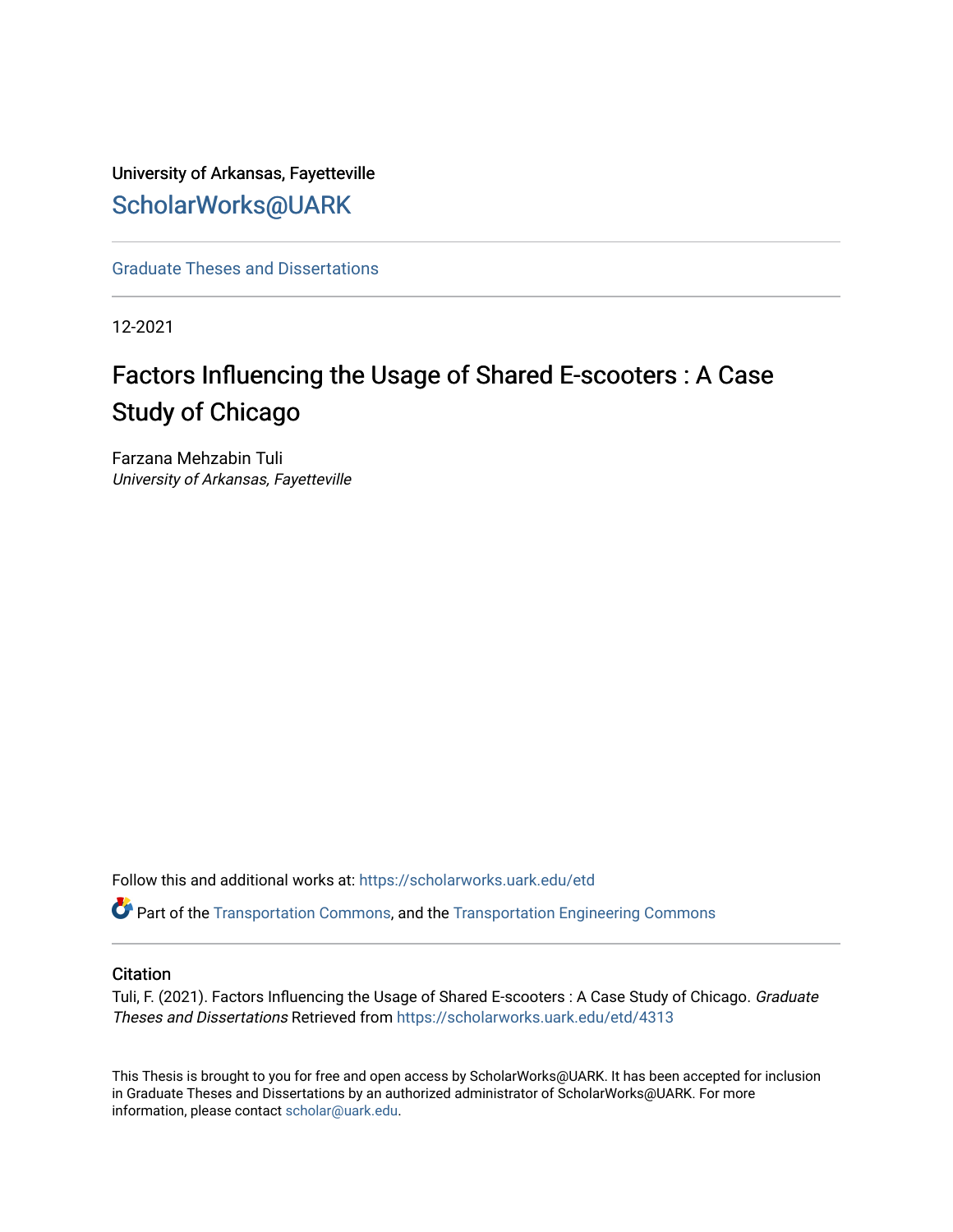University of Arkansas, Fayetteville

ScholarWorks@UARK

Graduate Theses and Dissertations

12-2021

# Factors Influencing the Usage of Shared E-scooters : A Case Study of Chicago

Farzana Mehzabin Tuli
*University of Arkansas, Fayetteville*

Follow this and additional works at: https://scholarworks.uark.edu/etd

Part of the Transportation Commons, and the Transportation Engineering Commons

## Citation

Tuli, F. (2021). Factors Influencing the Usage of Shared E-scooters : A Case Study of Chicago. *Graduate Theses and Dissertations* Retrieved from https://scholarworks.uark.edu/etd/4313

This Thesis is brought to you for free and open access by ScholarWorks@UARK. It has been accepted for inclusion in Graduate Theses and Dissertations by an authorized administrator of ScholarWorks@UARK. For more information, please contact scholar@uark.edu.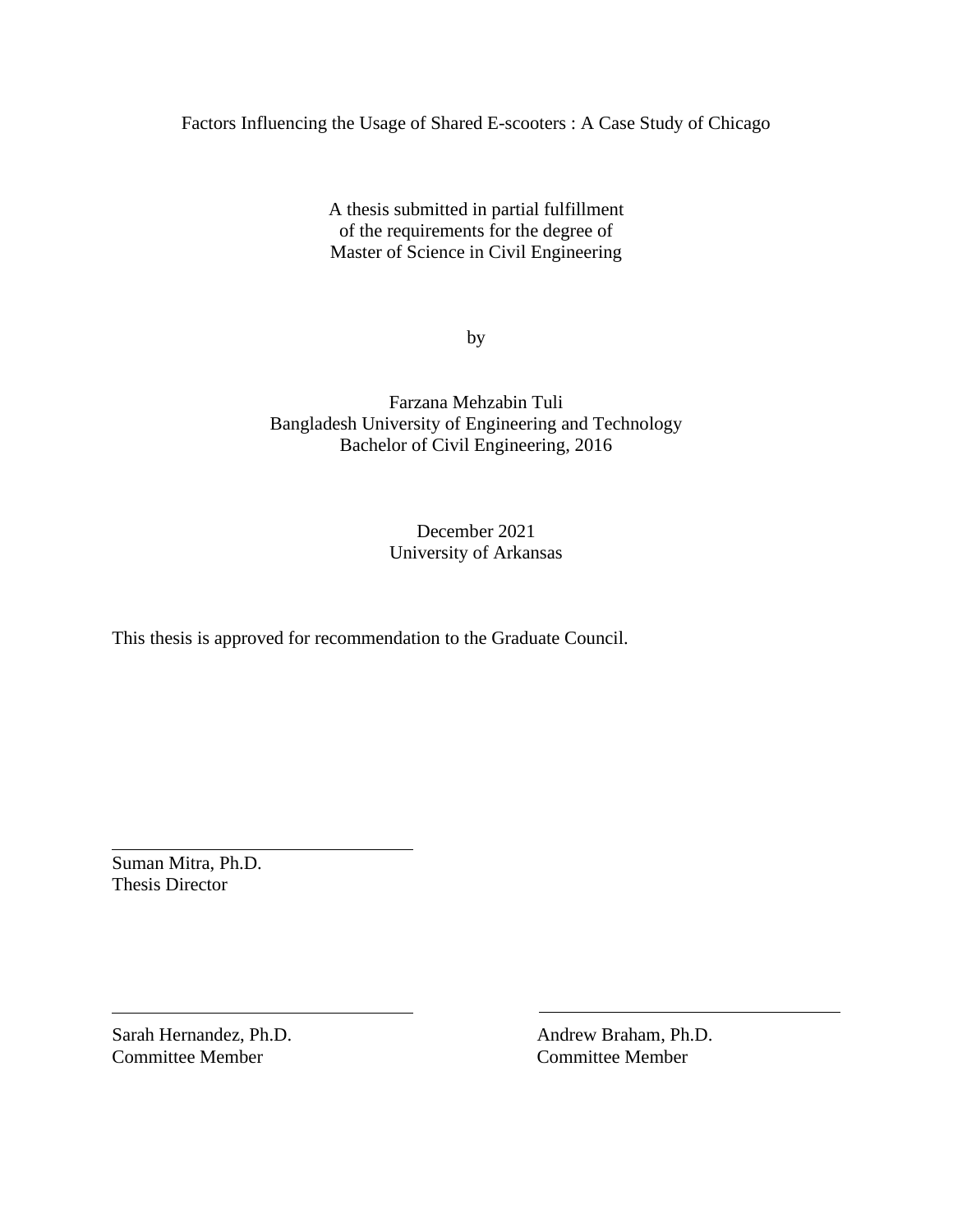Factors Influencing the Usage of Shared E-scooters : A Case Study of Chicago

A thesis submitted in partial fulfillment
of the requirements for the degree of
Master of Science in Civil Engineering

by

Farzana Mehzabin Tuli
Bangladesh University of Engineering and Technology
Bachelor of Civil Engineering, 2016

December 2021
University of Arkansas

This thesis is approved for recommendation to the Graduate Council.

Suman Mitra, Ph.D.
Thesis Director

Sarah Hernandez, Ph.D.
Committee Member

Andrew Braham, Ph.D.
Committee Member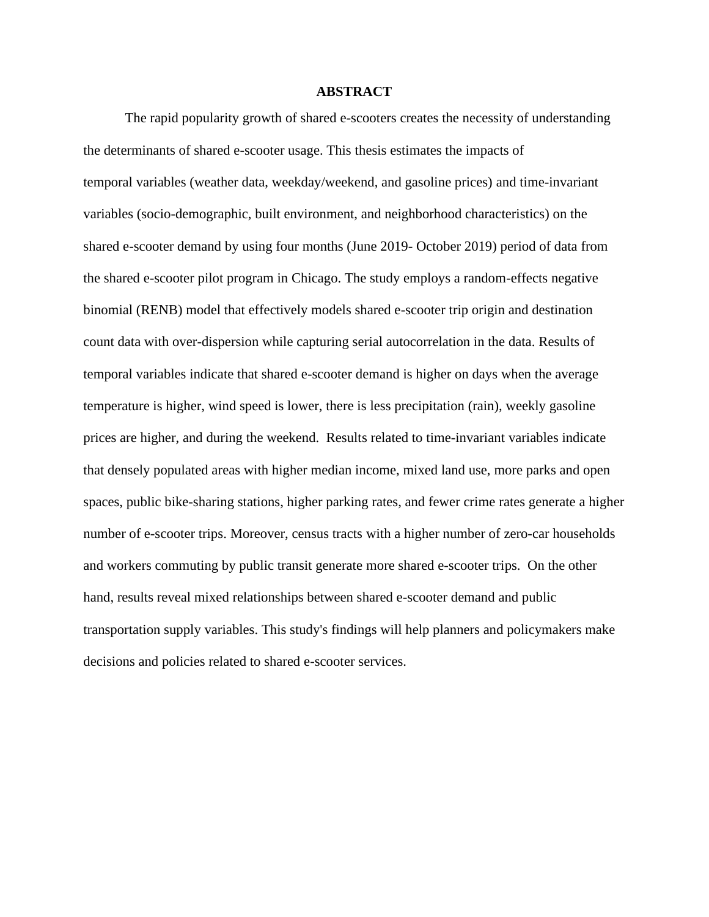# ABSTRACT

The rapid popularity growth of shared e-scooters creates the necessity of understanding the determinants of shared e-scooter usage. This thesis estimates the impacts of temporal variables (weather data, weekday/weekend, and gasoline prices) and time-invariant variables (socio-demographic, built environment, and neighborhood characteristics) on the shared e-scooter demand by using four months (June 2019- October 2019) period of data from the shared e-scooter pilot program in Chicago. The study employs a random-effects negative binomial (RENB) model that effectively models shared e-scooter trip origin and destination count data with over-dispersion while capturing serial autocorrelation in the data. Results of temporal variables indicate that shared e-scooter demand is higher on days when the average temperature is higher, wind speed is lower, there is less precipitation (rain), weekly gasoline prices are higher, and during the weekend. Results related to time-invariant variables indicate that densely populated areas with higher median income, mixed land use, more parks and open spaces, public bike-sharing stations, higher parking rates, and fewer crime rates generate a higher number of e-scooter trips. Moreover, census tracts with a higher number of zero-car households and workers commuting by public transit generate more shared e-scooter trips. On the other hand, results reveal mixed relationships between shared e-scooter demand and public transportation supply variables. This study's findings will help planners and policymakers make decisions and policies related to shared e-scooter services.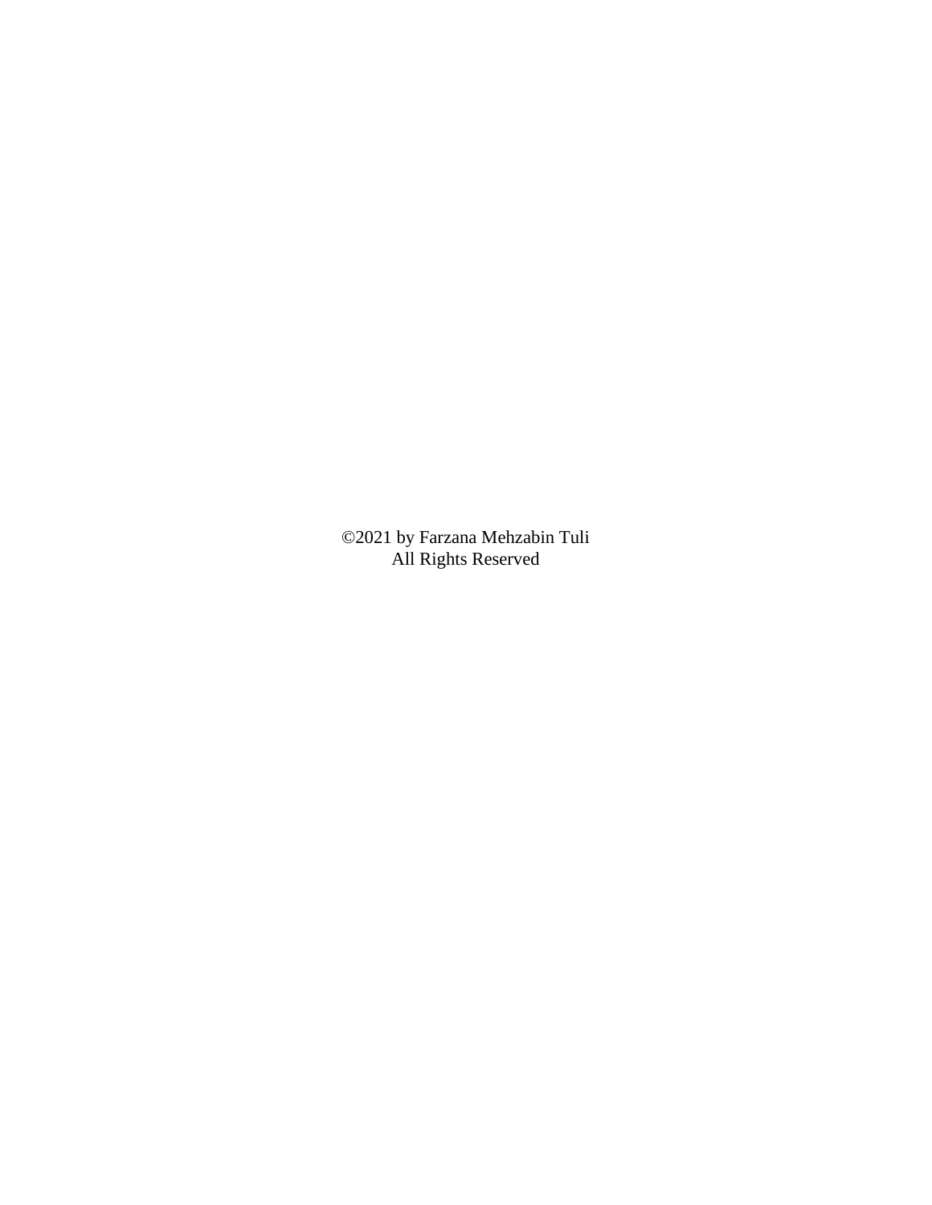©2021 by Farzana Mehzabin Tuli
All Rights Reserved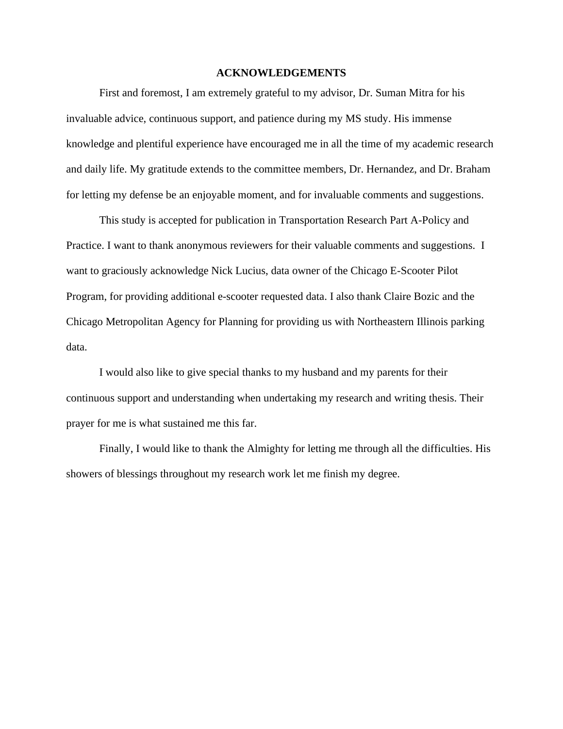## ACKNOWLEDGEMENTS

First and foremost, I am extremely grateful to my advisor, Dr. Suman Mitra for his invaluable advice, continuous support, and patience during my MS study. His immense knowledge and plentiful experience have encouraged me in all the time of my academic research and daily life. My gratitude extends to the committee members, Dr. Hernandez, and Dr. Braham for letting my defense be an enjoyable moment, and for invaluable comments and suggestions.

This study is accepted for publication in Transportation Research Part A-Policy and Practice. I want to thank anonymous reviewers for their valuable comments and suggestions. I want to graciously acknowledge Nick Lucius, data owner of the Chicago E-Scooter Pilot Program, for providing additional e-scooter requested data. I also thank Claire Bozic and the Chicago Metropolitan Agency for Planning for providing us with Northeastern Illinois parking data.

I would also like to give special thanks to my husband and my parents for their continuous support and understanding when undertaking my research and writing thesis. Their prayer for me is what sustained me this far.

Finally, I would like to thank the Almighty for letting me through all the difficulties. His showers of blessings throughout my research work let me finish my degree.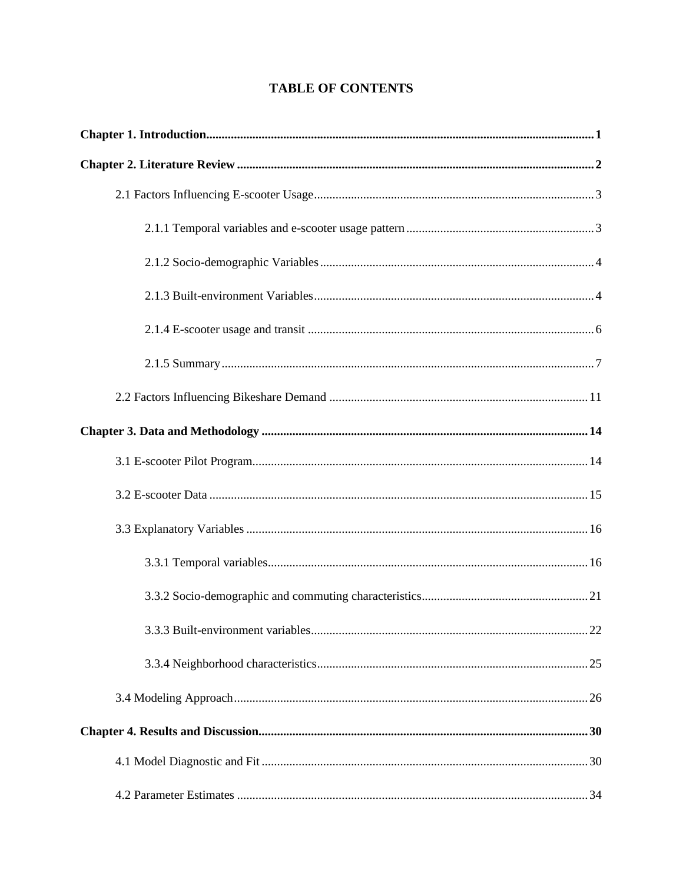# TABLE OF CONTENTS

**Chapter 1. Introduction** .......... **1**

**Chapter 2. Literature Review** .......... **2**

- 2.1 Factors Influencing E-scooter Usage .......... 3
  - 2.1.1 Temporal variables and e-scooter usage pattern .......... 3
  - 2.1.2 Socio-demographic Variables .......... 4
  - 2.1.3 Built-environment Variables .......... 4
  - 2.1.4 E-scooter usage and transit .......... 6
  - 2.1.5 Summary .......... 7
- 2.2 Factors Influencing Bikeshare Demand .......... 11

**Chapter 3. Data and Methodology** .......... **14**

- 3.1 E-scooter Pilot Program .......... 14
- 3.2 E-scooter Data .......... 15
- 3.3 Explanatory Variables .......... 16
  - 3.3.1 Temporal variables .......... 16
  - 3.3.2 Socio-demographic and commuting characteristics .......... 21
  - 3.3.3 Built-environment variables .......... 22
  - 3.3.4 Neighborhood characteristics .......... 25
- 3.4 Modeling Approach .......... 26

**Chapter 4. Results and Discussion** .......... **30**

- 4.1 Model Diagnostic and Fit .......... 30
- 4.2 Parameter Estimates .......... 34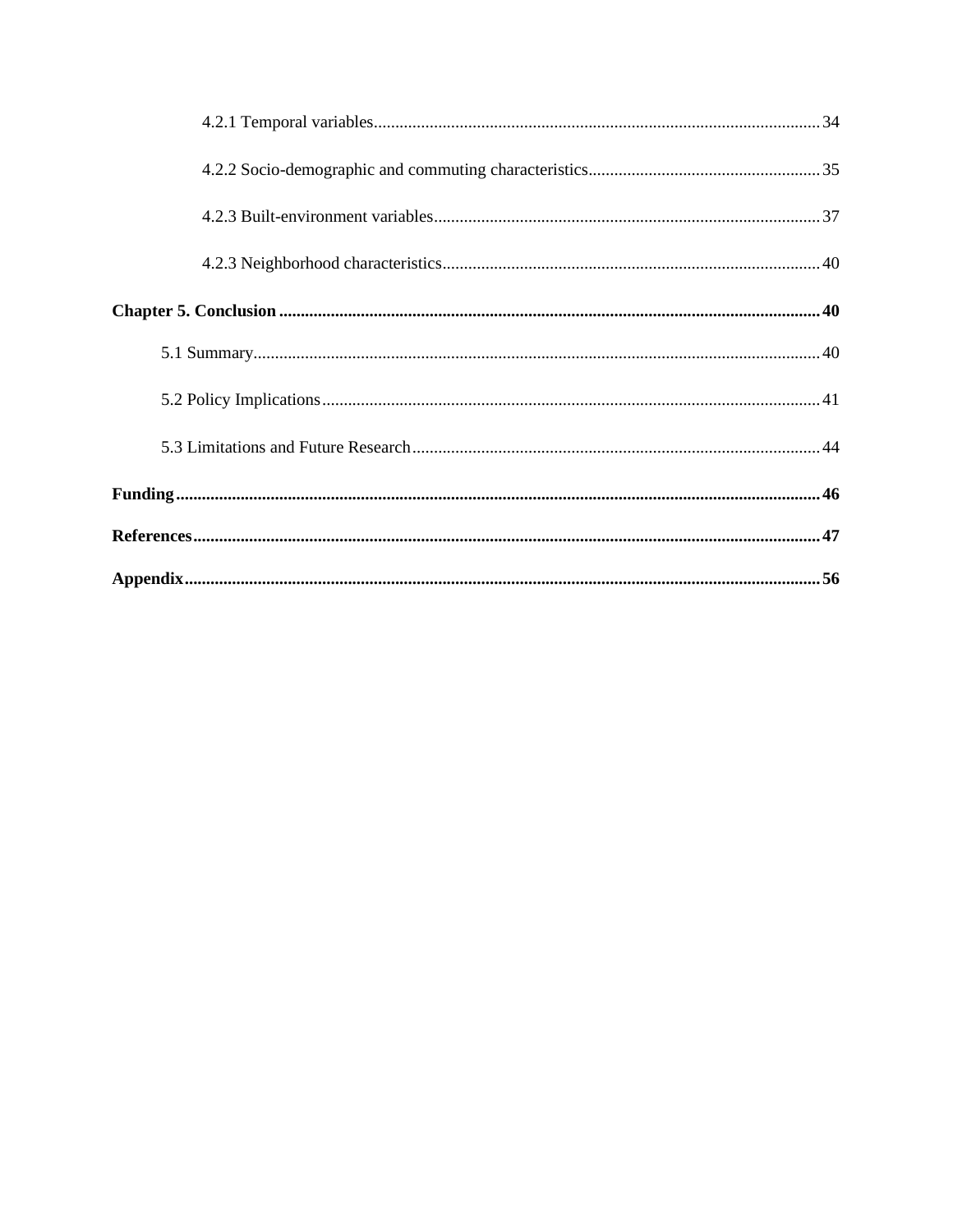4.2.1 Temporal variables........................................................................................................ 34

4.2.2 Socio-demographic and commuting characteristics...................................................... 35

4.2.3 Built-environment variables.......................................................................................... 37

4.2.3 Neighborhood characteristics........................................................................................ 40

**Chapter 5. Conclusion ............................................................................................................. 40**

5.1 Summary.................................................................................................................................. 40

5.2 Policy Implications................................................................................................................... 41

5.3 Limitations and Future Research.............................................................................................. 44

**Funding ..................................................................................................................................... 46**

**References.................................................................................................................................. 47**

**Appendix.................................................................................................................................... 56**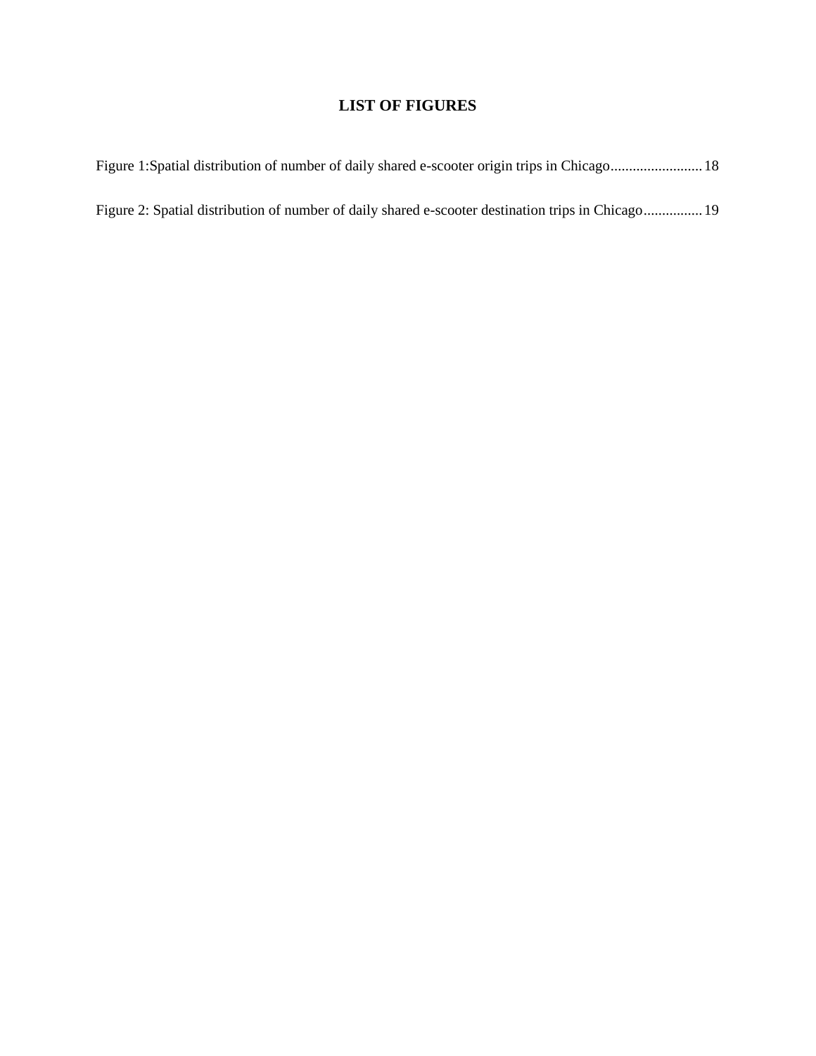## LIST OF FIGURES

Figure 1:Spatial distribution of number of daily shared e-scooter origin trips in Chicago......................... 18

Figure 2: Spatial distribution of number of daily shared e-scooter destination trips in Chicago................ 19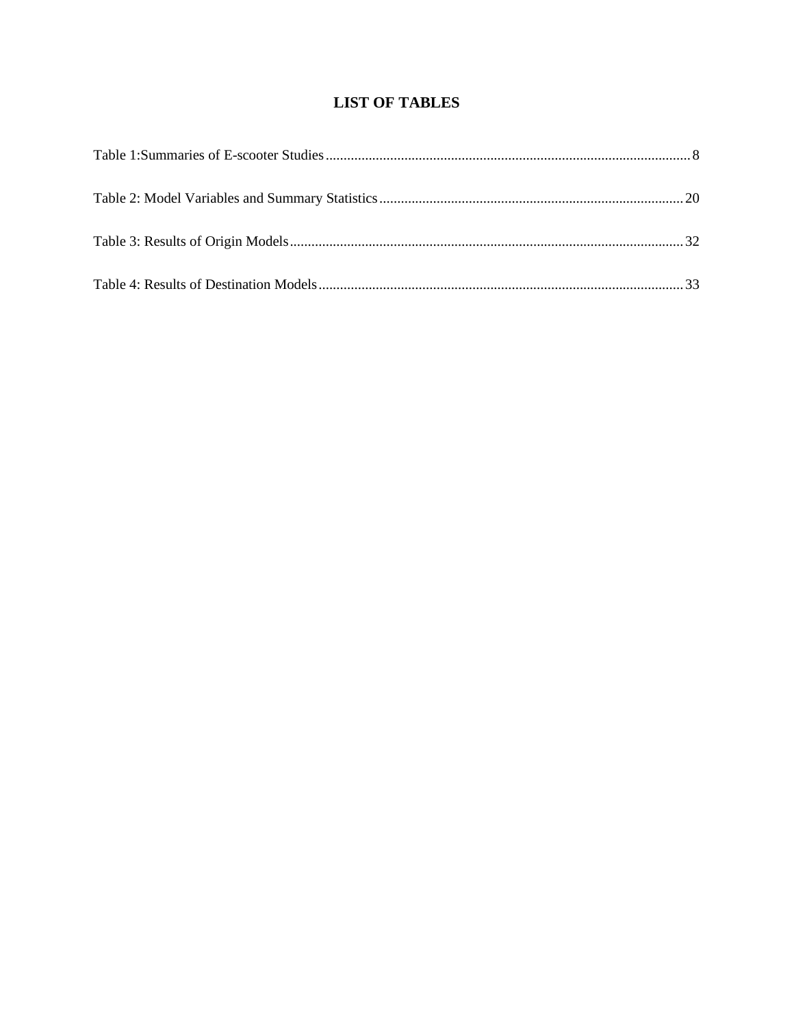# LIST OF TABLES

Table 1:Summaries of E-scooter Studies .................................................................................................... 8

Table 2: Model Variables and Summary Statistics .................................................................................... 20

Table 3: Results of Origin Models ............................................................................................................ 32

Table 4: Results of Destination Models ..................................................................................................... 33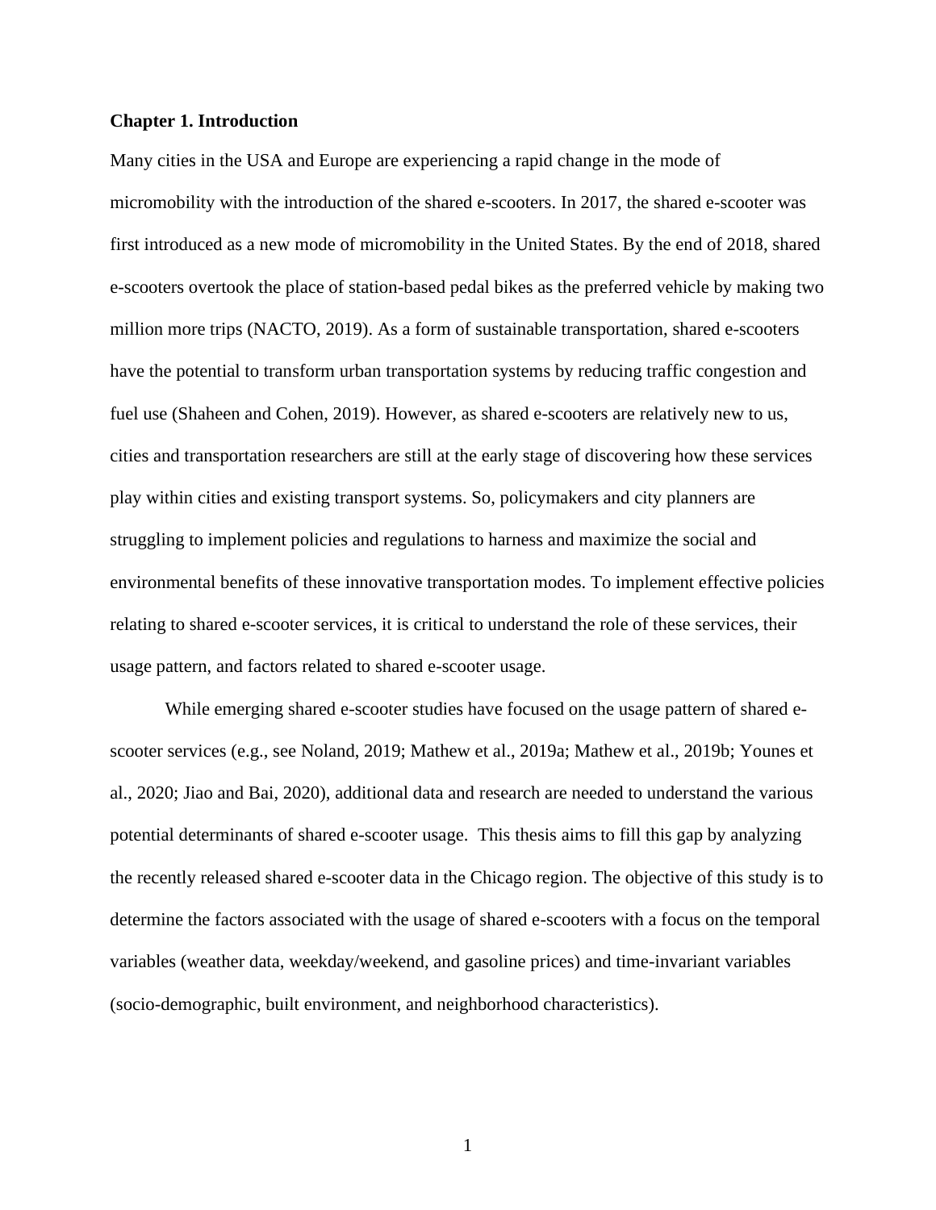# Chapter 1. Introduction

Many cities in the USA and Europe are experiencing a rapid change in the mode of micromobility with the introduction of the shared e-scooters. In 2017, the shared e-scooter was first introduced as a new mode of micromobility in the United States. By the end of 2018, shared e-scooters overtook the place of station-based pedal bikes as the preferred vehicle by making two million more trips (NACTO, 2019). As a form of sustainable transportation, shared e-scooters have the potential to transform urban transportation systems by reducing traffic congestion and fuel use (Shaheen and Cohen, 2019). However, as shared e-scooters are relatively new to us, cities and transportation researchers are still at the early stage of discovering how these services play within cities and existing transport systems. So, policymakers and city planners are struggling to implement policies and regulations to harness and maximize the social and environmental benefits of these innovative transportation modes. To implement effective policies relating to shared e-scooter services, it is critical to understand the role of these services, their usage pattern, and factors related to shared e-scooter usage.

While emerging shared e-scooter studies have focused on the usage pattern of shared e-scooter services (e.g., see Noland, 2019; Mathew et al., 2019a; Mathew et al., 2019b; Younes et al., 2020; Jiao and Bai, 2020), additional data and research are needed to understand the various potential determinants of shared e-scooter usage. This thesis aims to fill this gap by analyzing the recently released shared e-scooter data in the Chicago region. The objective of this study is to determine the factors associated with the usage of shared e-scooters with a focus on the temporal variables (weather data, weekday/weekend, and gasoline prices) and time-invariant variables (socio-demographic, built environment, and neighborhood characteristics).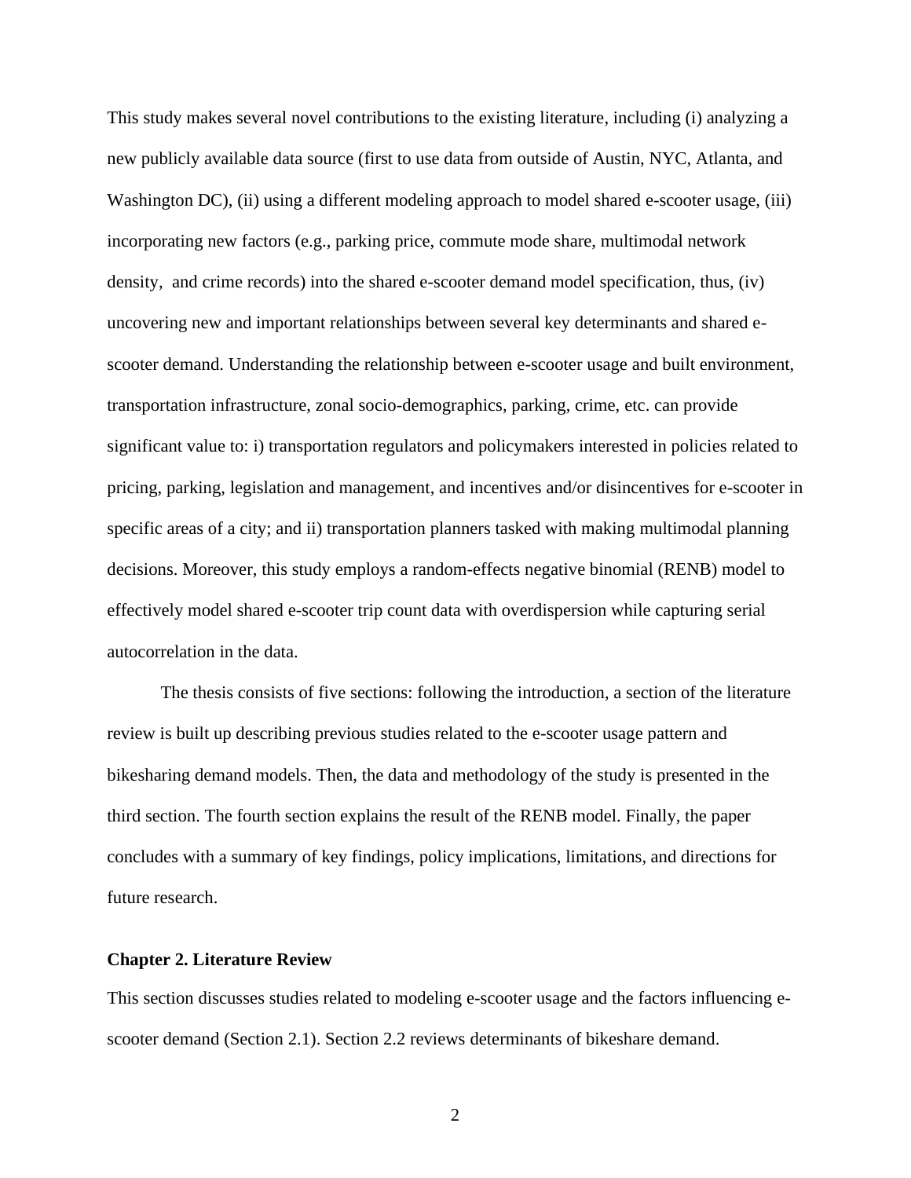This study makes several novel contributions to the existing literature, including (i) analyzing a new publicly available data source (first to use data from outside of Austin, NYC, Atlanta, and Washington DC), (ii) using a different modeling approach to model shared e-scooter usage, (iii) incorporating new factors (e.g., parking price, commute mode share, multimodal network density,  and crime records) into the shared e-scooter demand model specification, thus, (iv) uncovering new and important relationships between several key determinants and shared e-scooter demand. Understanding the relationship between e-scooter usage and built environment, transportation infrastructure, zonal socio-demographics, parking, crime, etc. can provide significant value to: i) transportation regulators and policymakers interested in policies related to pricing, parking, legislation and management, and incentives and/or disincentives for e-scooter in specific areas of a city; and ii) transportation planners tasked with making multimodal planning decisions. Moreover, this study employs a random-effects negative binomial (RENB) model to effectively model shared e-scooter trip count data with overdispersion while capturing serial autocorrelation in the data.

The thesis consists of five sections: following the introduction, a section of the literature review is built up describing previous studies related to the e-scooter usage pattern and bikesharing demand models. Then, the data and methodology of the study is presented in the third section. The fourth section explains the result of the RENB model. Finally, the paper concludes with a summary of key findings, policy implications, limitations, and directions for future research.

## Chapter 2. Literature Review

This section discusses studies related to modeling e-scooter usage and the factors influencing e-scooter demand (Section 2.1). Section 2.2 reviews determinants of bikeshare demand.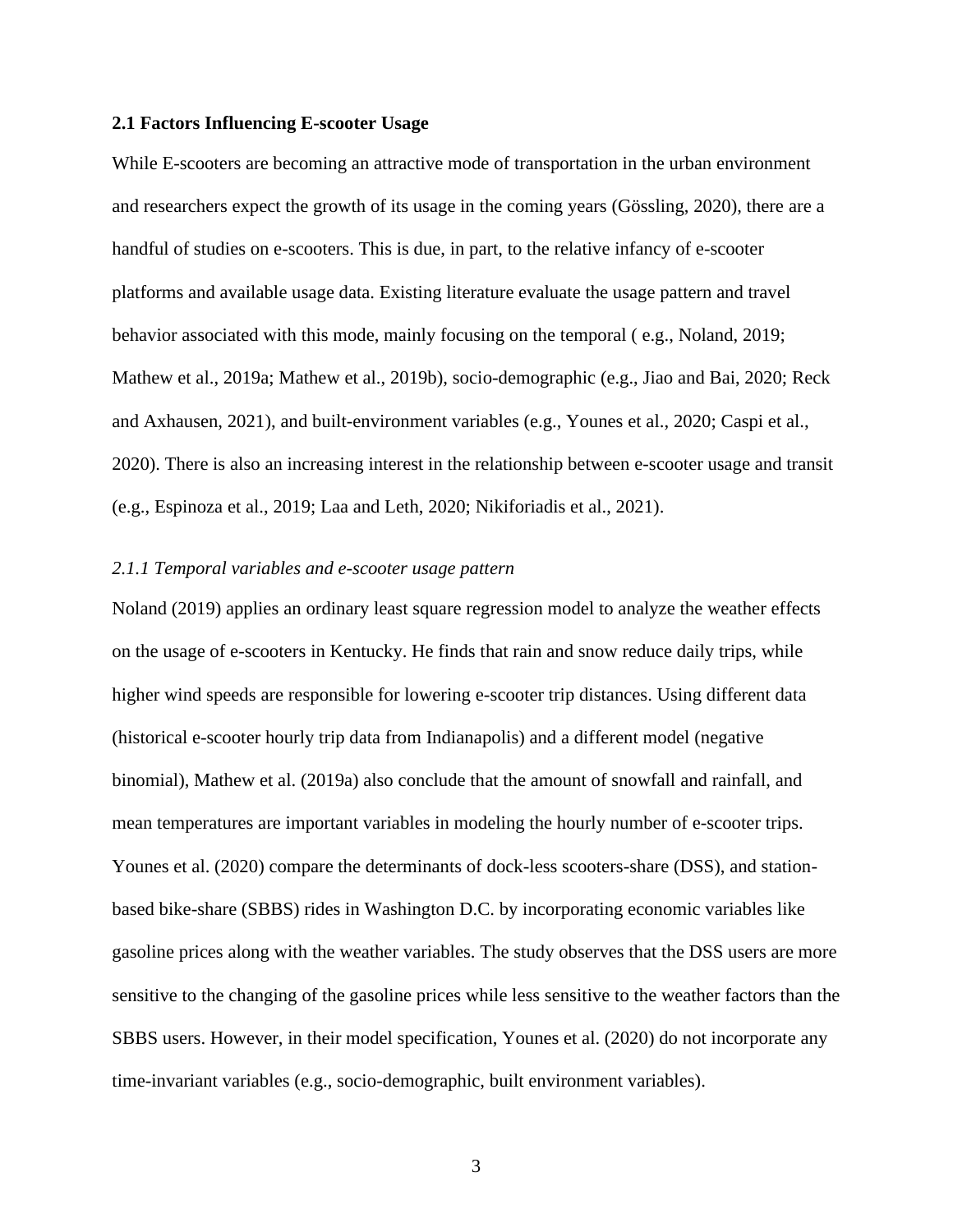### 2.1 Factors Influencing E-scooter Usage

While E-scooters are becoming an attractive mode of transportation in the urban environment and researchers expect the growth of its usage in the coming years (Gössling, 2020), there are a handful of studies on e-scooters. This is due, in part, to the relative infancy of e-scooter platforms and available usage data. Existing literature evaluate the usage pattern and travel behavior associated with this mode, mainly focusing on the temporal ( e.g., Noland, 2019; Mathew et al., 2019a; Mathew et al., 2019b), socio-demographic (e.g., Jiao and Bai, 2020; Reck and Axhausen, 2021), and built-environment variables (e.g., Younes et al., 2020; Caspi et al., 2020). There is also an increasing interest in the relationship between e-scooter usage and transit (e.g., Espinoza et al., 2019; Laa and Leth, 2020; Nikiforiadis et al., 2021).

#### *2.1.1 Temporal variables and e-scooter usage pattern*

Noland (2019) applies an ordinary least square regression model to analyze the weather effects on the usage of e-scooters in Kentucky. He finds that rain and snow reduce daily trips, while higher wind speeds are responsible for lowering e-scooter trip distances. Using different data (historical e-scooter hourly trip data from Indianapolis) and a different model (negative binomial), Mathew et al. (2019a) also conclude that the amount of snowfall and rainfall, and mean temperatures are important variables in modeling the hourly number of e-scooter trips. Younes et al. (2020) compare the determinants of dock-less scooters-share (DSS), and station-based bike-share (SBBS) rides in Washington D.C. by incorporating economic variables like gasoline prices along with the weather variables. The study observes that the DSS users are more sensitive to the changing of the gasoline prices while less sensitive to the weather factors than the SBBS users. However, in their model specification, Younes et al. (2020) do not incorporate any time-invariant variables (e.g., socio-demographic, built environment variables).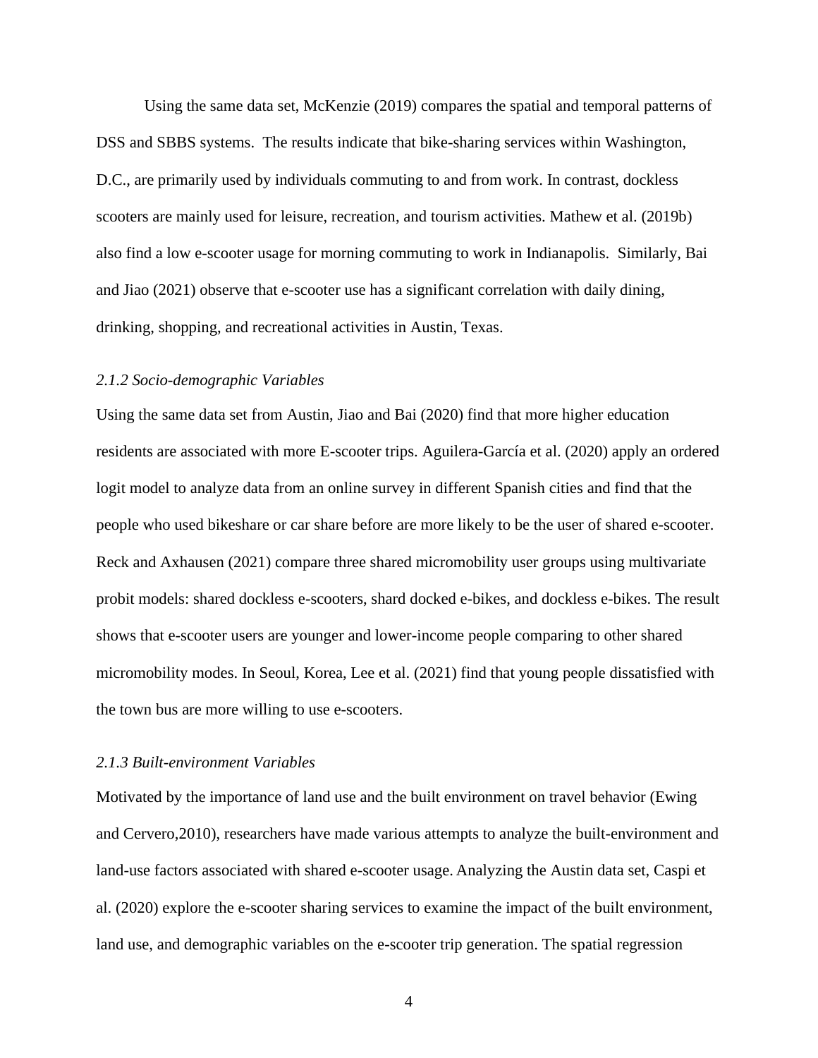Using the same data set, McKenzie (2019) compares the spatial and temporal patterns of DSS and SBBS systems. The results indicate that bike-sharing services within Washington, D.C., are primarily used by individuals commuting to and from work. In contrast, dockless scooters are mainly used for leisure, recreation, and tourism activities. Mathew et al. (2019b) also find a low e-scooter usage for morning commuting to work in Indianapolis. Similarly, Bai and Jiao (2021) observe that e-scooter use has a significant correlation with daily dining, drinking, shopping, and recreational activities in Austin, Texas.

### *2.1.2 Socio-demographic Variables*

Using the same data set from Austin, Jiao and Bai (2020) find that more higher education residents are associated with more E-scooter trips. Aguilera-García et al. (2020) apply an ordered logit model to analyze data from an online survey in different Spanish cities and find that the people who used bikeshare or car share before are more likely to be the user of shared e-scooter. Reck and Axhausen (2021) compare three shared micromobility user groups using multivariate probit models: shared dockless e-scooters, shard docked e-bikes, and dockless e-bikes. The result shows that e-scooter users are younger and lower-income people comparing to other shared micromobility modes. In Seoul, Korea, Lee et al. (2021) find that young people dissatisfied with the town bus are more willing to use e-scooters.

### *2.1.3 Built-environment Variables*

Motivated by the importance of land use and the built environment on travel behavior (Ewing and Cervero,2010), researchers have made various attempts to analyze the built-environment and land-use factors associated with shared e-scooter usage. Analyzing the Austin data set, Caspi et al. (2020) explore the e-scooter sharing services to examine the impact of the built environment, land use, and demographic variables on the e-scooter trip generation. The spatial regression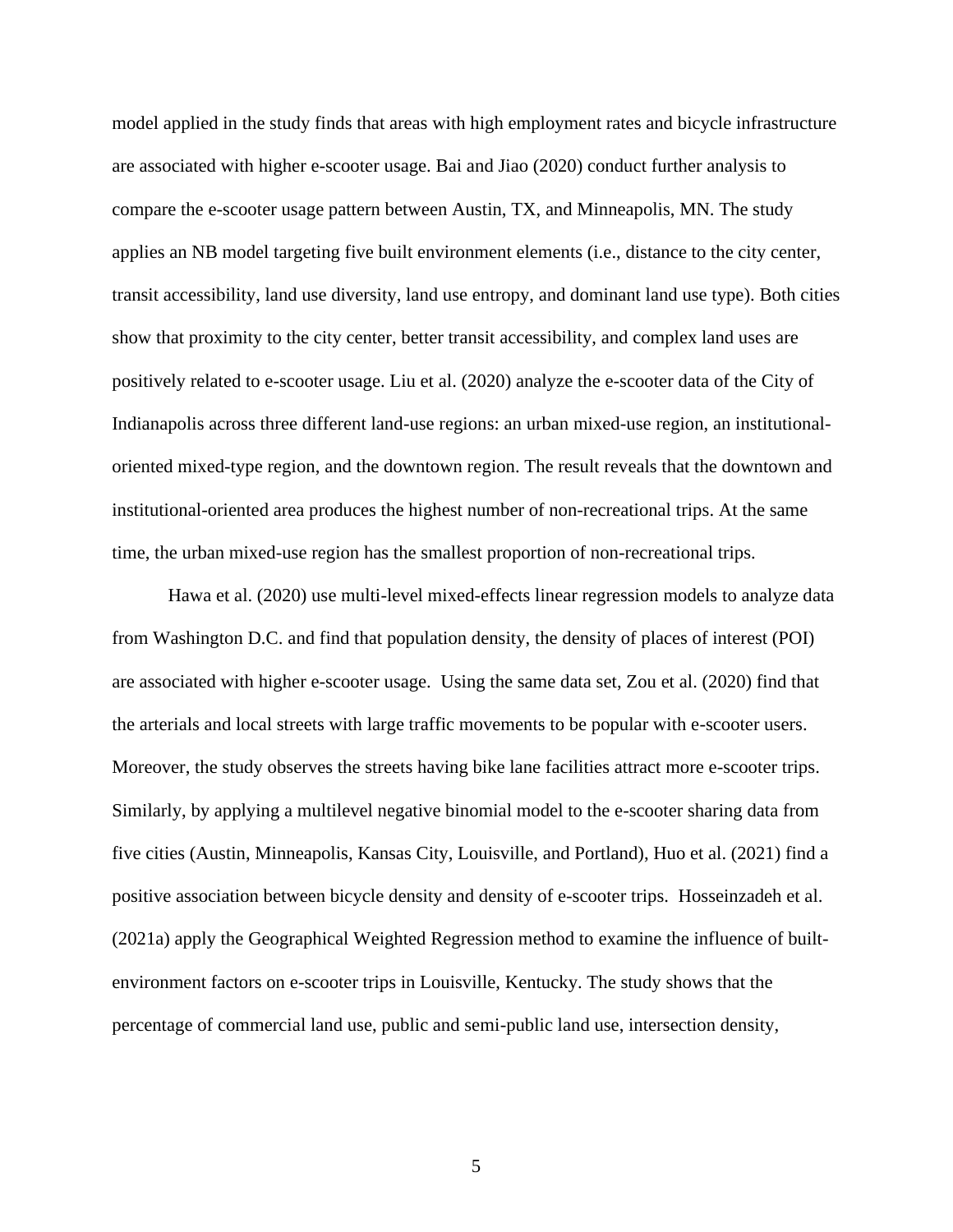model applied in the study finds that areas with high employment rates and bicycle infrastructure are associated with higher e-scooter usage. Bai and Jiao (2020) conduct further analysis to compare the e-scooter usage pattern between Austin, TX, and Minneapolis, MN. The study applies an NB model targeting five built environment elements (i.e., distance to the city center, transit accessibility, land use diversity, land use entropy, and dominant land use type). Both cities show that proximity to the city center, better transit accessibility, and complex land uses are positively related to e-scooter usage. Liu et al. (2020) analyze the e-scooter data of the City of Indianapolis across three different land-use regions: an urban mixed-use region, an institutional-oriented mixed-type region, and the downtown region. The result reveals that the downtown and institutional-oriented area produces the highest number of non-recreational trips. At the same time, the urban mixed-use region has the smallest proportion of non-recreational trips.

Hawa et al. (2020) use multi-level mixed-effects linear regression models to analyze data from Washington D.C. and find that population density, the density of places of interest (POI) are associated with higher e-scooter usage. Using the same data set, Zou et al. (2020) find that the arterials and local streets with large traffic movements to be popular with e-scooter users. Moreover, the study observes the streets having bike lane facilities attract more e-scooter trips. Similarly, by applying a multilevel negative binomial model to the e-scooter sharing data from five cities (Austin, Minneapolis, Kansas City, Louisville, and Portland), Huo et al. (2021) find a positive association between bicycle density and density of e-scooter trips. Hosseinzadeh et al. (2021a) apply the Geographical Weighted Regression method to examine the influence of built-environment factors on e-scooter trips in Louisville, Kentucky. The study shows that the percentage of commercial land use, public and semi-public land use, intersection density,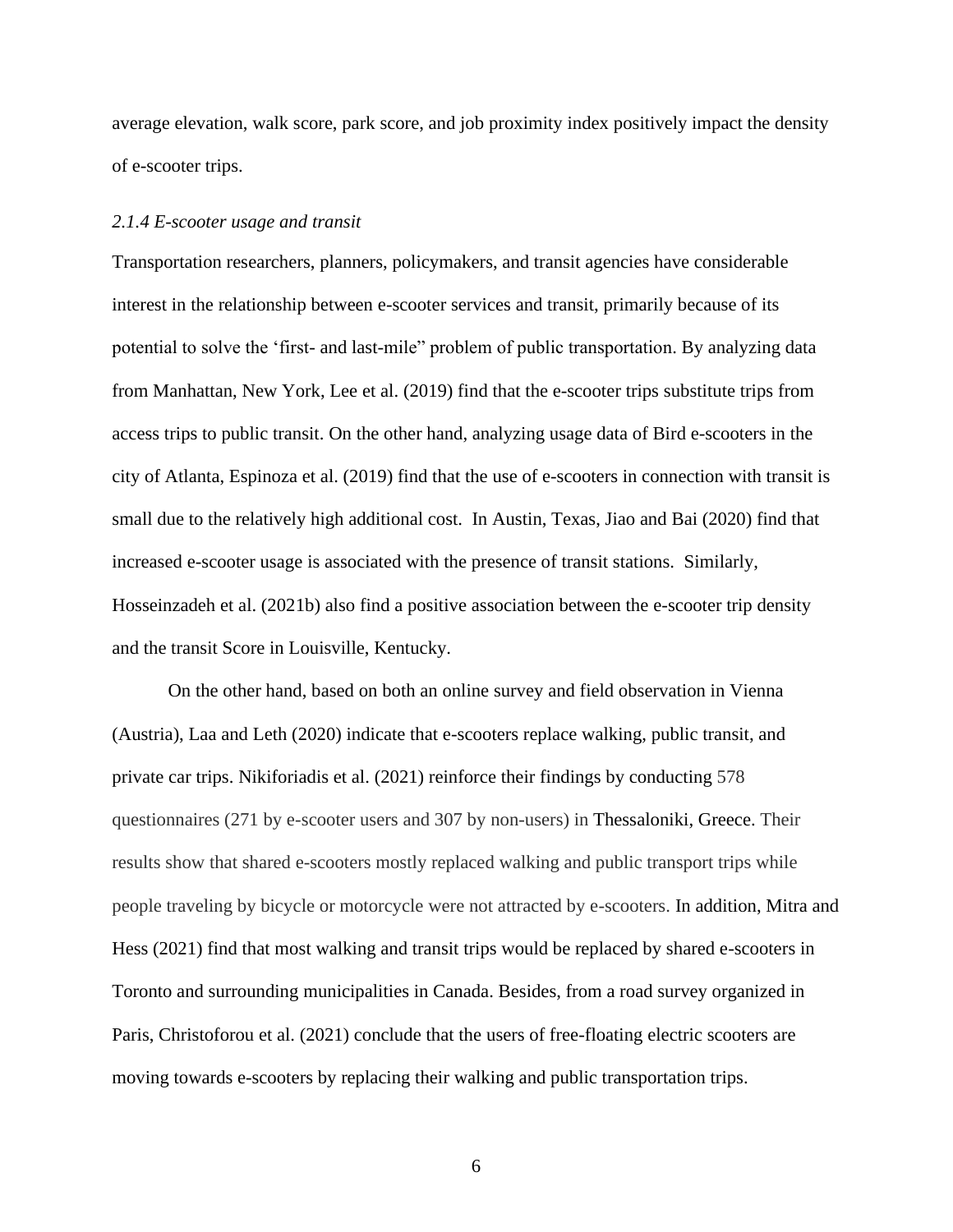average elevation, walk score, park score, and job proximity index positively impact the density of e-scooter trips.

### *2.1.4 E-scooter usage and transit*

Transportation researchers, planners, policymakers, and transit agencies have considerable interest in the relationship between e-scooter services and transit, primarily because of its potential to solve the 'first- and last-mile" problem of public transportation. By analyzing data from Manhattan, New York, Lee et al. (2019) find that the e-scooter trips substitute trips from access trips to public transit. On the other hand, analyzing usage data of Bird e-scooters in the city of Atlanta, Espinoza et al. (2019) find that the use of e-scooters in connection with transit is small due to the relatively high additional cost. In Austin, Texas, Jiao and Bai (2020) find that increased e-scooter usage is associated with the presence of transit stations. Similarly, Hosseinzadeh et al. (2021b) also find a positive association between the e-scooter trip density and the transit Score in Louisville, Kentucky.

On the other hand, based on both an online survey and field observation in Vienna (Austria), Laa and Leth (2020) indicate that e-scooters replace walking, public transit, and private car trips. Nikiforiadis et al. (2021) reinforce their findings by conducting 578 questionnaires (271 by e-scooter users and 307 by non-users) in Thessaloniki, Greece. Their results show that shared e-scooters mostly replaced walking and public transport trips while people traveling by bicycle or motorcycle were not attracted by e-scooters. In addition, Mitra and Hess (2021) find that most walking and transit trips would be replaced by shared e-scooters in Toronto and surrounding municipalities in Canada. Besides, from a road survey organized in Paris, Christoforou et al. (2021) conclude that the users of free-floating electric scooters are moving towards e-scooters by replacing their walking and public transportation trips.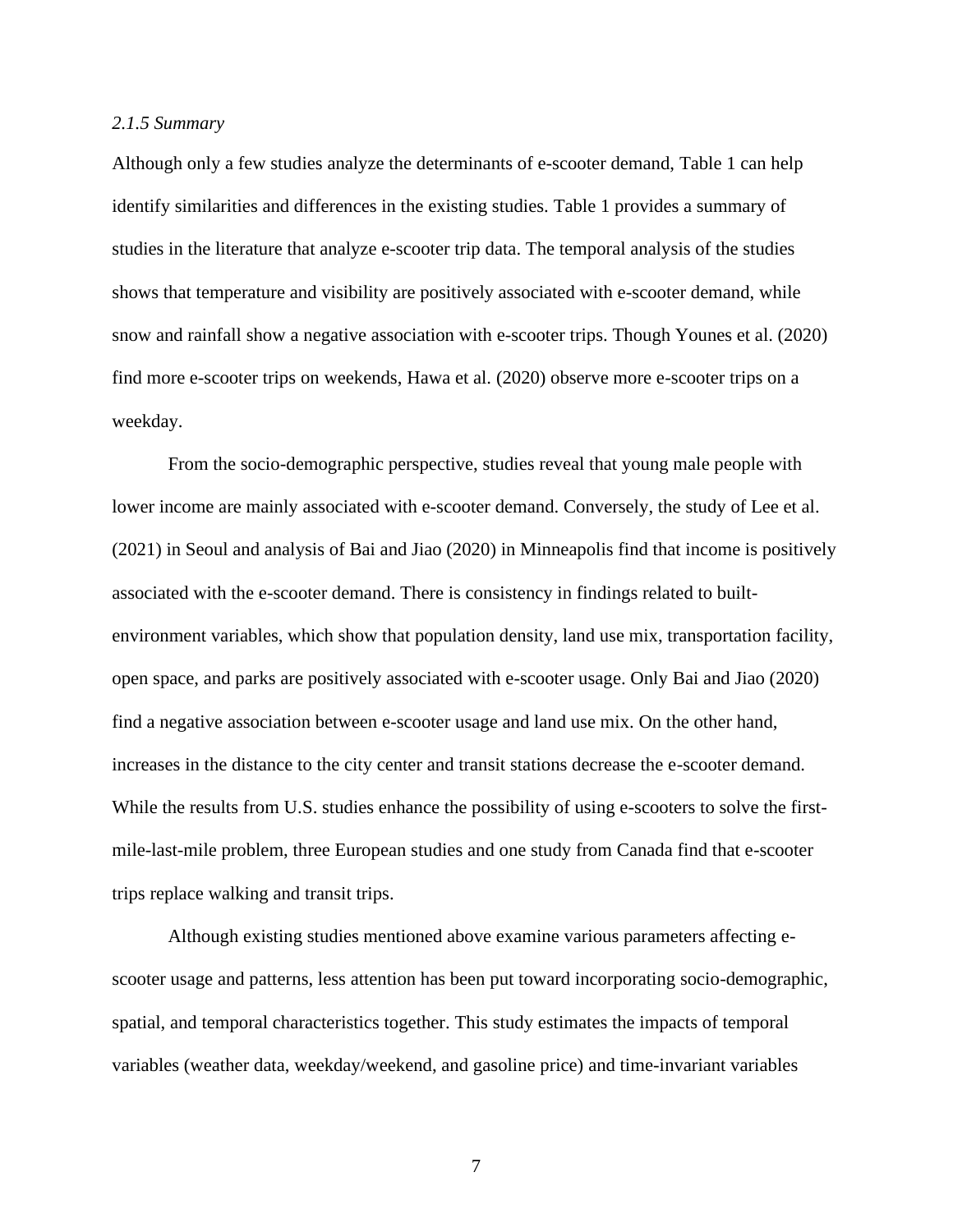*2.1.5 Summary*

Although only a few studies analyze the determinants of e-scooter demand, Table 1 can help identify similarities and differences in the existing studies. Table 1 provides a summary of studies in the literature that analyze e-scooter trip data. The temporal analysis of the studies shows that temperature and visibility are positively associated with e-scooter demand, while snow and rainfall show a negative association with e-scooter trips. Though Younes et al. (2020) find more e-scooter trips on weekends, Hawa et al. (2020) observe more e-scooter trips on a weekday.

From the socio-demographic perspective, studies reveal that young male people with lower income are mainly associated with e-scooter demand. Conversely, the study of Lee et al. (2021) in Seoul and analysis of Bai and Jiao (2020) in Minneapolis find that income is positively associated with the e-scooter demand. There is consistency in findings related to built-environment variables, which show that population density, land use mix, transportation facility, open space, and parks are positively associated with e-scooter usage. Only Bai and Jiao (2020) find a negative association between e-scooter usage and land use mix. On the other hand, increases in the distance to the city center and transit stations decrease the e-scooter demand. While the results from U.S. studies enhance the possibility of using e-scooters to solve the first-mile-last-mile problem, three European studies and one study from Canada find that e-scooter trips replace walking and transit trips.

Although existing studies mentioned above examine various parameters affecting e-scooter usage and patterns, less attention has been put toward incorporating socio-demographic, spatial, and temporal characteristics together. This study estimates the impacts of temporal variables (weather data, weekday/weekend, and gasoline price) and time-invariant variables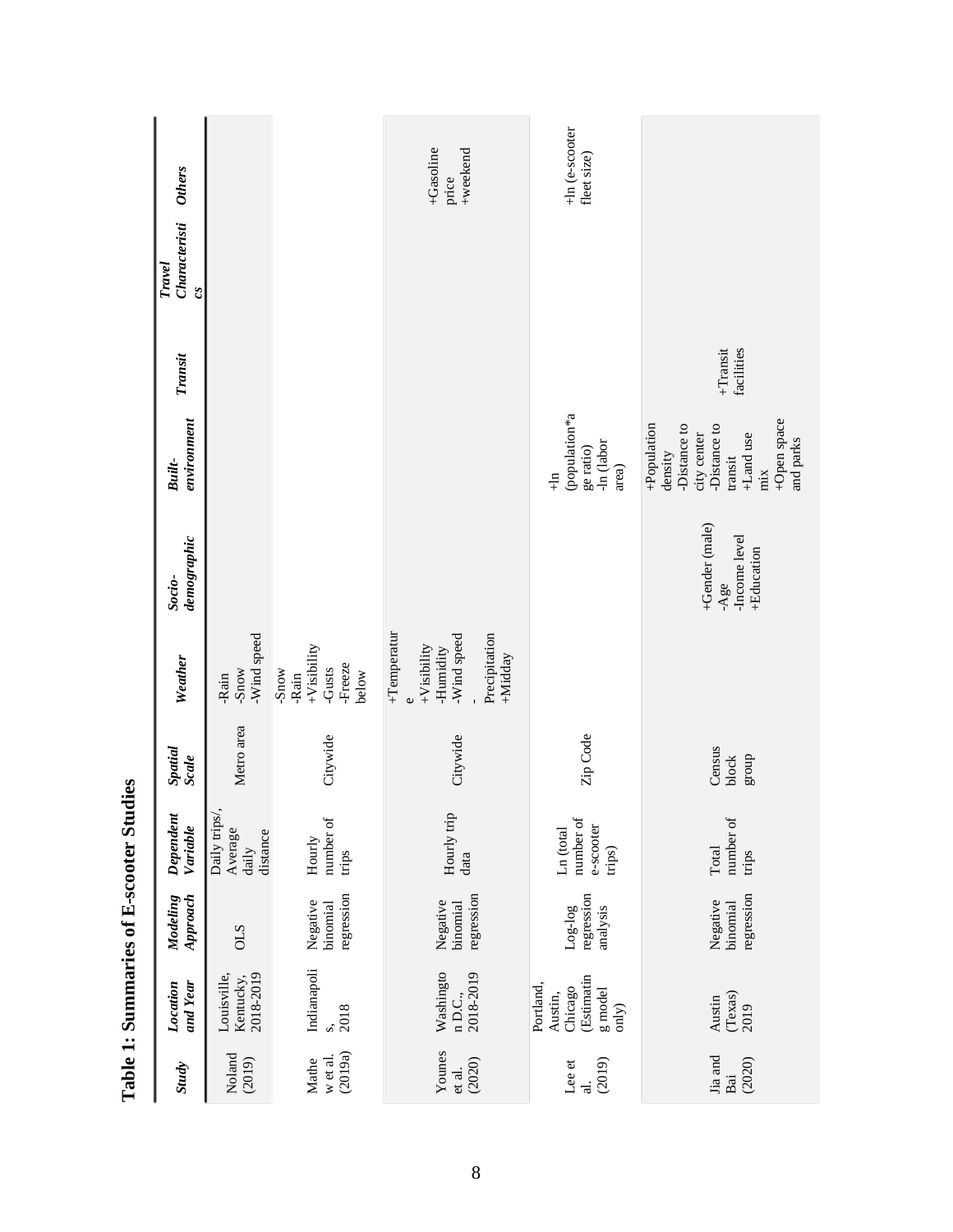**Table 1: Summaries of E-scooter Studies**

| Study | Location and Year | Modeling Approach | Dependent Variable | Spatial Scale | Weather | Socio-demographic | Built-environment | Transit | Travel Characteristics | Others |
|---|---|---|---|---|---|---|---|---|---|---|
| Noland (2019) | Louisville, Kentucky, 2018-2019 | OLS | Daily trips/, Average daily distance | Metro area | -Rain<br>-Snow<br>-Wind speed | | | | | |
| Mathew et al. (2019a) | Indianapolis, 2018 | Negative binomial regression | Hourly number of trips | Citywide | -Snow<br>-Rain<br>+Visibility<br>-Gusts<br>-Freeze below | | | | | |
| Younes et al. (2020) | Washington D.C., 2018-2019 | Negative binomial regression | Hourly trip data | Citywide | +Temperature<br>+Visibility<br>-Humidity<br>-Wind speed<br>-Precipitation<br>+Midday | | | | | +Gasoline price<br>+weekend |
| Lee et al. (2019) | Portland, Austin, Chicago (Estimating model only) | Log-log regression analysis | Ln (total number of e-scooter trips) | Zip Code | | | +ln (population*age ratio)<br>-ln (labor area) | | | +ln (e-scooter fleet size) |
| Jia and Bai (2020) | Austin (Texas) 2019 | Negative binomial regression | Total number of trips | Census block group | | +Gender (male)<br>-Age<br>-Income level<br>+Education | +Population density<br>-Distance to city center<br>-Distance to transit<br>+Land use mix<br>+Open space and parks | +Transit facilities | | |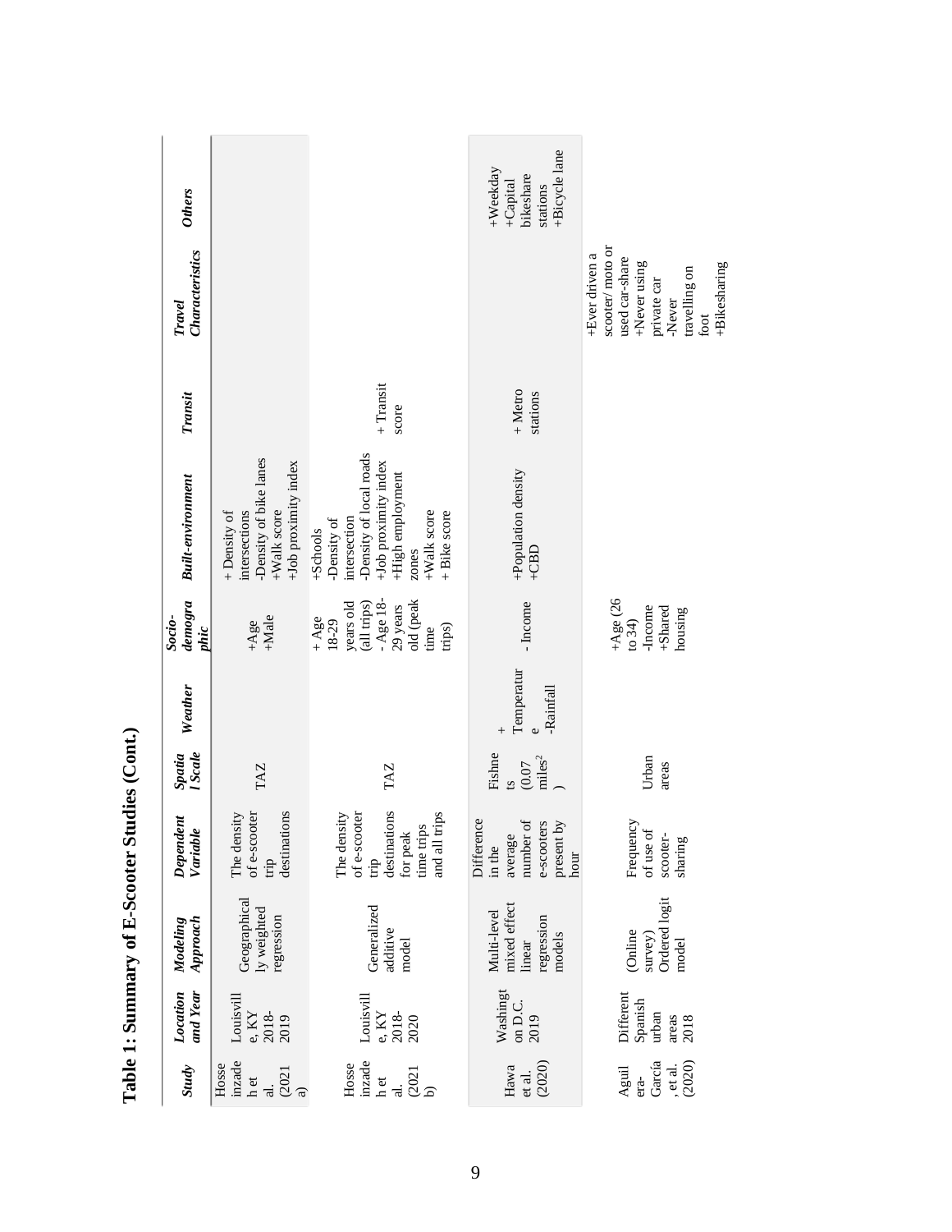# Table 1: Summary of E-Scooter Studies (Cont.)

| *Study* | *Location and Year* | *Modeling Approach* | *Dependent Variable* | *Spatial Scale* | *Weather* | *Socio-demographic* | *Built-environment* | *Transit* | *Travel Characteristics* | *Others* |
|---|---|---|---|---|---|---|---|---|---|---|
| Hosseinzadeh et al. (2021 a) | Louisville, KY 2018-2019 | Geographically weighted regression | The density of e-scooter trip destinations | TAZ | | +Age +Male | + Density of intersections -Density of bike lanes +Walk score +Job proximity index | | | |
| Hosseinzadeh et al. (2021 b) | Louisville, KY 2018-2020 | Generalized additive model | The density of e-scooter trip destinations for peak time trips and all trips | TAZ | | + Age 18-29 years old (all trips) - Age 18-29 years old (peak time trips) | +Schools -Density of intersection -Density of local roads +Job proximity index +High employment zones +Walk score + Bike score | + Transit score | | |
| Hawa et al. (2020) | Washington D.C. 2019 | Multi-level mixed effect linear regression models | Difference in the average number of e-scooters present by hour | Fishnets (0.07 miles$^2$) | + Temperature -Rainfall | - Income | +Population density +CBD | + Metro stations | | +Weekday +Capital bikeshare stations +Bicycle lane |
| Aguilera-García, et al. (2020) | Different Spanish urban areas 2018 | (Online survey) Ordered logit model | Frequency of use of scooter-sharing | Urban areas | | +Age (26 to 34) -Income +Shared housing | | | +Ever driven a scooter/ moto or used car-share +Never using private car -Never travelling on foot +Bikesharing | |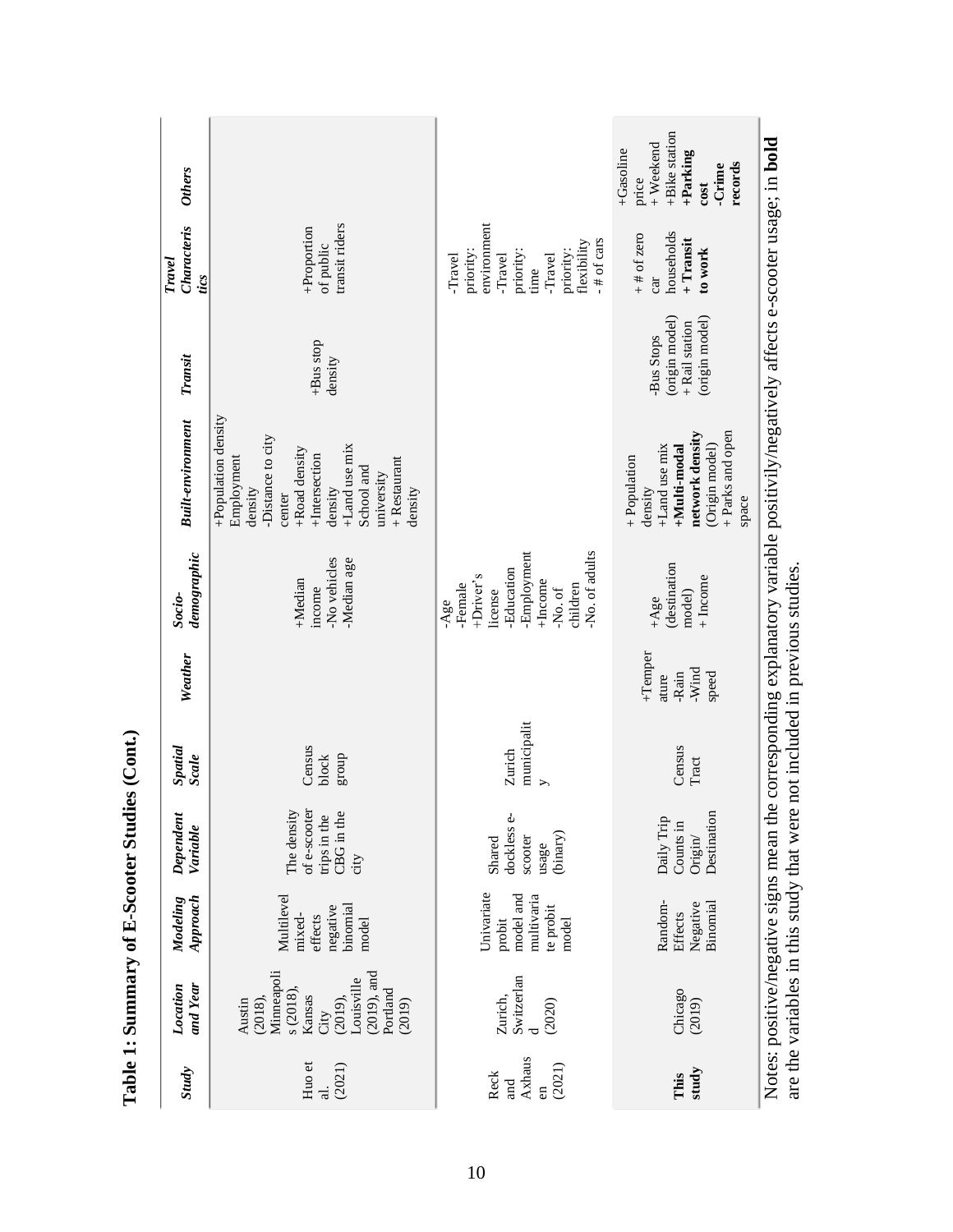**Table 1: Summary of E-Scooter Studies (Cont.)**

| *Study* | *Location and Year* | *Modeling Approach* | *Dependent Variable* | *Spatial Scale* | *Weather* | *Socio-demographic* | *Built-environment* | *Transit* | *Travel Characteristics* | *Others* |
|---|---|---|---|---|---|---|---|---|---|---|
| Huo et al. (2021) | Austin (2018), Minneapolis (2018), Kansas City (2019), Louisville (2019), and Portland (2019) | Multilevel mixed-effects negative binomial model | The density of e-scooter trips in the CBG in the city | Census block group | | +Median income<br>-No vehicles<br>-Median age | +Population density<br>Employment density<br>-Distance to city center<br>+Road density<br>+Intersection density<br>+Land use mix<br>School and university<br>+ Restaurant density | +Bus stop density | +Proportion of public transit riders | |
| Reck and Axhausen (2021) | Zurich, Switzerland (2020) | Univariate probit model and multivariate probit model | Shared dockless e-scooter usage (binary) | Zurich municipality | | -Age<br>-Female<br>+Driver's license<br>-Education<br>-Employment<br>+Income<br>-No. of children<br>-No. of adults | | | -Travel priority: environment<br>-Travel priority: time<br>-Travel priority: flexibility<br>- # of cars | |
| **This study** | Chicago (2019) | Random-Effects Negative Binomial | Daily Trip Counts in Origin/ Destination | Census Tract | +Temperature<br>-Rain<br>-Wind speed | +Age (destination model)<br>+ Income | + Population density<br>+Land use mix<br>**+Multi-modal network density** (Origin model)<br>+ Parks and open space | -Bus Stops (origin model)<br>+ Rail station (origin model) | + # of zero car households<br>**+ Transit to work** | +Gasoline price<br>+ Weekend<br>+Bike station<br>**+Parking cost**<br>**-Crime records** |

Notes: positive/negative signs mean the corresponding explanatory variable positivily/negatively affects e-scooter usage; in **bold** are the variables in this study that were not included in previous studies.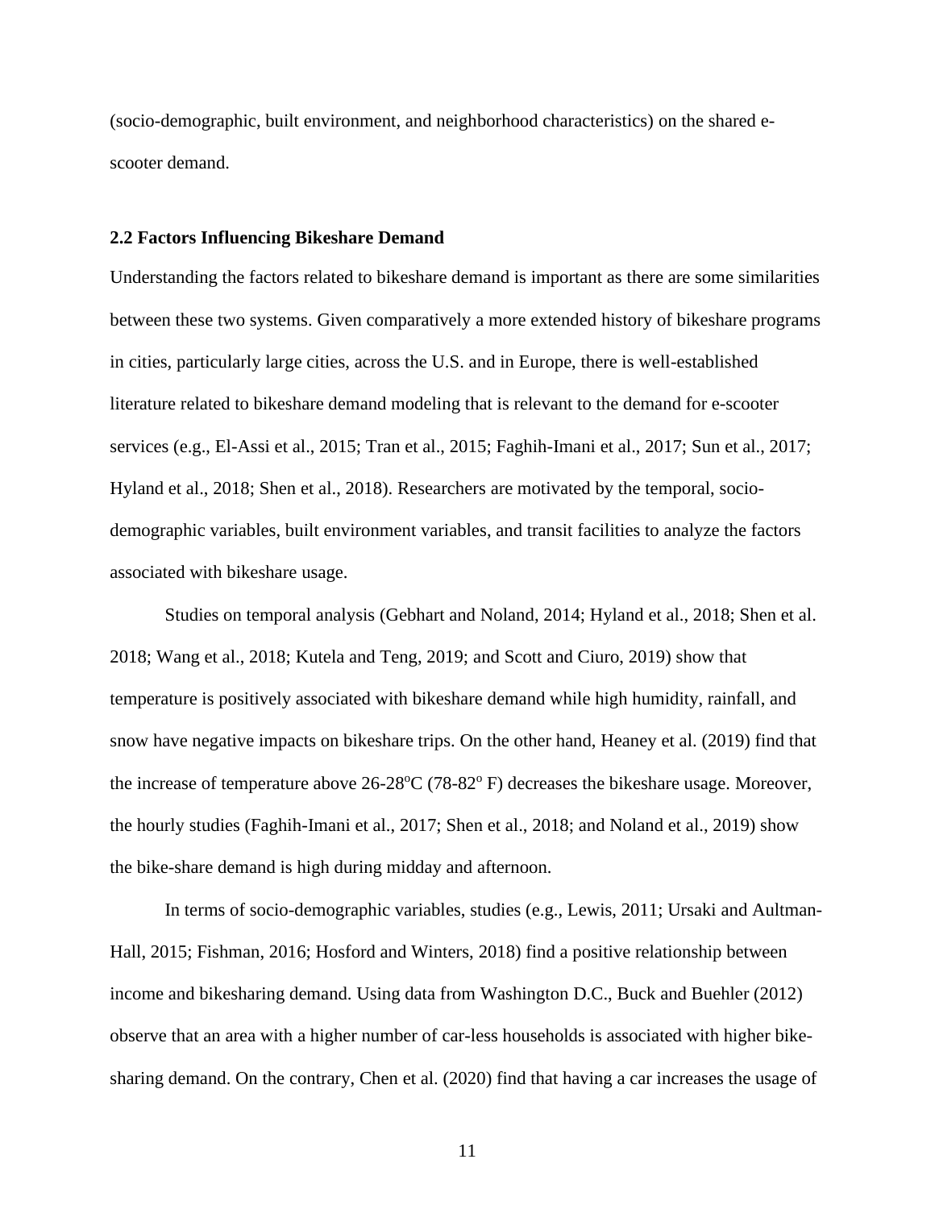(socio-demographic, built environment, and neighborhood characteristics) on the shared e-scooter demand.

### 2.2 Factors Influencing Bikeshare Demand

Understanding the factors related to bikeshare demand is important as there are some similarities between these two systems. Given comparatively a more extended history of bikeshare programs in cities, particularly large cities, across the U.S. and in Europe, there is well-established literature related to bikeshare demand modeling that is relevant to the demand for e-scooter services (e.g., El-Assi et al., 2015; Tran et al., 2015; Faghih-Imani et al., 2017; Sun et al., 2017; Hyland et al., 2018; Shen et al., 2018). Researchers are motivated by the temporal, socio-demographic variables, built environment variables, and transit facilities to analyze the factors associated with bikeshare usage.

Studies on temporal analysis (Gebhart and Noland, 2014; Hyland et al., 2018; Shen et al. 2018; Wang et al., 2018; Kutela and Teng, 2019; and Scott and Ciuro, 2019) show that temperature is positively associated with bikeshare demand while high humidity, rainfall, and snow have negative impacts on bikeshare trips. On the other hand, Heaney et al. (2019) find that the increase of temperature above 26-28$^{o}$C (78-82$^{o}$ F) decreases the bikeshare usage. Moreover, the hourly studies (Faghih-Imani et al., 2017; Shen et al., 2018; and Noland et al., 2019) show the bike-share demand is high during midday and afternoon.

In terms of socio-demographic variables, studies (e.g., Lewis, 2011; Ursaki and Aultman-Hall, 2015; Fishman, 2016; Hosford and Winters, 2018) find a positive relationship between income and bikesharing demand. Using data from Washington D.C., Buck and Buehler (2012) observe that an area with a higher number of car-less households is associated with higher bike-sharing demand. On the contrary, Chen et al. (2020) find that having a car increases the usage of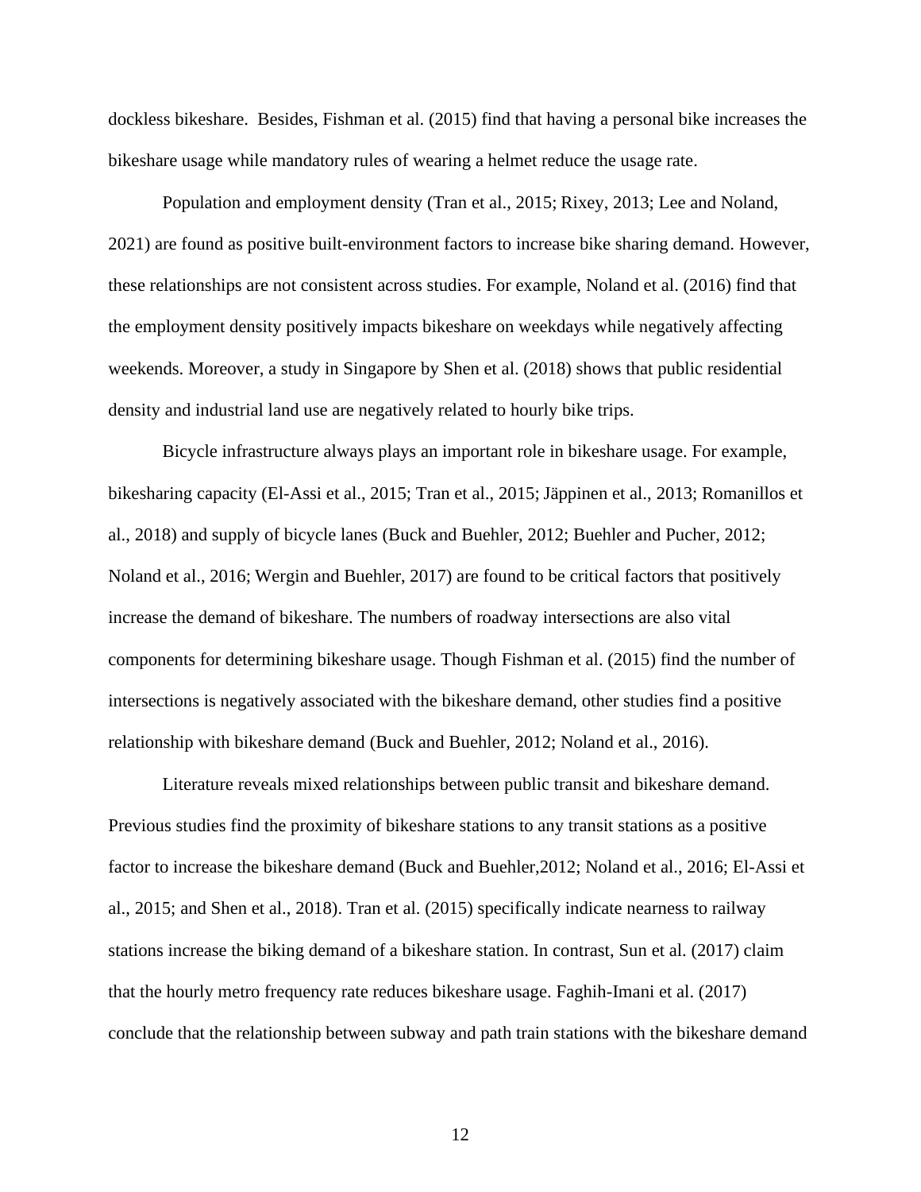dockless bikeshare. Besides, Fishman et al. (2015) find that having a personal bike increases the bikeshare usage while mandatory rules of wearing a helmet reduce the usage rate.

Population and employment density (Tran et al., 2015; Rixey, 2013; Lee and Noland, 2021) are found as positive built-environment factors to increase bike sharing demand. However, these relationships are not consistent across studies. For example, Noland et al. (2016) find that the employment density positively impacts bikeshare on weekdays while negatively affecting weekends. Moreover, a study in Singapore by Shen et al. (2018) shows that public residential density and industrial land use are negatively related to hourly bike trips.

Bicycle infrastructure always plays an important role in bikeshare usage. For example, bikesharing capacity (El-Assi et al., 2015; Tran et al., 2015; Jäppinen et al., 2013; Romanillos et al., 2018) and supply of bicycle lanes (Buck and Buehler, 2012; Buehler and Pucher, 2012; Noland et al., 2016; Wergin and Buehler, 2017) are found to be critical factors that positively increase the demand of bikeshare. The numbers of roadway intersections are also vital components for determining bikeshare usage. Though Fishman et al. (2015) find the number of intersections is negatively associated with the bikeshare demand, other studies find a positive relationship with bikeshare demand (Buck and Buehler, 2012; Noland et al., 2016).

Literature reveals mixed relationships between public transit and bikeshare demand. Previous studies find the proximity of bikeshare stations to any transit stations as a positive factor to increase the bikeshare demand (Buck and Buehler,2012; Noland et al., 2016; El-Assi et al., 2015; and Shen et al., 2018). Tran et al. (2015) specifically indicate nearness to railway stations increase the biking demand of a bikeshare station. In contrast, Sun et al. (2017) claim that the hourly metro frequency rate reduces bikeshare usage. Faghih-Imani et al. (2017) conclude that the relationship between subway and path train stations with the bikeshare demand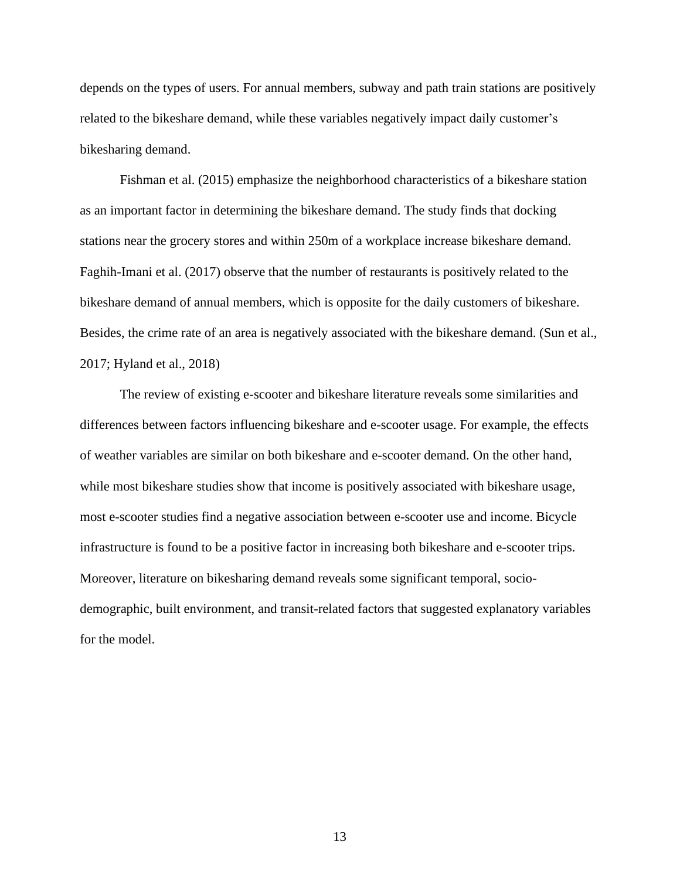depends on the types of users. For annual members, subway and path train stations are positively related to the bikeshare demand, while these variables negatively impact daily customer's bikesharing demand.

Fishman et al. (2015) emphasize the neighborhood characteristics of a bikeshare station as an important factor in determining the bikeshare demand. The study finds that docking stations near the grocery stores and within 250m of a workplace increase bikeshare demand. Faghih-Imani et al. (2017) observe that the number of restaurants is positively related to the bikeshare demand of annual members, which is opposite for the daily customers of bikeshare. Besides, the crime rate of an area is negatively associated with the bikeshare demand. (Sun et al., 2017; Hyland et al., 2018)

The review of existing e-scooter and bikeshare literature reveals some similarities and differences between factors influencing bikeshare and e-scooter usage. For example, the effects of weather variables are similar on both bikeshare and e-scooter demand. On the other hand, while most bikeshare studies show that income is positively associated with bikeshare usage, most e-scooter studies find a negative association between e-scooter use and income. Bicycle infrastructure is found to be a positive factor in increasing both bikeshare and e-scooter trips. Moreover, literature on bikesharing demand reveals some significant temporal, socio-demographic, built environment, and transit-related factors that suggested explanatory variables for the model.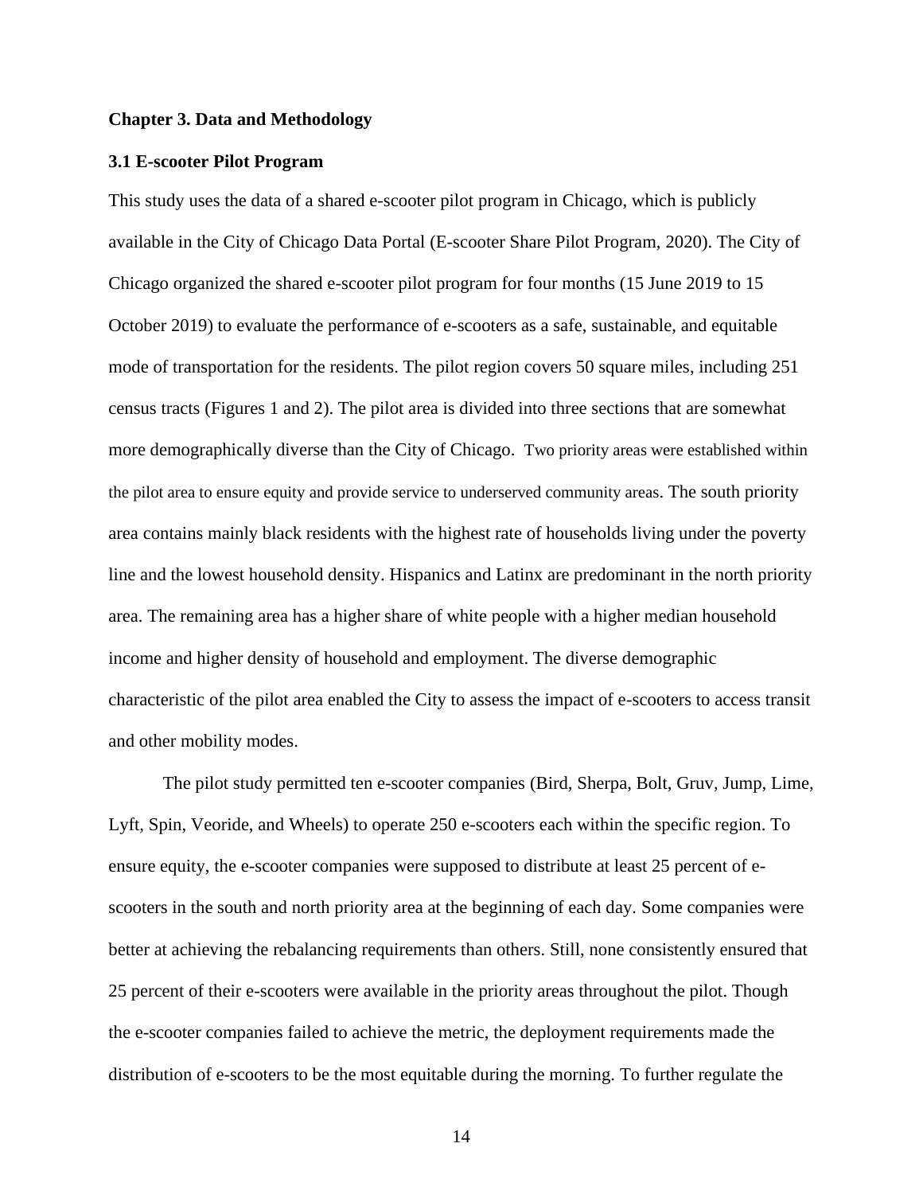## Chapter 3. Data and Methodology

### 3.1 E-scooter Pilot Program

This study uses the data of a shared e-scooter pilot program in Chicago, which is publicly available in the City of Chicago Data Portal (E-scooter Share Pilot Program, 2020). The City of Chicago organized the shared e-scooter pilot program for four months (15 June 2019 to 15 October 2019) to evaluate the performance of e-scooters as a safe, sustainable, and equitable mode of transportation for the residents. The pilot region covers 50 square miles, including 251 census tracts (Figures 1 and 2). The pilot area is divided into three sections that are somewhat more demographically diverse than the City of Chicago. Two priority areas were established within the pilot area to ensure equity and provide service to underserved community areas. The south priority area contains mainly black residents with the highest rate of households living under the poverty line and the lowest household density. Hispanics and Latinx are predominant in the north priority area. The remaining area has a higher share of white people with a higher median household income and higher density of household and employment. The diverse demographic characteristic of the pilot area enabled the City to assess the impact of e-scooters to access transit and other mobility modes.

The pilot study permitted ten e-scooter companies (Bird, Sherpa, Bolt, Gruv, Jump, Lime, Lyft, Spin, Veoride, and Wheels) to operate 250 e-scooters each within the specific region. To ensure equity, the e-scooter companies were supposed to distribute at least 25 percent of e-scooters in the south and north priority area at the beginning of each day. Some companies were better at achieving the rebalancing requirements than others. Still, none consistently ensured that 25 percent of their e-scooters were available in the priority areas throughout the pilot. Though the e-scooter companies failed to achieve the metric, the deployment requirements made the distribution of e-scooters to be the most equitable during the morning. To further regulate the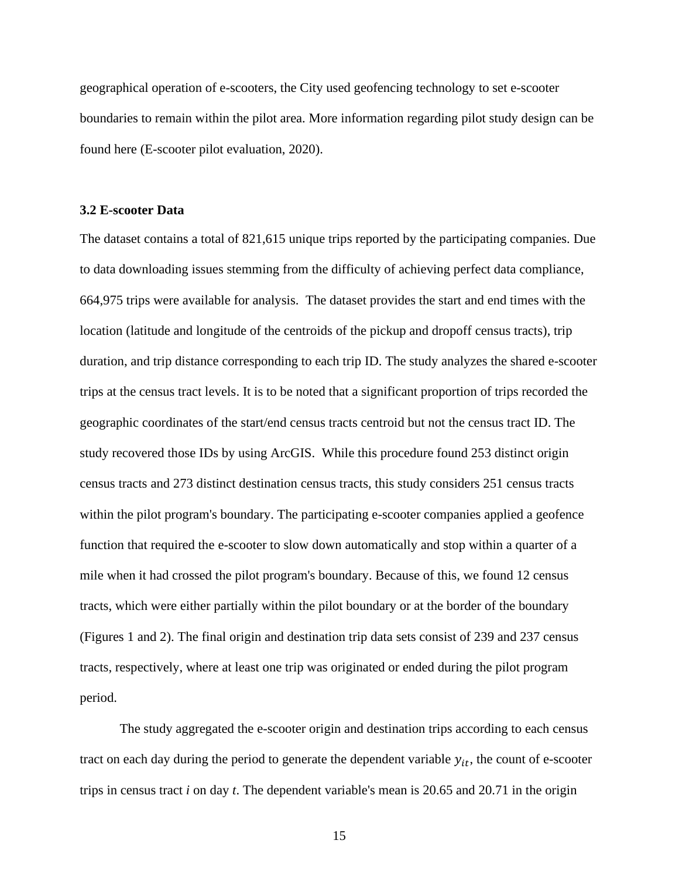geographical operation of e-scooters, the City used geofencing technology to set e-scooter boundaries to remain within the pilot area. More information regarding pilot study design can be found here (E-scooter pilot evaluation, 2020).

### 3.2 E-scooter Data

The dataset contains a total of 821,615 unique trips reported by the participating companies. Due to data downloading issues stemming from the difficulty of achieving perfect data compliance, 664,975 trips were available for analysis.  The dataset provides the start and end times with the location (latitude and longitude of the centroids of the pickup and dropoff census tracts), trip duration, and trip distance corresponding to each trip ID. The study analyzes the shared e-scooter trips at the census tract levels. It is to be noted that a significant proportion of trips recorded the geographic coordinates of the start/end census tracts centroid but not the census tract ID. The study recovered those IDs by using ArcGIS.  While this procedure found 253 distinct origin census tracts and 273 distinct destination census tracts, this study considers 251 census tracts within the pilot program's boundary. The participating e-scooter companies applied a geofence function that required the e-scooter to slow down automatically and stop within a quarter of a mile when it had crossed the pilot program's boundary. Because of this, we found 12 census tracts, which were either partially within the pilot boundary or at the border of the boundary (Figures 1 and 2). The final origin and destination trip data sets consist of 239 and 237 census tracts, respectively, where at least one trip was originated or ended during the pilot program period.

The study aggregated the e-scooter origin and destination trips according to each census tract on each day during the period to generate the dependent variable $y_{it}$, the count of e-scooter trips in census tract *i* on day *t*. The dependent variable's mean is 20.65 and 20.71 in the origin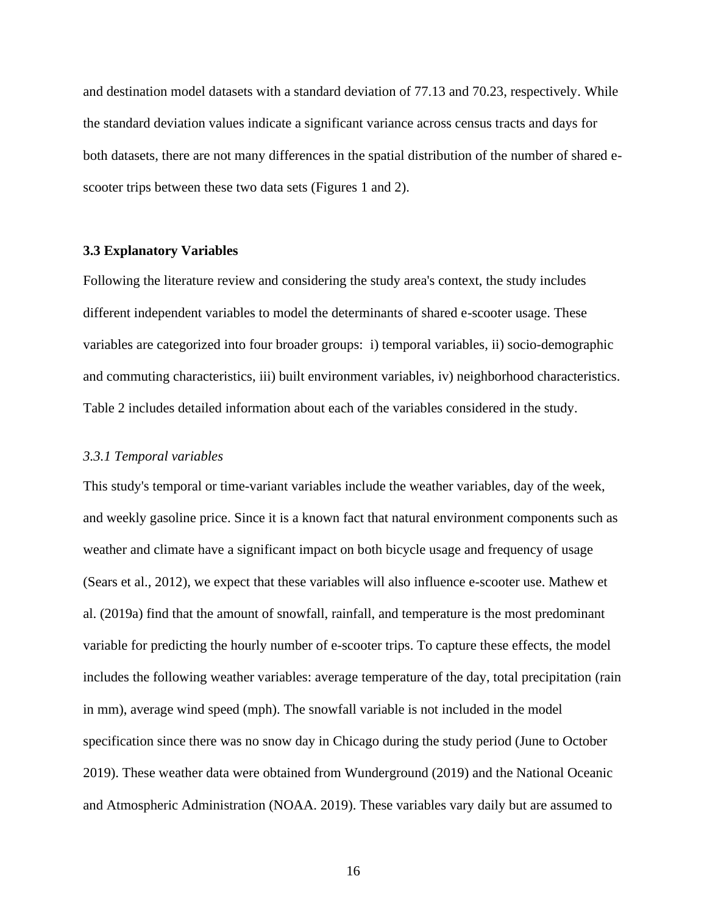and destination model datasets with a standard deviation of 77.13 and 70.23, respectively. While the standard deviation values indicate a significant variance across census tracts and days for both datasets, there are not many differences in the spatial distribution of the number of shared e-scooter trips between these two data sets (Figures 1 and 2).

### 3.3 Explanatory Variables

Following the literature review and considering the study area's context, the study includes different independent variables to model the determinants of shared e-scooter usage. These variables are categorized into four broader groups: i) temporal variables, ii) socio-demographic and commuting characteristics, iii) built environment variables, iv) neighborhood characteristics. Table 2 includes detailed information about each of the variables considered in the study.

#### *3.3.1 Temporal variables*

This study's temporal or time-variant variables include the weather variables, day of the week, and weekly gasoline price. Since it is a known fact that natural environment components such as weather and climate have a significant impact on both bicycle usage and frequency of usage (Sears et al., 2012), we expect that these variables will also influence e-scooter use. Mathew et al. (2019a) find that the amount of snowfall, rainfall, and temperature is the most predominant variable for predicting the hourly number of e-scooter trips. To capture these effects, the model includes the following weather variables: average temperature of the day, total precipitation (rain in mm), average wind speed (mph). The snowfall variable is not included in the model specification since there was no snow day in Chicago during the study period (June to October 2019). These weather data were obtained from Wunderground (2019) and the National Oceanic and Atmospheric Administration (NOAA. 2019). These variables vary daily but are assumed to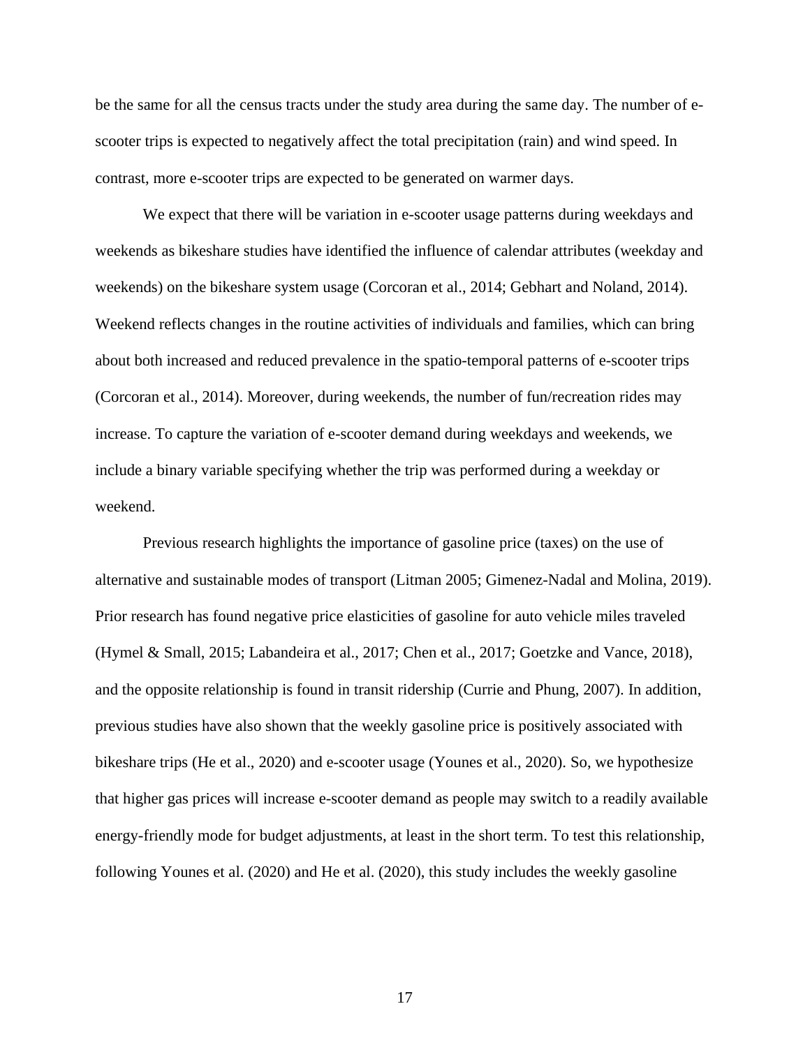be the same for all the census tracts under the study area during the same day. The number of e-scooter trips is expected to negatively affect the total precipitation (rain) and wind speed. In contrast, more e-scooter trips are expected to be generated on warmer days.

We expect that there will be variation in e-scooter usage patterns during weekdays and weekends as bikeshare studies have identified the influence of calendar attributes (weekday and weekends) on the bikeshare system usage (Corcoran et al., 2014; Gebhart and Noland, 2014). Weekend reflects changes in the routine activities of individuals and families, which can bring about both increased and reduced prevalence in the spatio-temporal patterns of e-scooter trips (Corcoran et al., 2014). Moreover, during weekends, the number of fun/recreation rides may increase. To capture the variation of e-scooter demand during weekdays and weekends, we include a binary variable specifying whether the trip was performed during a weekday or weekend.

Previous research highlights the importance of gasoline price (taxes) on the use of alternative and sustainable modes of transport (Litman 2005; Gimenez-Nadal and Molina, 2019). Prior research has found negative price elasticities of gasoline for auto vehicle miles traveled (Hymel & Small, 2015; Labandeira et al., 2017; Chen et al., 2017; Goetzke and Vance, 2018), and the opposite relationship is found in transit ridership (Currie and Phung, 2007). In addition, previous studies have also shown that the weekly gasoline price is positively associated with bikeshare trips (He et al., 2020) and e-scooter usage (Younes et al., 2020). So, we hypothesize that higher gas prices will increase e-scooter demand as people may switch to a readily available energy-friendly mode for budget adjustments, at least in the short term. To test this relationship, following Younes et al. (2020) and He et al. (2020), this study includes the weekly gasoline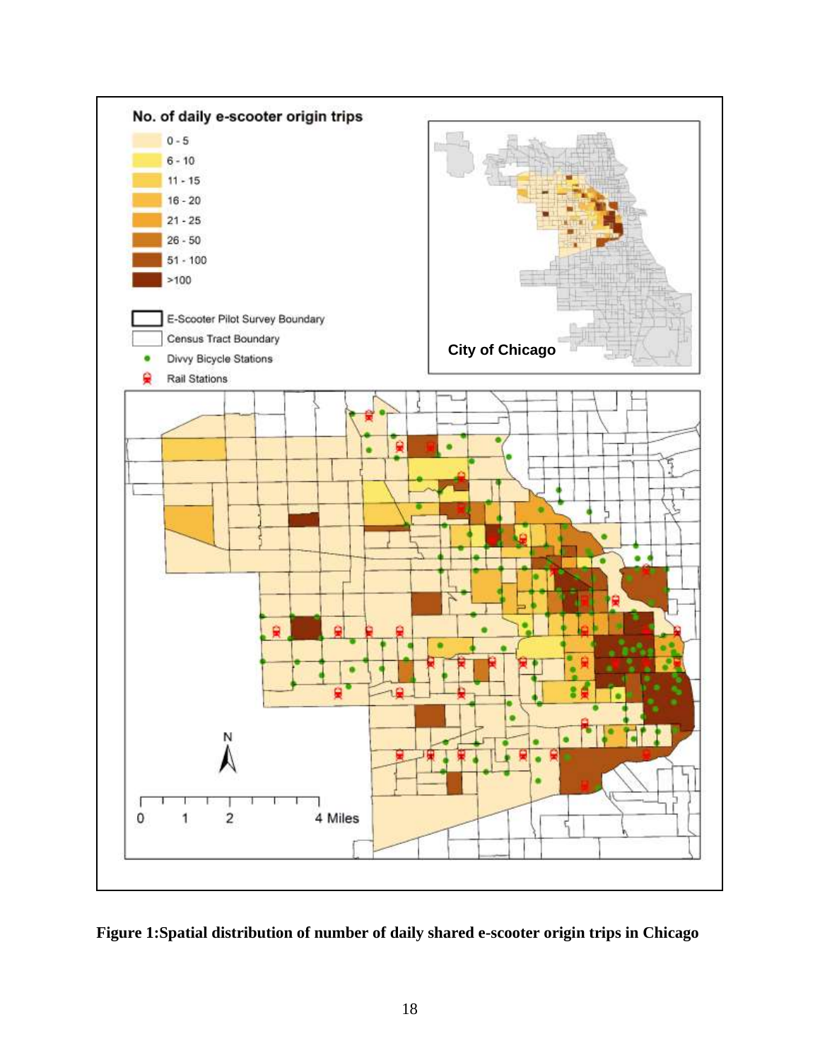**Figure 1:Spatial distribution of number of daily shared e-scooter origin trips in Chicago**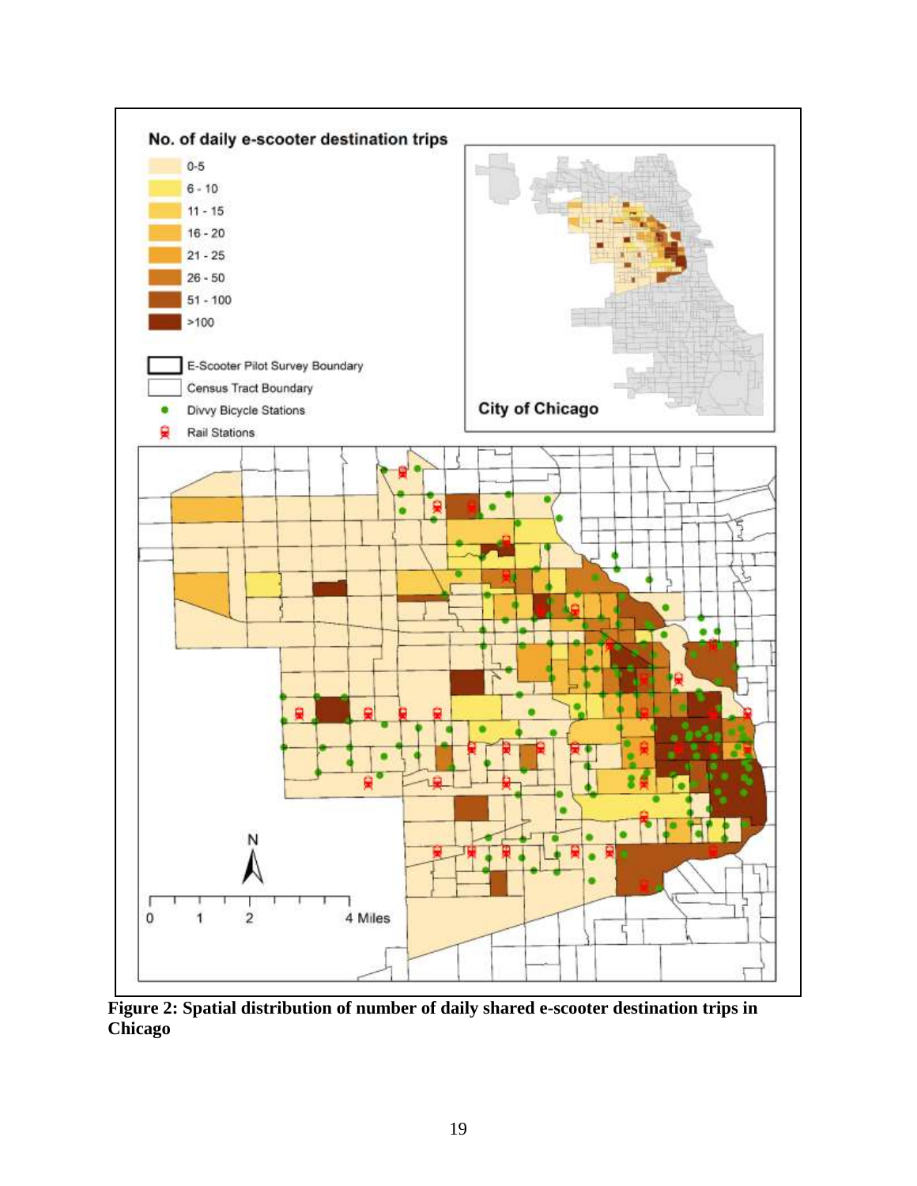**Figure 2: Spatial distribution of number of daily shared e-scooter destination trips in Chicago**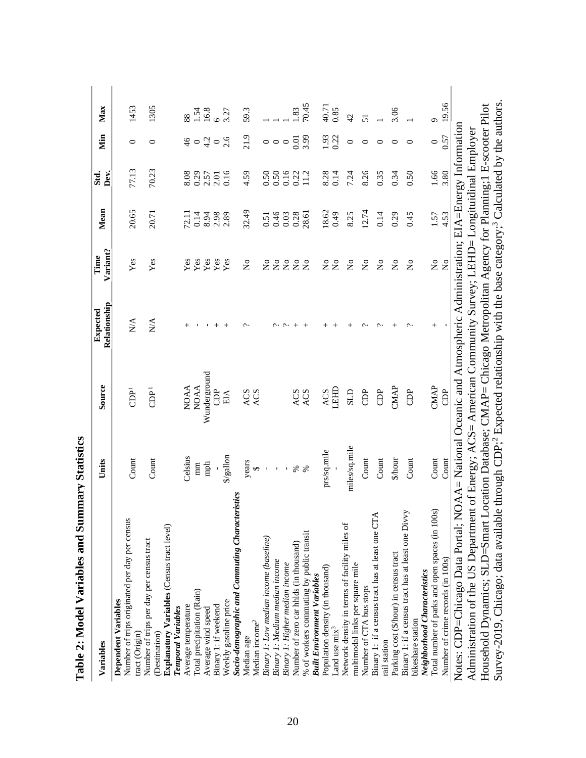# Table 2: Model Variables and Summary Statistics

| Variables | Units | Source | Expected Relationship | Time Variant? | Mean | Std. Dev. | Min | Max |
|---|---|---|---|---|---|---|---|---|
| **Dependent Variables** | | | | | | | | |
| Number of trips originated per day per census tract (Origin) | Count | CDP[1] | N/A | Yes | 20.65 | 77.13 | 0 | 1453 |
| Number of trips per day per census tract (Destination) | Count | CDP[1] | N/A | Yes | 20.71 | 70.23 | 0 | 1305 |
| **Explanatory Variables** (Census tract level) | | | | | | | | |
| ***Temporal Variables*** | | | | | | | | |
| Average temperature | Celsius | NOAA | + | Yes | 72.11 | 8.08 | 46 | 88 |
| Total precipitation (Rain) | mm | NOAA | - | Yes | 0.14 | 0.29 | 0 | 1.54 |
| Average wind speed | mph | Wunderground | - | Yes | 8.94 | 2.57 | 4.2 | 16.8 |
| Binary 1: if weekend | - | CDP | + | Yes | 2.98 | 2.01 | 0 | 6 |
| Weekly gasoline price | $/gallon | EIA | + | Yes | 2.89 | 0.16 | 2.6 | 3.27 |
| ***Socio-demographic and Commuting Characteristics*** | | | | | | | | |
| Median age | years | ACS | ? | No | 32.49 | 4.59 | 21.9 | 59.3 |
| Median income[2] | $ | ACS | | | | | | |
| *Binary 1: Low median income (baseline)* | - | | | No | 0.51 | 0.50 | 0 | 1 |
| *Binary 1: Medium median income* | - | | ? | No | 0.46 | 0.50 | 0 | 1 |
| *Binary 1: Higher median income* | - | | ? | No | 0.03 | 0.16 | 0 | 1 |
| Number of zero car hhlds (in thousand) | % | ACS | + | No | 0.28 | 0.22 | 0.01 | 1.83 |
| % of workers commuting by public transit | % | ACS | + | No | 28.61 | 11.2 | 3.99 | 70.45 |
| ***Built Environment Variables*** | | | | | | | | |
| Population density (in thousand) | prs/sq.mile | ACS | + | No | 18.62 | 8.28 | 1.93 | 40.71 |
| Land use mix[3] | - | LEHD | + | No | 0.49 | 0.14 | 0.22 | 0.85 |
| Network density in terms of facility miles of multimodal links per square mile | miles/sq.mile | SLD | + | No | 8.25 | 7.24 | 0 | 42 |
| Number of CTA bus stops | Count | CDP | ? | No | 12.74 | 8.26 | 0 | 51 |
| Binary 1: if a census tract has at least one CTA rail station | Count | CDP | ? | No | 0.14 | 0.35 | 0 | 1 |
| Parking cost ($/hour) in census tract | $/hour | CMAP | + | No | 0.29 | 0.34 | 0 | 3.06 |
| Binary 1: if a census tract has at least one Divvy bikeshare station | Count | CDP | ? | No | 0.45 | 0.50 | 0 | 1 |
| ***Neighborhood Characteristics*** | | | | | | | | |
| Total number of parks and open spaces (in 100s) | Count | CMAP | + | No | 1.57 | 1.66 | 0 | 9 |
| Number of crime records (in 100s) | Count | CDP | - | No | 4.53 | 3.80 | 0.57 | 19.56 |

Notes: CDP=Chicago Data Portal; NOAA= National Oceanic and Atmospheric Administration; EIA=Energy Information Administration of the US Department of Energy; ACS= American Community Survey; LEHD= Longitudinal Employer Household Dynamics; SLD=Smart Location Database; CMAP= Chicago Metropolitan Agency for Planning;1 E-scooter Pilot Survey-2019, Chicago; data available through CDP;[2] Expected relationship with the base category;[3] Calculated by the authors.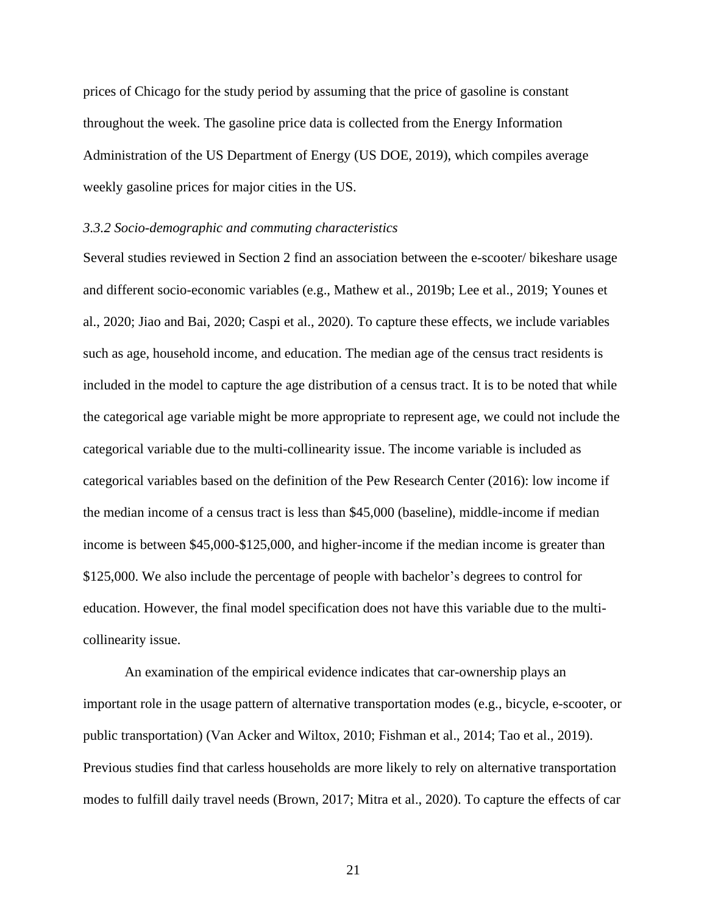prices of Chicago for the study period by assuming that the price of gasoline is constant throughout the week. The gasoline price data is collected from the Energy Information Administration of the US Department of Energy (US DOE, 2019), which compiles average weekly gasoline prices for major cities in the US.

### *3.3.2 Socio-demographic and commuting characteristics*

Several studies reviewed in Section 2 find an association between the e-scooter/ bikeshare usage and different socio-economic variables (e.g., Mathew et al., 2019b; Lee et al., 2019; Younes et al., 2020; Jiao and Bai, 2020; Caspi et al., 2020). To capture these effects, we include variables such as age, household income, and education. The median age of the census tract residents is included in the model to capture the age distribution of a census tract. It is to be noted that while the categorical age variable might be more appropriate to represent age, we could not include the categorical variable due to the multi-collinearity issue. The income variable is included as categorical variables based on the definition of the Pew Research Center (2016): low income if the median income of a census tract is less than $45,000 (baseline), middle-income if median income is between $45,000-$125,000, and higher-income if the median income is greater than $125,000. We also include the percentage of people with bachelor's degrees to control for education. However, the final model specification does not have this variable due to the multi-collinearity issue.

An examination of the empirical evidence indicates that car-ownership plays an important role in the usage pattern of alternative transportation modes (e.g., bicycle, e-scooter, or public transportation) (Van Acker and Wiltox, 2010; Fishman et al., 2014; Tao et al., 2019). Previous studies find that carless households are more likely to rely on alternative transportation modes to fulfill daily travel needs (Brown, 2017; Mitra et al., 2020). To capture the effects of car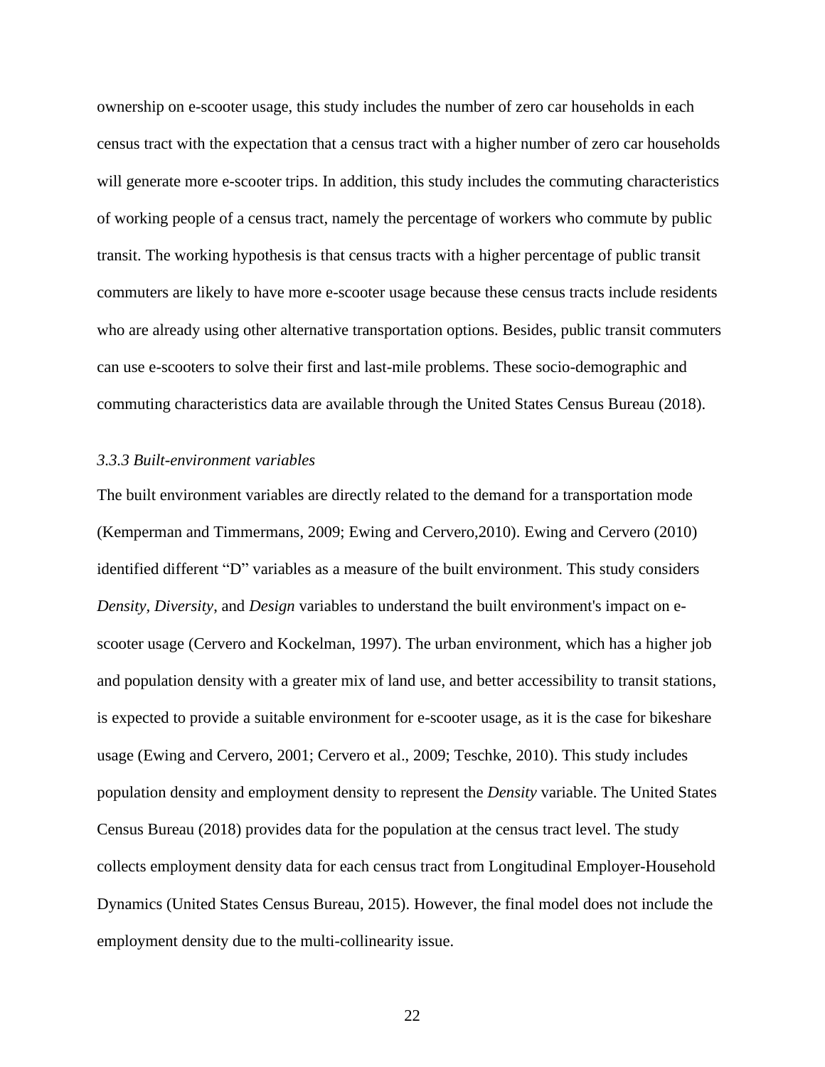ownership on e-scooter usage, this study includes the number of zero car households in each census tract with the expectation that a census tract with a higher number of zero car households will generate more e-scooter trips. In addition, this study includes the commuting characteristics of working people of a census tract, namely the percentage of workers who commute by public transit. The working hypothesis is that census tracts with a higher percentage of public transit commuters are likely to have more e-scooter usage because these census tracts include residents who are already using other alternative transportation options. Besides, public transit commuters can use e-scooters to solve their first and last-mile problems. These socio-demographic and commuting characteristics data are available through the United States Census Bureau (2018).

### *3.3.3 Built-environment variables*

The built environment variables are directly related to the demand for a transportation mode (Kemperman and Timmermans, 2009; Ewing and Cervero,2010). Ewing and Cervero (2010) identified different “D” variables as a measure of the built environment. This study considers *Density*, *Diversity*, and *Design* variables to understand the built environment's impact on e-scooter usage (Cervero and Kockelman, 1997). The urban environment, which has a higher job and population density with a greater mix of land use, and better accessibility to transit stations, is expected to provide a suitable environment for e-scooter usage, as it is the case for bikeshare usage (Ewing and Cervero, 2001; Cervero et al., 2009; Teschke, 2010). This study includes population density and employment density to represent the *Density* variable. The United States Census Bureau (2018) provides data for the population at the census tract level. The study collects employment density data for each census tract from Longitudinal Employer-Household Dynamics (United States Census Bureau, 2015). However, the final model does not include the employment density due to the multi-collinearity issue.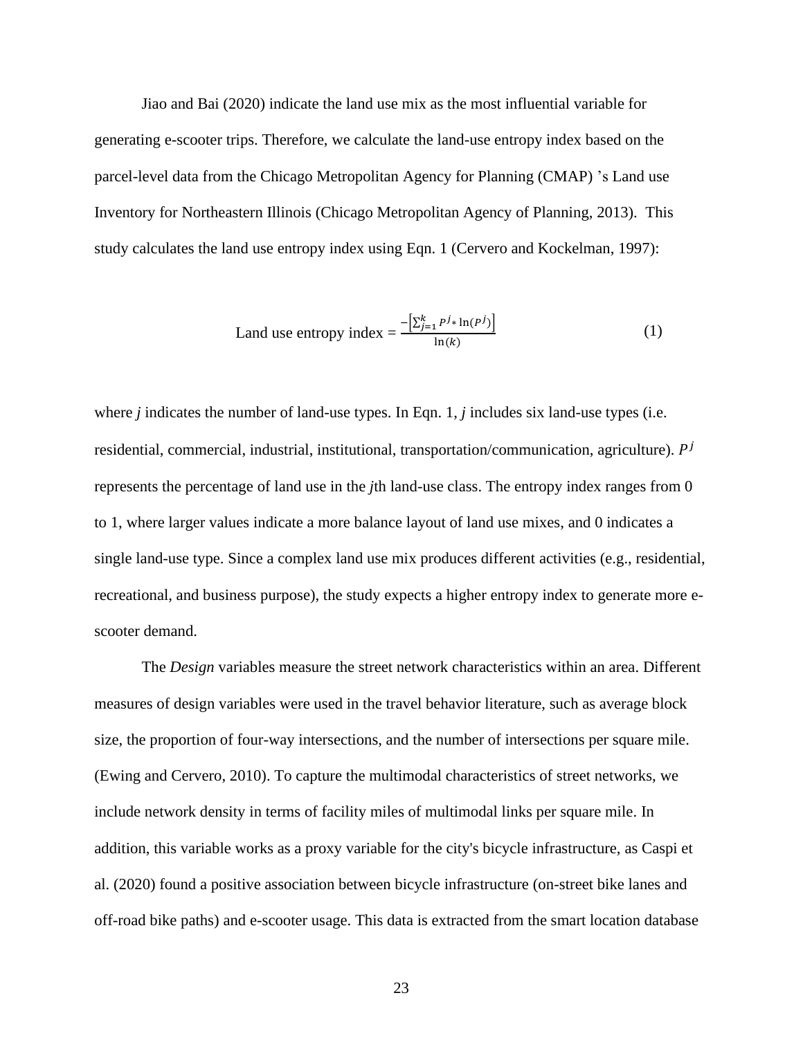Jiao and Bai (2020) indicate the land use mix as the most influential variable for generating e-scooter trips. Therefore, we calculate the land-use entropy index based on the parcel-level data from the Chicago Metropolitan Agency for Planning (CMAP) 's Land use Inventory for Northeastern Illinois (Chicago Metropolitan Agency of Planning, 2013). This study calculates the land use entropy index using Eqn. 1 (Cervero and Kockelman, 1997):

$$\text{Land use entropy index} = \frac{-\left[\sum_{j=1}^{k} P^{j} * \ln(P^{j})\right]}{\ln(k)} \quad (1)$$

where *j* indicates the number of land-use types. In Eqn. 1, *j* includes six land-use types (i.e. residential, commercial, industrial, institutional, transportation/communication, agriculture). $P^j$ represents the percentage of land use in the *j*th land-use class. The entropy index ranges from 0 to 1, where larger values indicate a more balance layout of land use mixes, and 0 indicates a single land-use type. Since a complex land use mix produces different activities (e.g., residential, recreational, and business purpose), the study expects a higher entropy index to generate more e-scooter demand.

The *Design* variables measure the street network characteristics within an area. Different measures of design variables were used in the travel behavior literature, such as average block size, the proportion of four-way intersections, and the number of intersections per square mile. (Ewing and Cervero, 2010). To capture the multimodal characteristics of street networks, we include network density in terms of facility miles of multimodal links per square mile. In addition, this variable works as a proxy variable for the city's bicycle infrastructure, as Caspi et al. (2020) found a positive association between bicycle infrastructure (on-street bike lanes and off-road bike paths) and e-scooter usage. This data is extracted from the smart location database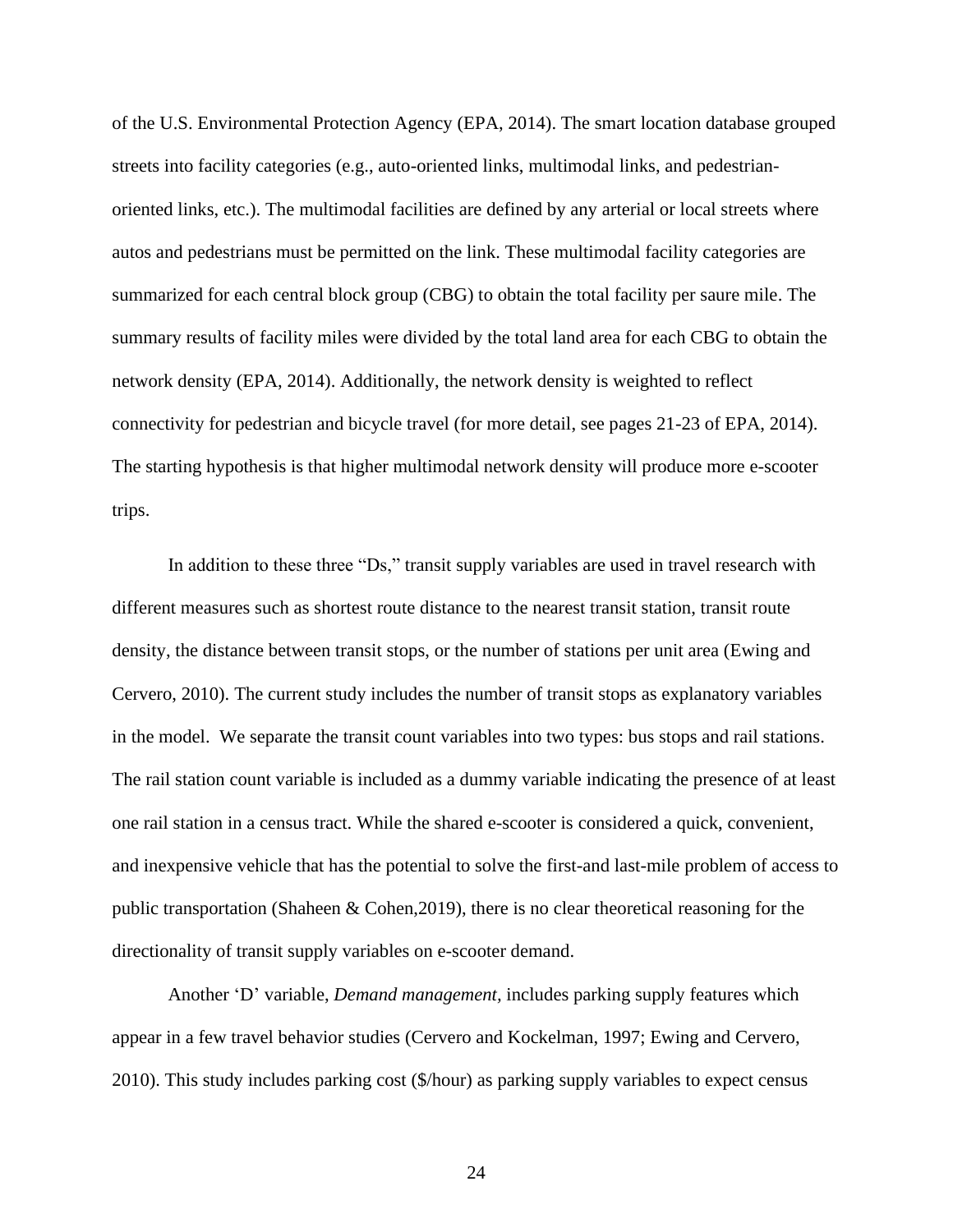of the U.S. Environmental Protection Agency (EPA, 2014). The smart location database grouped streets into facility categories (e.g., auto-oriented links, multimodal links, and pedestrian-oriented links, etc.). The multimodal facilities are defined by any arterial or local streets where autos and pedestrians must be permitted on the link. These multimodal facility categories are summarized for each central block group (CBG) to obtain the total facility per saure mile. The summary results of facility miles were divided by the total land area for each CBG to obtain the network density (EPA, 2014). Additionally, the network density is weighted to reflect connectivity for pedestrian and bicycle travel (for more detail, see pages 21-23 of EPA, 2014). The starting hypothesis is that higher multimodal network density will produce more e-scooter trips.

In addition to these three "Ds," transit supply variables are used in travel research with different measures such as shortest route distance to the nearest transit station, transit route density, the distance between transit stops, or the number of stations per unit area (Ewing and Cervero, 2010). The current study includes the number of transit stops as explanatory variables in the model. We separate the transit count variables into two types: bus stops and rail stations. The rail station count variable is included as a dummy variable indicating the presence of at least one rail station in a census tract. While the shared e-scooter is considered a quick, convenient, and inexpensive vehicle that has the potential to solve the first-and last-mile problem of access to public transportation (Shaheen & Cohen,2019), there is no clear theoretical reasoning for the directionality of transit supply variables on e-scooter demand.

Another 'D' variable, *Demand management,* includes parking supply features which appear in a few travel behavior studies (Cervero and Kockelman, 1997; Ewing and Cervero, 2010). This study includes parking cost ($/hour) as parking supply variables to expect census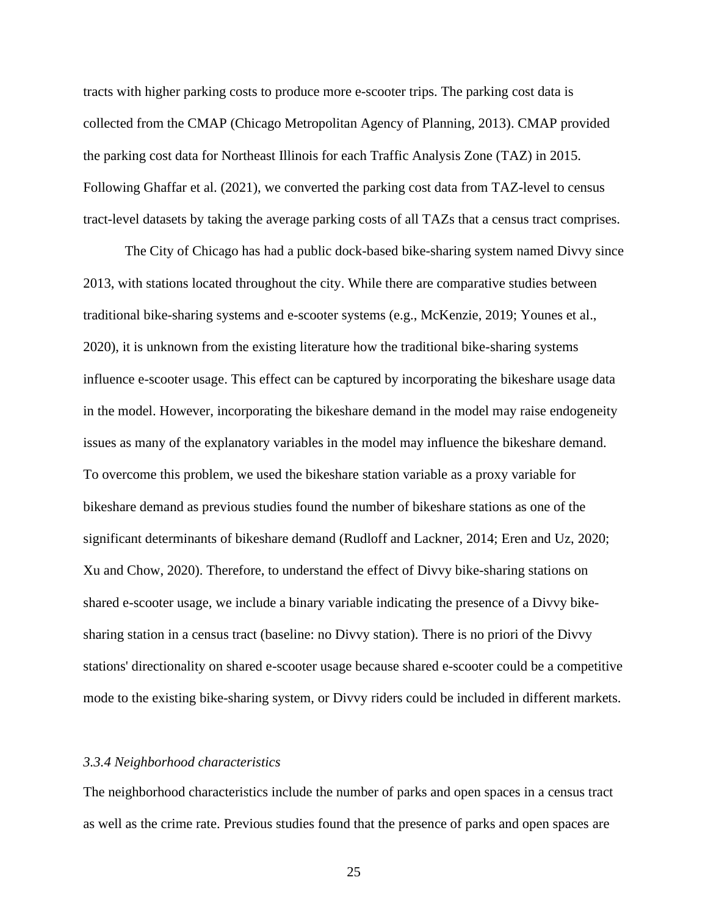tracts with higher parking costs to produce more e-scooter trips. The parking cost data is collected from the CMAP (Chicago Metropolitan Agency of Planning, 2013). CMAP provided the parking cost data for Northeast Illinois for each Traffic Analysis Zone (TAZ) in 2015. Following Ghaffar et al. (2021), we converted the parking cost data from TAZ-level to census tract-level datasets by taking the average parking costs of all TAZs that a census tract comprises.

The City of Chicago has had a public dock-based bike-sharing system named Divvy since 2013, with stations located throughout the city. While there are comparative studies between traditional bike-sharing systems and e-scooter systems (e.g., McKenzie, 2019; Younes et al., 2020), it is unknown from the existing literature how the traditional bike-sharing systems influence e-scooter usage. This effect can be captured by incorporating the bikeshare usage data in the model. However, incorporating the bikeshare demand in the model may raise endogeneity issues as many of the explanatory variables in the model may influence the bikeshare demand. To overcome this problem, we used the bikeshare station variable as a proxy variable for bikeshare demand as previous studies found the number of bikeshare stations as one of the significant determinants of bikeshare demand (Rudloff and Lackner, 2014; Eren and Uz, 2020; Xu and Chow, 2020). Therefore, to understand the effect of Divvy bike-sharing stations on shared e-scooter usage, we include a binary variable indicating the presence of a Divvy bike-sharing station in a census tract (baseline: no Divvy station). There is no priori of the Divvy stations' directionality on shared e-scooter usage because shared e-scooter could be a competitive mode to the existing bike-sharing system, or Divvy riders could be included in different markets.

*3.3.4 Neighborhood characteristics*

The neighborhood characteristics include the number of parks and open spaces in a census tract as well as the crime rate. Previous studies found that the presence of parks and open spaces are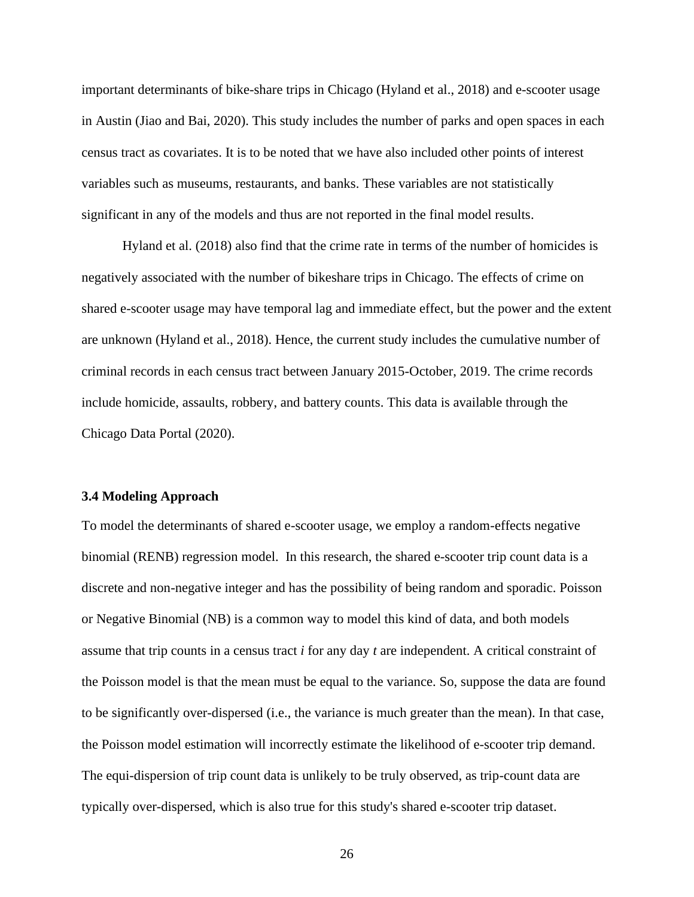important determinants of bike-share trips in Chicago (Hyland et al., 2018) and e-scooter usage in Austin (Jiao and Bai, 2020). This study includes the number of parks and open spaces in each census tract as covariates. It is to be noted that we have also included other points of interest variables such as museums, restaurants, and banks. These variables are not statistically significant in any of the models and thus are not reported in the final model results.

Hyland et al. (2018) also find that the crime rate in terms of the number of homicides is negatively associated with the number of bikeshare trips in Chicago. The effects of crime on shared e-scooter usage may have temporal lag and immediate effect, but the power and the extent are unknown (Hyland et al., 2018). Hence, the current study includes the cumulative number of criminal records in each census tract between January 2015-October, 2019. The crime records include homicide, assaults, robbery, and battery counts. This data is available through the Chicago Data Portal (2020).

### 3.4 Modeling Approach

To model the determinants of shared e-scooter usage, we employ a random-effects negative binomial (RENB) regression model. In this research, the shared e-scooter trip count data is a discrete and non-negative integer and has the possibility of being random and sporadic. Poisson or Negative Binomial (NB) is a common way to model this kind of data, and both models assume that trip counts in a census tract $i$ for any day $t$ are independent. A critical constraint of the Poisson model is that the mean must be equal to the variance. So, suppose the data are found to be significantly over-dispersed (i.e., the variance is much greater than the mean). In that case, the Poisson model estimation will incorrectly estimate the likelihood of e-scooter trip demand. The equi-dispersion of trip count data is unlikely to be truly observed, as trip-count data are typically over-dispersed, which is also true for this study's shared e-scooter trip dataset.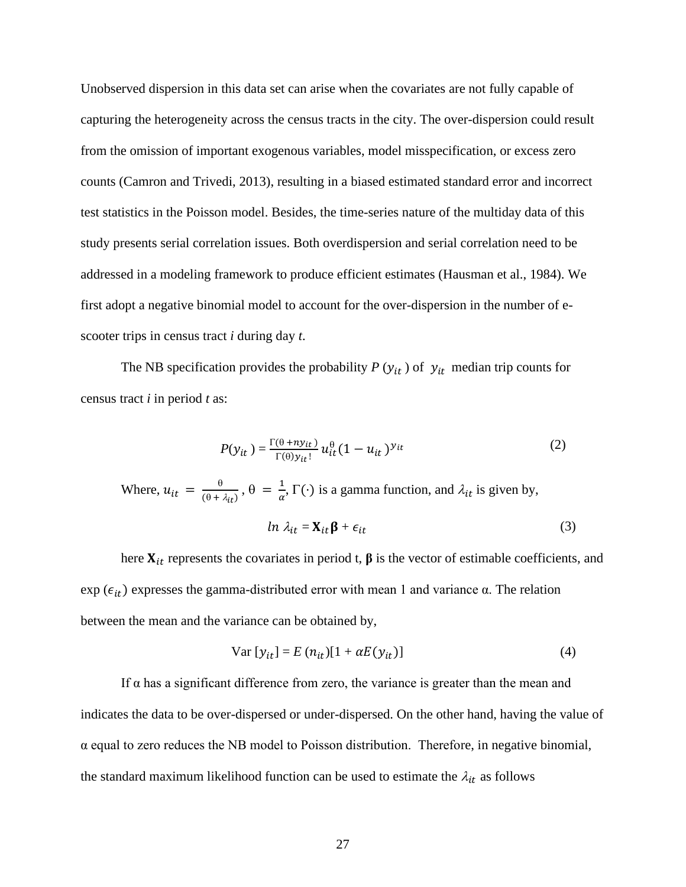Unobserved dispersion in this data set can arise when the covariates are not fully capable of capturing the heterogeneity across the census tracts in the city. The over-dispersion could result from the omission of important exogenous variables, model misspecification, or excess zero counts (Camron and Trivedi, 2013), resulting in a biased estimated standard error and incorrect test statistics in the Poisson model. Besides, the time-series nature of the multiday data of this study presents serial correlation issues. Both overdispersion and serial correlation need to be addressed in a modeling framework to produce efficient estimates (Hausman et al., 1984). We first adopt a negative binomial model to account for the over-dispersion in the number of e-scooter trips in census tract *i* during day *t*.

The NB specification provides the probability $P\,(y_{it}\,)$ of $y_{it}$ median trip counts for census tract *i* in period *t* as:

$$P(y_{it}\,) = \frac{\Gamma(\theta + ny_{it}\,)}{\Gamma(\theta)y_{it}\,!}\,u_{it}^{\theta}(1 - u_{it}\,)^{y_{it}} \tag{2}$$

Where, $u_{it} = \frac{\theta}{(\theta + \lambda_{it})}$, $\theta = \frac{1}{\alpha}$, $\Gamma(\cdot)$ is a gamma function, and $\lambda_{it}$ is given by,

$$ln\;\lambda_{it} = \mathbf{X}_{it}\boldsymbol{\beta} + \epsilon_{it} \tag{3}$$

here $\mathbf{X}_{it}$ represents the covariates in period t, $\boldsymbol{\beta}$ is the vector of estimable coefficients, and $\exp\,(\epsilon_{it})$ expresses the gamma-distributed error with mean 1 and variance α. The relation between the mean and the variance can be obtained by,

$$\text{Var}\,[y_{it}] = E\,(n_{it})[1 + \alpha E(y_{it})] \tag{4}$$

If α has a significant difference from zero, the variance is greater than the mean and indicates the data to be over-dispersed or under-dispersed. On the other hand, having the value of α equal to zero reduces the NB model to Poisson distribution. Therefore, in negative binomial, the standard maximum likelihood function can be used to estimate the $\lambda_{it}$ as follows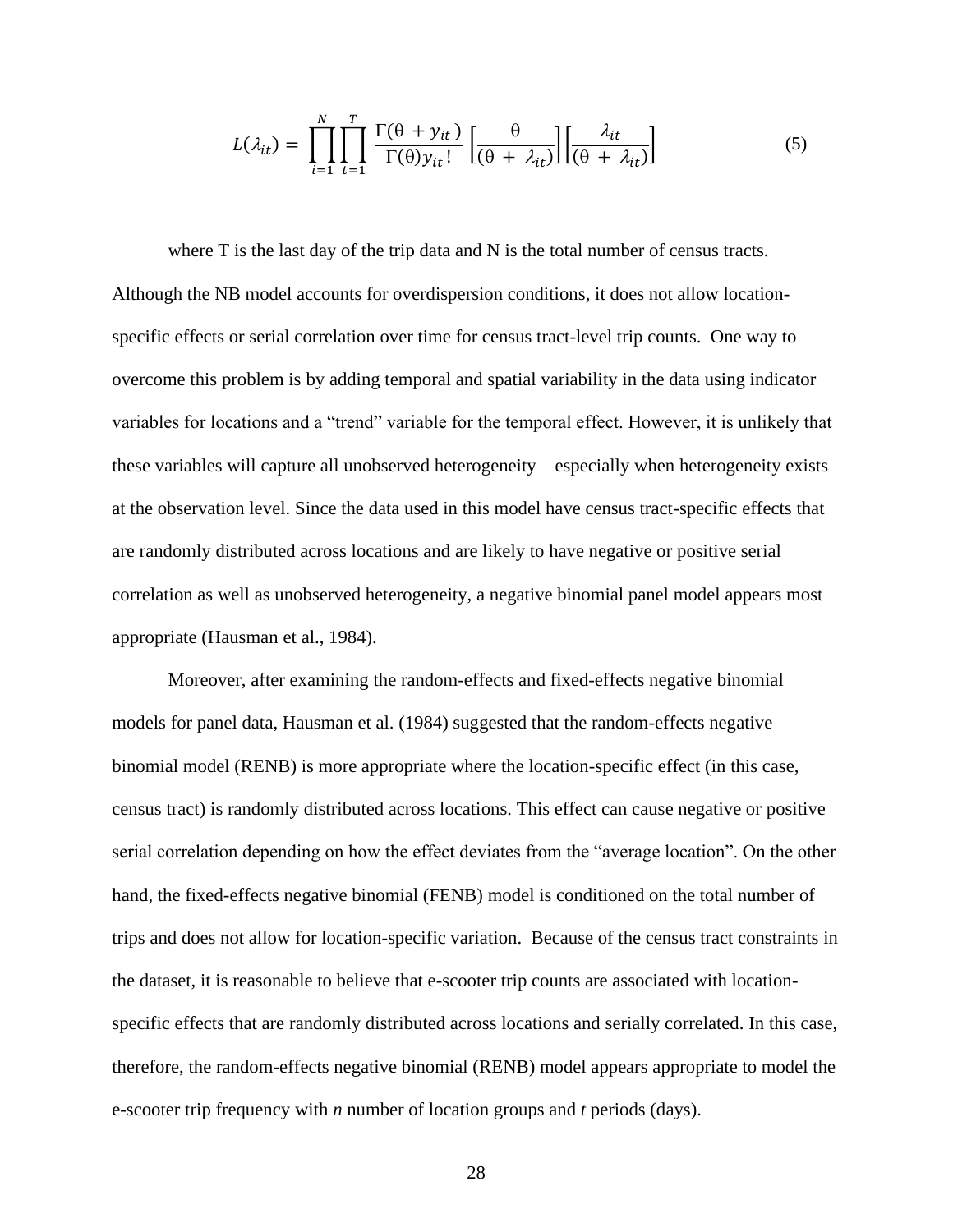$$L(\lambda_{it}) = \prod_{i=1}^{N}\prod_{t=1}^{T} \frac{\Gamma(\theta + y_{it})}{\Gamma(\theta) y_{it}!} \left[\frac{\theta}{(\theta + \lambda_{it})}\right]\left[\frac{\lambda_{it}}{(\theta + \lambda_{it})}\right] \tag{5}$$

where T is the last day of the trip data and N is the total number of census tracts. Although the NB model accounts for overdispersion conditions, it does not allow location-specific effects or serial correlation over time for census tract-level trip counts. One way to overcome this problem is by adding temporal and spatial variability in the data using indicator variables for locations and a "trend" variable for the temporal effect. However, it is unlikely that these variables will capture all unobserved heterogeneity—especially when heterogeneity exists at the observation level. Since the data used in this model have census tract-specific effects that are randomly distributed across locations and are likely to have negative or positive serial correlation as well as unobserved heterogeneity, a negative binomial panel model appears most appropriate (Hausman et al., 1984).

Moreover, after examining the random-effects and fixed-effects negative binomial models for panel data, Hausman et al. (1984) suggested that the random-effects negative binomial model (RENB) is more appropriate where the location-specific effect (in this case, census tract) is randomly distributed across locations. This effect can cause negative or positive serial correlation depending on how the effect deviates from the "average location". On the other hand, the fixed-effects negative binomial (FENB) model is conditioned on the total number of trips and does not allow for location-specific variation. Because of the census tract constraints in the dataset, it is reasonable to believe that e-scooter trip counts are associated with location-specific effects that are randomly distributed across locations and serially correlated. In this case, therefore, the random-effects negative binomial (RENB) model appears appropriate to model the e-scooter trip frequency with *n* number of location groups and *t* periods (days).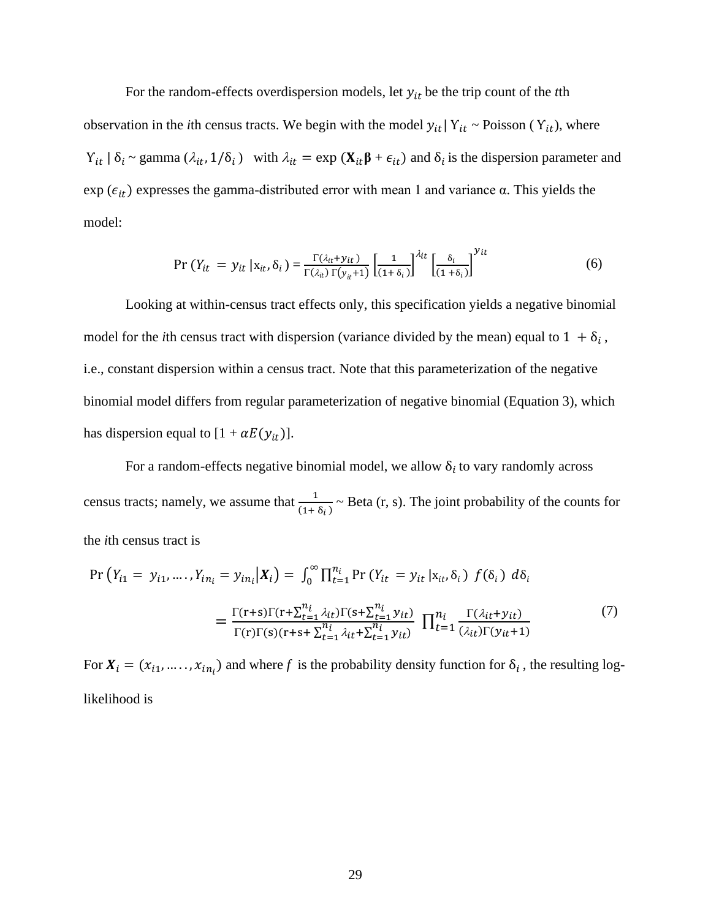For the random-effects overdispersion models, let $y_{it}$ be the trip count of the *t*th observation in the *i*th census tracts. We begin with the model $y_{it} | \Upsilon_{it}$ ~ Poisson ( $\Upsilon_{it}$), where $\Upsilon_{it} \mid \delta_i$ ~ gamma $(\lambda_{it}, 1/\delta_i)$ with $\lambda_{it} = \exp\,(\mathbf{X}_{it}\boldsymbol{\beta} + \epsilon_{it})$ and $\delta_i$ is the dispersion parameter and $\exp\,(\epsilon_{it})$ expresses the gamma-distributed error with mean 1 and variance α. This yields the model:

$$\Pr\,(Y_{it} = y_{it}\,|\mathrm{x}_{it}, \delta_i) = \frac{\Gamma(\lambda_{it}+y_{it})}{\Gamma(\lambda_{it})\,\Gamma(y_{it}+1)}\left[\frac{1}{(1+\delta_i)}\right]^{\lambda_{it}}\left[\frac{\delta_i}{(1+\delta_i)}\right]^{y_{it}} \tag{6}$$

Looking at within-census tract effects only, this specification yields a negative binomial model for the *i*th census tract with dispersion (variance divided by the mean) equal to $1 + \delta_i$, i.e., constant dispersion within a census tract. Note that this parameterization of the negative binomial model differs from regular parameterization of negative binomial (Equation 3), which has dispersion equal to $[1 + \alpha E(y_{it})]$.

For a random-effects negative binomial model, we allow $\delta_i$ to vary randomly across census tracts; namely, we assume that $\frac{1}{(1+\delta_i)}$ ~ Beta (r, s). The joint probability of the counts for the *i*th census tract is

$$\begin{aligned}\Pr\left(Y_{i1} = y_{i1}, \ldots, Y_{in_i} = y_{in_i} \middle| \boldsymbol{X}_i\right) &= \int_0^\infty \prod_{t=1}^{n_i} \Pr\,(Y_{it} = y_{it}\,|\mathrm{x}_{it}, \delta_i)\; f(\delta_i)\; d\delta_i \\ &= \frac{\Gamma(\mathrm{r}+\mathrm{s})\Gamma(\mathrm{r}+\sum_{t=1}^{n_i}\lambda_{it})\Gamma(\mathrm{s}+\sum_{t=1}^{n_i}y_{it})}{\Gamma(\mathrm{r})\Gamma(\mathrm{s})(\mathrm{r}+\mathrm{s}+\sum_{t=1}^{n_i}\lambda_{it}+\sum_{t=1}^{n_i}y_{it})}\prod_{t=1}^{n_i}\frac{\Gamma(\lambda_{it}+y_{it})}{(\lambda_{it})\Gamma(y_{it}+1)}\end{aligned} \tag{7}$$

For $\boldsymbol{X}_i = (x_{i1}, \ldots, x_{in_i})$ and where $f$ is the probability density function for $\delta_i$, the resulting log-likelihood is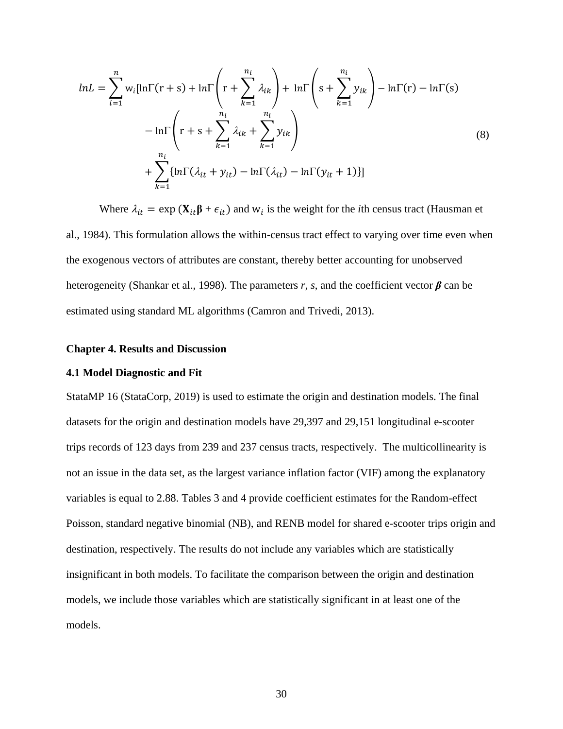$$
\begin{aligned}
lnL = \sum_{i=1}^{n} \mathrm{w}_i [\ln\Gamma(\mathrm{r}+\mathrm{s}) + ln\Gamma\left(\mathrm{r} + \sum_{k=1}^{n_i} \lambda_{ik}\right) + \ ln\Gamma\left(\mathrm{s} + \sum_{k=1}^{n_i} y_{ik}\right) - ln\Gamma(\mathrm{r}) - ln\Gamma(\mathrm{s}) \\
- \ln\Gamma\left(\mathrm{r} + \mathrm{s} + \sum_{k=1}^{n_i} \lambda_{ik} + \sum_{k=1}^{n_i} y_{ik}\right) \\
+ \sum_{k=1}^{n_i} \{ \ln\Gamma(\lambda_{it} + y_{it}) - \ln\Gamma(\lambda_{it}) - ln\Gamma(y_{it}+1) \} ]
\end{aligned} \tag{8}
$$

Where $\lambda_{it} = \exp(\mathbf{X}_{it}\boldsymbol{\beta} + \epsilon_{it})$ and $\mathrm{w}_i$ is the weight for the *i*th census tract (Hausman et al., 1984). This formulation allows the within-census tract effect to varying over time even when the exogenous vectors of attributes are constant, thereby better accounting for unobserved heterogeneity (Shankar et al., 1998). The parameters *r*, *s*, and the coefficient vector $\boldsymbol{\beta}$ can be estimated using standard ML algorithms (Camron and Trivedi, 2013).

## Chapter 4. Results and Discussion

### 4.1 Model Diagnostic and Fit

StataMP 16 (StataCorp, 2019) is used to estimate the origin and destination models. The final datasets for the origin and destination models have 29,397 and 29,151 longitudinal e-scooter trips records of 123 days from 239 and 237 census tracts, respectively. The multicollinearity is not an issue in the data set, as the largest variance inflation factor (VIF) among the explanatory variables is equal to 2.88. Tables 3 and 4 provide coefficient estimates for the Random-effect Poisson, standard negative binomial (NB), and RENB model for shared e-scooter trips origin and destination, respectively. The results do not include any variables which are statistically insignificant in both models. To facilitate the comparison between the origin and destination models, we include those variables which are statistically significant in at least one of the models.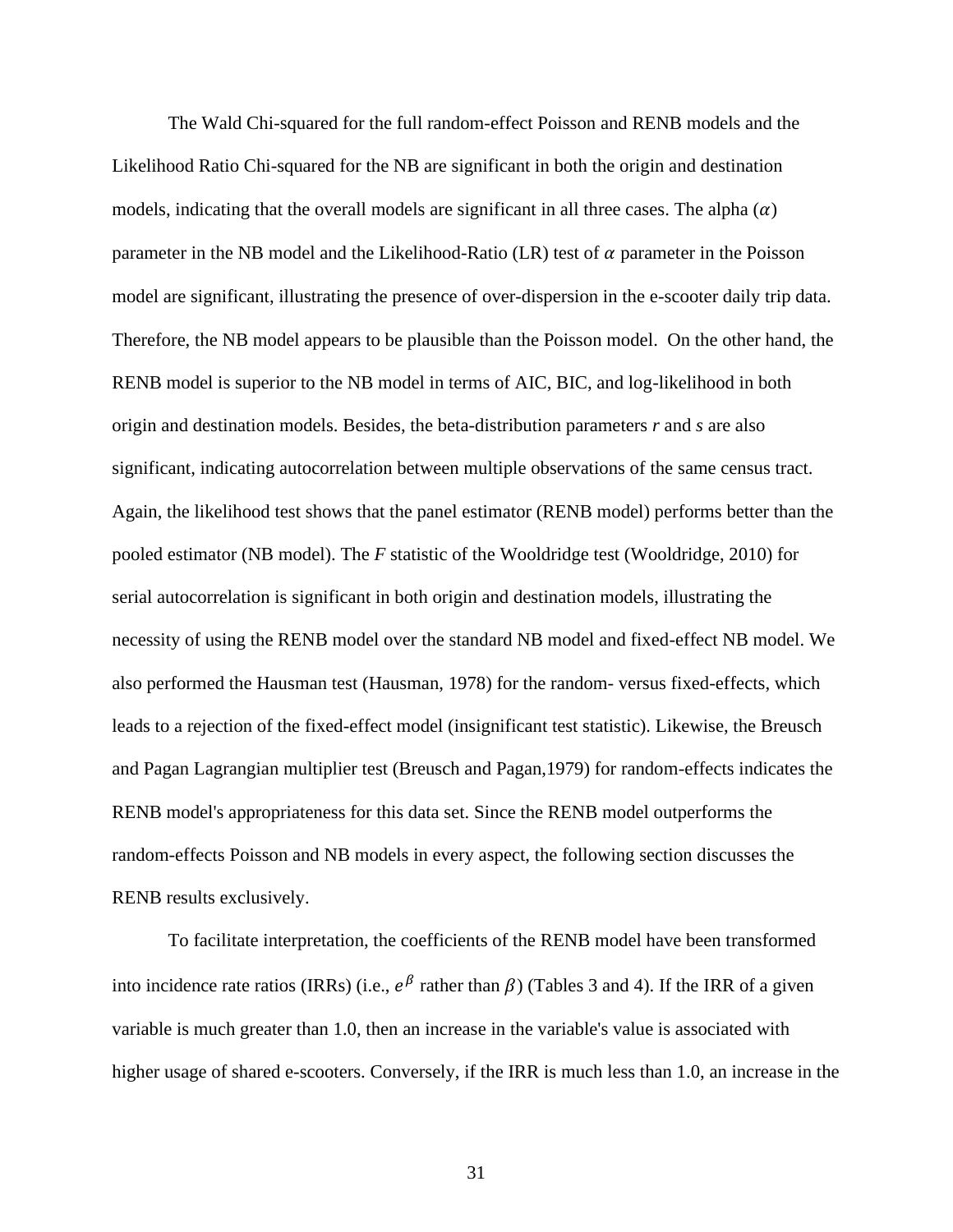The Wald Chi-squared for the full random-effect Poisson and RENB models and the Likelihood Ratio Chi-squared for the NB are significant in both the origin and destination models, indicating that the overall models are significant in all three cases. The alpha ($\alpha$) parameter in the NB model and the Likelihood-Ratio (LR) test of $\alpha$ parameter in the Poisson model are significant, illustrating the presence of over-dispersion in the e-scooter daily trip data. Therefore, the NB model appears to be plausible than the Poisson model. On the other hand, the RENB model is superior to the NB model in terms of AIC, BIC, and log-likelihood in both origin and destination models. Besides, the beta-distribution parameters *r* and *s* are also significant, indicating autocorrelation between multiple observations of the same census tract. Again, the likelihood test shows that the panel estimator (RENB model) performs better than the pooled estimator (NB model). The *F* statistic of the Wooldridge test (Wooldridge, 2010) for serial autocorrelation is significant in both origin and destination models, illustrating the necessity of using the RENB model over the standard NB model and fixed-effect NB model. We also performed the Hausman test (Hausman, 1978) for the random- versus fixed-effects, which leads to a rejection of the fixed-effect model (insignificant test statistic). Likewise, the Breusch and Pagan Lagrangian multiplier test (Breusch and Pagan,1979) for random-effects indicates the RENB model's appropriateness for this data set. Since the RENB model outperforms the random-effects Poisson and NB models in every aspect, the following section discusses the RENB results exclusively.

To facilitate interpretation, the coefficients of the RENB model have been transformed into incidence rate ratios (IRRs) (i.e., $e^{\beta}$ rather than $\beta$) (Tables 3 and 4). If the IRR of a given variable is much greater than 1.0, then an increase in the variable's value is associated with higher usage of shared e-scooters. Conversely, if the IRR is much less than 1.0, an increase in the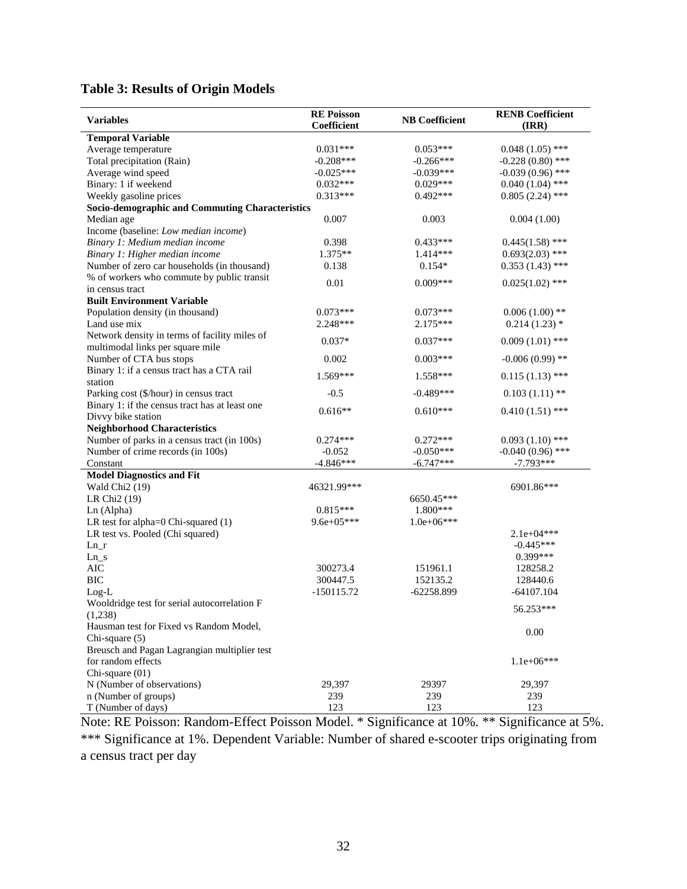## Table 3: Results of Origin Models

| Variables | RE Poisson Coefficient | NB Coefficient | RENB Coefficient (IRR) |
|---|---|---|---|
| **Temporal Variable** | | | |
| Average temperature | 0.031*** | 0.053*** | 0.048 (1.05) *** |
| Total precipitation (Rain) | -0.208*** | -0.266*** | -0.228 (0.80) *** |
| Average wind speed | -0.025*** | -0.039*** | -0.039 (0.96) *** |
| Binary: 1 if weekend | 0.032*** | 0.029*** | 0.040 (1.04) *** |
| Weekly gasoline prices | 0.313*** | 0.492*** | 0.805 (2.24) *** |
| **Socio-demographic and Commuting Characteristics** | | | |
| Median age | 0.007 | 0.003 | 0.004 (1.00) |
| Income (baseline: *Low median income*) | | | |
| *Binary 1: Medium median income* | 0.398 | 0.433*** | 0.445(1.58) *** |
| *Binary 1: Higher median income* | 1.375** | 1.414*** | 0.693(2.03) *** |
| Number of zero car households (in thousand) | 0.138 | 0.154* | 0.353 (1.43) *** |
| % of workers who commute by public transit in census tract | 0.01 | 0.009*** | 0.025(1.02) *** |
| **Built Environment Variable** | | | |
| Population density (in thousand) | 0.073*** | 0.073*** | 0.006 (1.00) ** |
| Land use mix | 2.248*** | 2.175*** | 0.214 (1.23) * |
| Network density in terms of facility miles of multimodal links per square mile | 0.037* | 0.037*** | 0.009 (1.01) *** |
| Number of CTA bus stops | 0.002 | 0.003*** | -0.006 (0.99) ** |
| Binary 1: if a census tract has a CTA rail station | 1.569*** | 1.558*** | 0.115 (1.13) *** |
| Parking cost ($/hour) in census tract | -0.5 | -0.489*** | 0.103 (1.11) ** |
| Binary 1: if the census tract has at least one Divvy bike station | 0.616** | 0.610*** | 0.410 (1.51) *** |
| **Neighborhood Characteristics** | | | |
| Number of parks in a census tract (in 100s) | 0.274*** | 0.272*** | 0.093 (1.10) *** |
| Number of crime records (in 100s) | -0.052 | -0.050*** | -0.040 (0.96) *** |
| Constant | -4.846*** | -6.747*** | -7.793*** |
| **Model Diagnostics and Fit** | | | |
| Wald Chi2 (19) | 46321.99*** | | 6901.86*** |
| LR Chi2 (19) | | 6650.45*** | |
| Ln (Alpha) | 0.815*** | 1.800*** | |
| LR test for alpha=0 Chi-squared (1) | 9.6e+05*** | 1.0e+06*** | |
| LR test vs. Pooled (Chi squared) | | | 2.1e+04*** |
| Ln_r | | | -0.445*** |
| Ln_s | | | 0.399*** |
| AIC | 300273.4 | 151961.1 | 128258.2 |
| BIC | 300447.5 | 152135.2 | 128440.6 |
| Log-L | -150115.72 | -62258.899 | -64107.104 |
| Wooldridge test for serial autocorrelation F (1,238) | | | 56.253*** |
| Hausman test for Fixed vs Random Model, Chi-square (5) | | | 0.00 |
| Breusch and Pagan Lagrangian multiplier test for random effects Chi-square (01) | | | 1.1e+06*** |
| N (Number of observations) | 29,397 | 29397 | 29,397 |
| n (Number of groups) | 239 | 239 | 239 |
| T (Number of days) | 123 | 123 | 123 |

Note: RE Poisson: Random-Effect Poisson Model. * Significance at 10%. ** Significance at 5%. *** Significance at 1%. Dependent Variable: Number of shared e-scooter trips originating from a census tract per day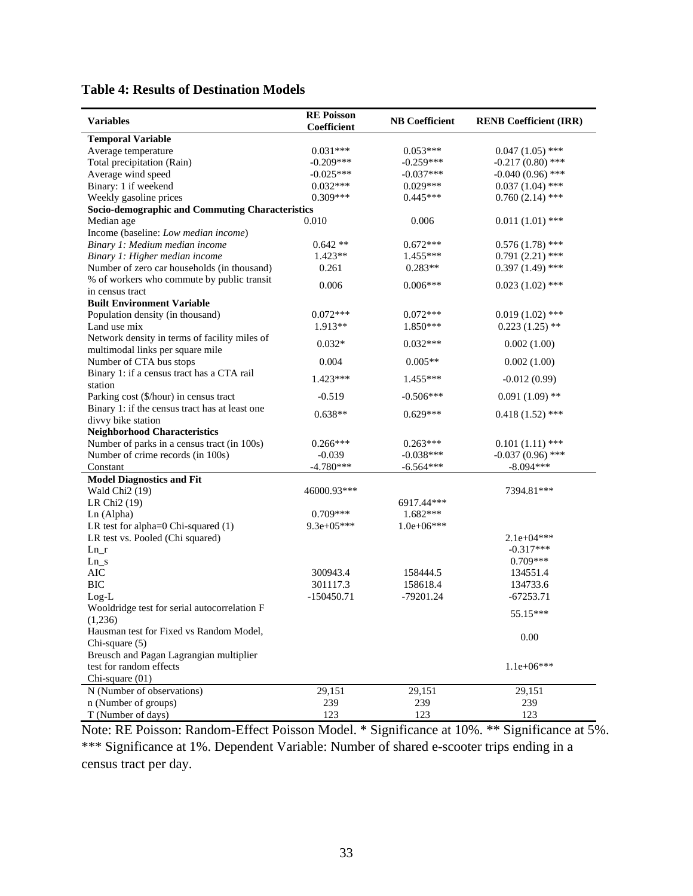**Table 4: Results of Destination Models**

| Variables | RE Poisson Coefficient | NB Coefficient | RENB Coefficient (IRR) |
|---|---|---|---|
| **Temporal Variable** | | | |
| Average temperature | 0.031*** | 0.053*** | 0.047 (1.05) *** |
| Total precipitation (Rain) | -0.209*** | -0.259*** | -0.217 (0.80) *** |
| Average wind speed | -0.025*** | -0.037*** | -0.040 (0.96) *** |
| Binary: 1 if weekend | 0.032*** | 0.029*** | 0.037 (1.04) *** |
| Weekly gasoline prices | 0.309*** | 0.445*** | 0.760 (2.14) *** |
| **Socio-demographic and Commuting Characteristics** | | | |
| Median age | 0.010 | 0.006 | 0.011 (1.01) *** |
| Income (baseline: *Low median income*) | | | |
| *Binary 1: Medium median income* | 0.642 ** | 0.672*** | 0.576 (1.78) *** |
| *Binary 1: Higher median income* | 1.423** | 1.455*** | 0.791 (2.21) *** |
| Number of zero car households (in thousand) | 0.261 | 0.283** | 0.397 (1.49) *** |
| % of workers who commute by public transit in census tract | 0.006 | 0.006*** | 0.023 (1.02) *** |
| **Built Environment Variable** | | | |
| Population density (in thousand) | 0.072*** | 0.072*** | 0.019 (1.02) *** |
| Land use mix | 1.913** | 1.850*** | 0.223 (1.25) ** |
| Network density in terms of facility miles of multimodal links per square mile | 0.032* | 0.032*** | 0.002 (1.00) |
| Number of CTA bus stops | 0.004 | 0.005** | 0.002 (1.00) |
| Binary 1: if a census tract has a CTA rail station | 1.423*** | 1.455*** | -0.012 (0.99) |
| Parking cost ($/hour) in census tract | -0.519 | -0.506*** | 0.091 (1.09) ** |
| Binary 1: if the census tract has at least one divvy bike station | 0.638** | 0.629*** | 0.418 (1.52) *** |
| **Neighborhood Characteristics** | | | |
| Number of parks in a census tract (in 100s) | 0.266*** | 0.263*** | 0.101 (1.11) *** |
| Number of crime records (in 100s) | -0.039 | -0.038*** | -0.037 (0.96) *** |
| Constant | -4.780*** | -6.564*** | -8.094*** |
| **Model Diagnostics and Fit** | | | |
| Wald Chi2 (19) | 46000.93*** | | 7394.81*** |
| LR Chi2 (19) | | 6917.44*** | |
| Ln (Alpha) | 0.709*** | 1.682*** | |
| LR test for alpha=0 Chi-squared (1) | 9.3e+05*** | 1.0e+06*** | |
| LR test vs. Pooled (Chi squared) | | | 2.1e+04*** |
| Ln_r | | | -0.317*** |
| Ln_s | | | 0.709*** |
| AIC | 300943.4 | 158444.5 | 134551.4 |
| BIC | 301117.3 | 158618.4 | 134733.6 |
| Log-L | -150450.71 | -79201.24 | -67253.71 |
| Wooldridge test for serial autocorrelation F (1,236) | | | 55.15*** |
| Hausman test for Fixed vs Random Model, Chi-square (5) | | | 0.00 |
| Breusch and Pagan Lagrangian multiplier test for random effects Chi-square (01) | | | 1.1e+06*** |
| N (Number of observations) | 29,151 | 29,151 | 29,151 |
| n (Number of groups) | 239 | 239 | 239 |
| T (Number of days) | 123 | 123 | 123 |

Note: RE Poisson: Random-Effect Poisson Model. * Significance at 10%. ** Significance at 5%. *** Significance at 1%. Dependent Variable: Number of shared e-scooter trips ending in a census tract per day.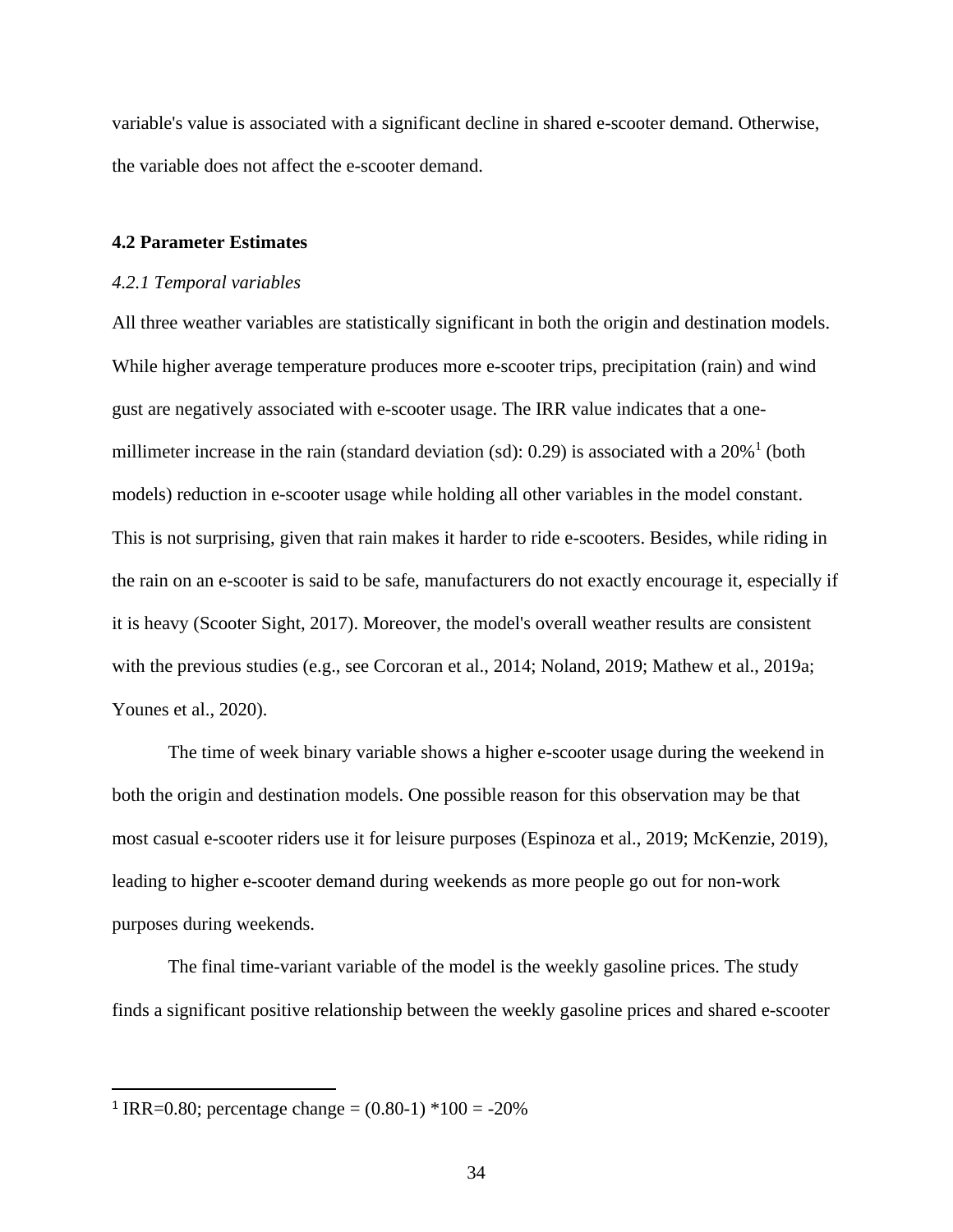variable's value is associated with a significant decline in shared e-scooter demand. Otherwise, the variable does not affect the e-scooter demand.

### 4.2 Parameter Estimates

#### *4.2.1 Temporal variables*

All three weather variables are statistically significant in both the origin and destination models. While higher average temperature produces more e-scooter trips, precipitation (rain) and wind gust are negatively associated with e-scooter usage. The IRR value indicates that a one-millimeter increase in the rain (standard deviation (sd): 0.29) is associated with a 20%[1] (both models) reduction in e-scooter usage while holding all other variables in the model constant. This is not surprising, given that rain makes it harder to ride e-scooters. Besides, while riding in the rain on an e-scooter is said to be safe, manufacturers do not exactly encourage it, especially if it is heavy (Scooter Sight, 2017). Moreover, the model's overall weather results are consistent with the previous studies (e.g., see Corcoran et al., 2014; Noland, 2019; Mathew et al., 2019a; Younes et al., 2020).

The time of week binary variable shows a higher e-scooter usage during the weekend in both the origin and destination models. One possible reason for this observation may be that most casual e-scooter riders use it for leisure purposes (Espinoza et al., 2019; McKenzie, 2019), leading to higher e-scooter demand during weekends as more people go out for non-work purposes during weekends.

The final time-variant variable of the model is the weekly gasoline prices. The study finds a significant positive relationship between the weekly gasoline prices and shared e-scooter

---

[1] IRR=0.80; percentage change = (0.80-1) *100 = -20%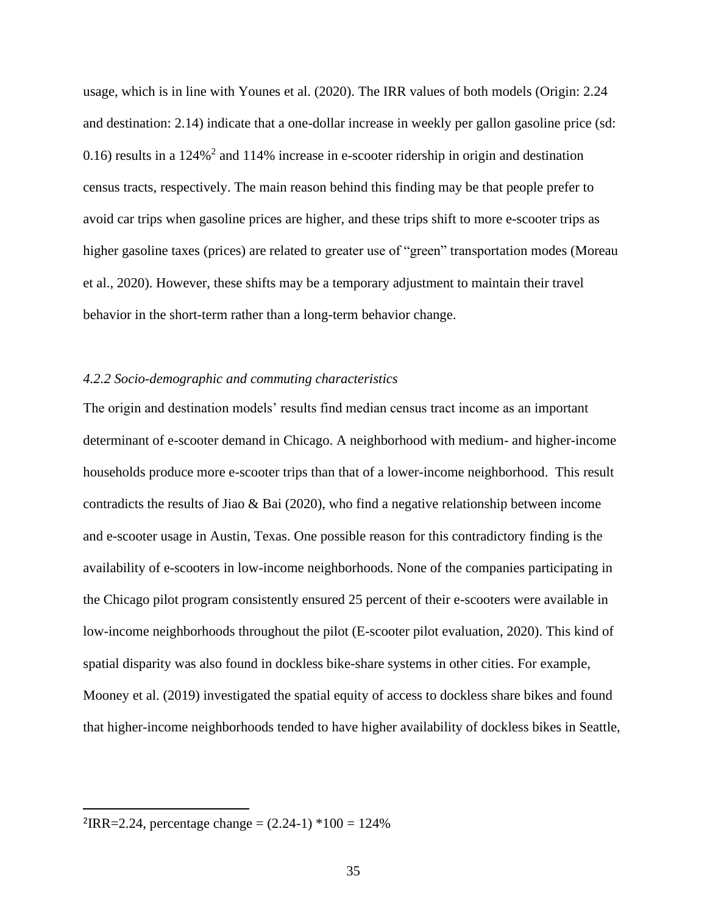usage, which is in line with Younes et al. (2020). The IRR values of both models (Origin: 2.24 and destination: 2.14) indicate that a one-dollar increase in weekly per gallon gasoline price (sd: 0.16) results in a 124%[2] and 114% increase in e-scooter ridership in origin and destination census tracts, respectively. The main reason behind this finding may be that people prefer to avoid car trips when gasoline prices are higher, and these trips shift to more e-scooter trips as higher gasoline taxes (prices) are related to greater use of "green" transportation modes (Moreau et al., 2020). However, these shifts may be a temporary adjustment to maintain their travel behavior in the short-term rather than a long-term behavior change.

#### *4.2.2 Socio-demographic and commuting characteristics*

The origin and destination models' results find median census tract income as an important determinant of e-scooter demand in Chicago. A neighborhood with medium- and higher-income households produce more e-scooter trips than that of a lower-income neighborhood. This result contradicts the results of Jiao & Bai (2020), who find a negative relationship between income and e-scooter usage in Austin, Texas. One possible reason for this contradictory finding is the availability of e-scooters in low-income neighborhoods. None of the companies participating in the Chicago pilot program consistently ensured 25 percent of their e-scooters were available in low-income neighborhoods throughout the pilot (E-scooter pilot evaluation, 2020). This kind of spatial disparity was also found in dockless bike-share systems in other cities. For example, Mooney et al. (2019) investigated the spatial equity of access to dockless share bikes and found that higher-income neighborhoods tended to have higher availability of dockless bikes in Seattle,

---

[2] IRR=2.24, percentage change = (2.24-1) *100 = 124%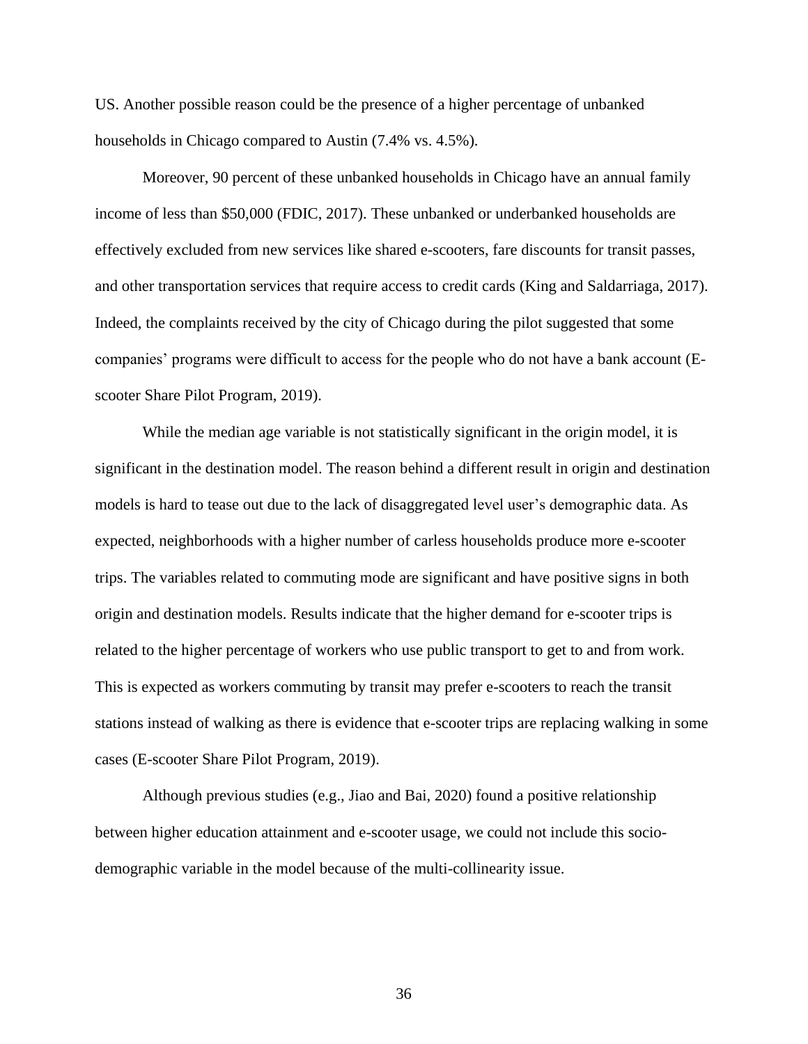US. Another possible reason could be the presence of a higher percentage of unbanked households in Chicago compared to Austin (7.4% vs. 4.5%).

Moreover, 90 percent of these unbanked households in Chicago have an annual family income of less than $50,000 (FDIC, 2017). These unbanked or underbanked households are effectively excluded from new services like shared e-scooters, fare discounts for transit passes, and other transportation services that require access to credit cards (King and Saldarriaga, 2017). Indeed, the complaints received by the city of Chicago during the pilot suggested that some companies' programs were difficult to access for the people who do not have a bank account (E-scooter Share Pilot Program, 2019).

While the median age variable is not statistically significant in the origin model, it is significant in the destination model. The reason behind a different result in origin and destination models is hard to tease out due to the lack of disaggregated level user's demographic data. As expected, neighborhoods with a higher number of carless households produce more e-scooter trips. The variables related to commuting mode are significant and have positive signs in both origin and destination models. Results indicate that the higher demand for e-scooter trips is related to the higher percentage of workers who use public transport to get to and from work. This is expected as workers commuting by transit may prefer e-scooters to reach the transit stations instead of walking as there is evidence that e-scooter trips are replacing walking in some cases (E-scooter Share Pilot Program, 2019).

Although previous studies (e.g., Jiao and Bai, 2020) found a positive relationship between higher education attainment and e-scooter usage, we could not include this socio-demographic variable in the model because of the multi-collinearity issue.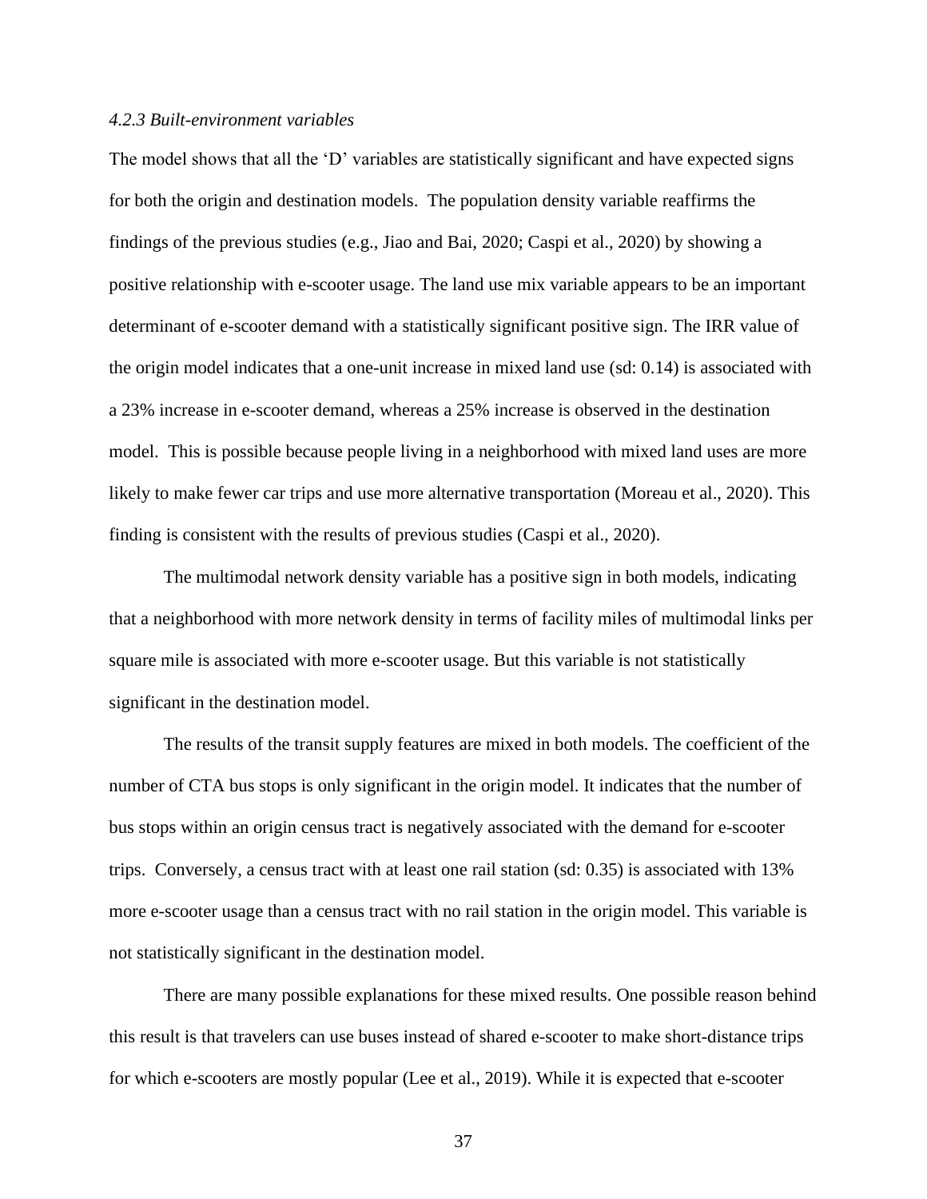*4.2.3 Built-environment variables*

The model shows that all the 'D' variables are statistically significant and have expected signs for both the origin and destination models. The population density variable reaffirms the findings of the previous studies (e.g., Jiao and Bai, 2020; Caspi et al., 2020) by showing a positive relationship with e-scooter usage. The land use mix variable appears to be an important determinant of e-scooter demand with a statistically significant positive sign. The IRR value of the origin model indicates that a one-unit increase in mixed land use (sd: 0.14) is associated with a 23% increase in e-scooter demand, whereas a 25% increase is observed in the destination model. This is possible because people living in a neighborhood with mixed land uses are more likely to make fewer car trips and use more alternative transportation (Moreau et al., 2020). This finding is consistent with the results of previous studies (Caspi et al., 2020).

The multimodal network density variable has a positive sign in both models, indicating that a neighborhood with more network density in terms of facility miles of multimodal links per square mile is associated with more e-scooter usage. But this variable is not statistically significant in the destination model.

The results of the transit supply features are mixed in both models. The coefficient of the number of CTA bus stops is only significant in the origin model. It indicates that the number of bus stops within an origin census tract is negatively associated with the demand for e-scooter trips. Conversely, a census tract with at least one rail station (sd: 0.35) is associated with 13% more e-scooter usage than a census tract with no rail station in the origin model. This variable is not statistically significant in the destination model.

There are many possible explanations for these mixed results. One possible reason behind this result is that travelers can use buses instead of shared e-scooter to make short-distance trips for which e-scooters are mostly popular (Lee et al., 2019). While it is expected that e-scooter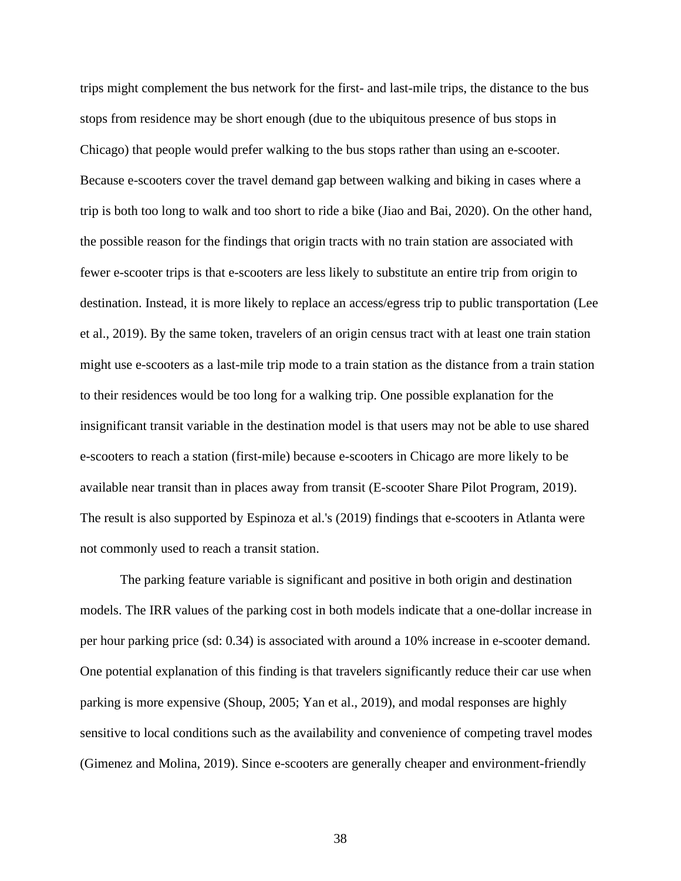trips might complement the bus network for the first- and last-mile trips, the distance to the bus stops from residence may be short enough (due to the ubiquitous presence of bus stops in Chicago) that people would prefer walking to the bus stops rather than using an e-scooter. Because e-scooters cover the travel demand gap between walking and biking in cases where a trip is both too long to walk and too short to ride a bike (Jiao and Bai, 2020). On the other hand, the possible reason for the findings that origin tracts with no train station are associated with fewer e-scooter trips is that e-scooters are less likely to substitute an entire trip from origin to destination. Instead, it is more likely to replace an access/egress trip to public transportation (Lee et al., 2019). By the same token, travelers of an origin census tract with at least one train station might use e-scooters as a last-mile trip mode to a train station as the distance from a train station to their residences would be too long for a walking trip. One possible explanation for the insignificant transit variable in the destination model is that users may not be able to use shared e-scooters to reach a station (first-mile) because e-scooters in Chicago are more likely to be available near transit than in places away from transit (E-scooter Share Pilot Program, 2019). The result is also supported by Espinoza et al.'s (2019) findings that e-scooters in Atlanta were not commonly used to reach a transit station.

The parking feature variable is significant and positive in both origin and destination models. The IRR values of the parking cost in both models indicate that a one-dollar increase in per hour parking price (sd: 0.34) is associated with around a 10% increase in e-scooter demand. One potential explanation of this finding is that travelers significantly reduce their car use when parking is more expensive (Shoup, 2005; Yan et al., 2019), and modal responses are highly sensitive to local conditions such as the availability and convenience of competing travel modes (Gimenez and Molina, 2019). Since e-scooters are generally cheaper and environment-friendly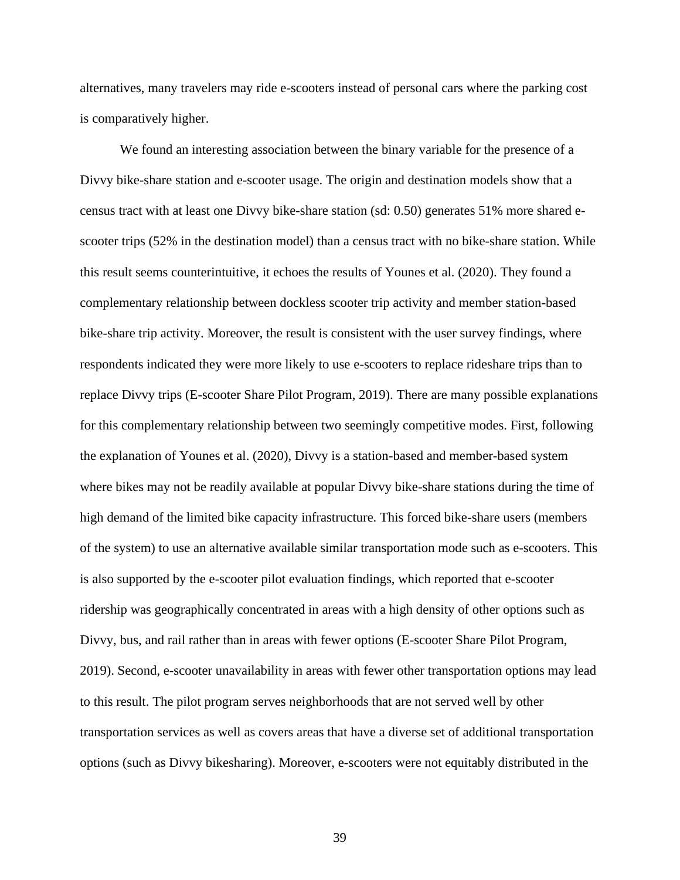alternatives, many travelers may ride e-scooters instead of personal cars where the parking cost is comparatively higher.

We found an interesting association between the binary variable for the presence of a Divvy bike-share station and e-scooter usage. The origin and destination models show that a census tract with at least one Divvy bike-share station (sd: 0.50) generates 51% more shared e-scooter trips (52% in the destination model) than a census tract with no bike-share station. While this result seems counterintuitive, it echoes the results of Younes et al. (2020). They found a complementary relationship between dockless scooter trip activity and member station-based bike-share trip activity. Moreover, the result is consistent with the user survey findings, where respondents indicated they were more likely to use e-scooters to replace rideshare trips than to replace Divvy trips (E-scooter Share Pilot Program, 2019). There are many possible explanations for this complementary relationship between two seemingly competitive modes. First, following the explanation of Younes et al. (2020), Divvy is a station-based and member-based system where bikes may not be readily available at popular Divvy bike-share stations during the time of high demand of the limited bike capacity infrastructure. This forced bike-share users (members of the system) to use an alternative available similar transportation mode such as e-scooters. This is also supported by the e-scooter pilot evaluation findings, which reported that e-scooter ridership was geographically concentrated in areas with a high density of other options such as Divvy, bus, and rail rather than in areas with fewer options (E-scooter Share Pilot Program, 2019). Second, e-scooter unavailability in areas with fewer other transportation options may lead to this result. The pilot program serves neighborhoods that are not served well by other transportation services as well as covers areas that have a diverse set of additional transportation options (such as Divvy bikesharing). Moreover, e-scooters were not equitably distributed in the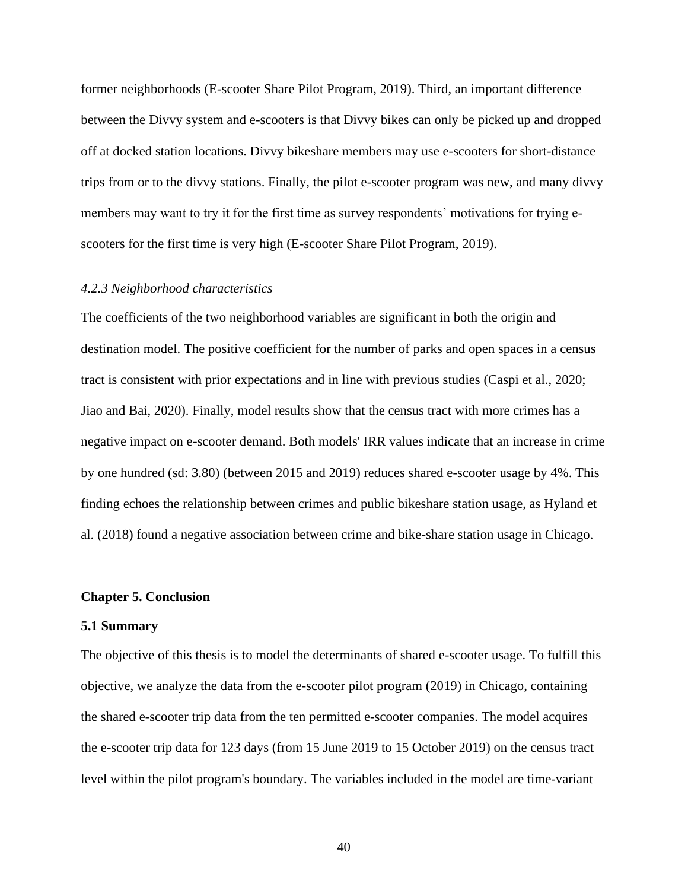former neighborhoods (E-scooter Share Pilot Program, 2019). Third, an important difference between the Divvy system and e-scooters is that Divvy bikes can only be picked up and dropped off at docked station locations. Divvy bikeshare members may use e-scooters for short-distance trips from or to the divvy stations. Finally, the pilot e-scooter program was new, and many divvy members may want to try it for the first time as survey respondents' motivations for trying e-scooters for the first time is very high (E-scooter Share Pilot Program, 2019).

### *4.2.3 Neighborhood characteristics*

The coefficients of the two neighborhood variables are significant in both the origin and destination model. The positive coefficient for the number of parks and open spaces in a census tract is consistent with prior expectations and in line with previous studies (Caspi et al., 2020; Jiao and Bai, 2020). Finally, model results show that the census tract with more crimes has a negative impact on e-scooter demand. Both models' IRR values indicate that an increase in crime by one hundred (sd: 3.80) (between 2015 and 2019) reduces shared e-scooter usage by 4%. This finding echoes the relationship between crimes and public bikeshare station usage, as Hyland et al. (2018) found a negative association between crime and bike-share station usage in Chicago.

## Chapter 5. Conclusion

### 5.1 Summary

The objective of this thesis is to model the determinants of shared e-scooter usage. To fulfill this objective, we analyze the data from the e-scooter pilot program (2019) in Chicago, containing the shared e-scooter trip data from the ten permitted e-scooter companies. The model acquires the e-scooter trip data for 123 days (from 15 June 2019 to 15 October 2019) on the census tract level within the pilot program's boundary. The variables included in the model are time-variant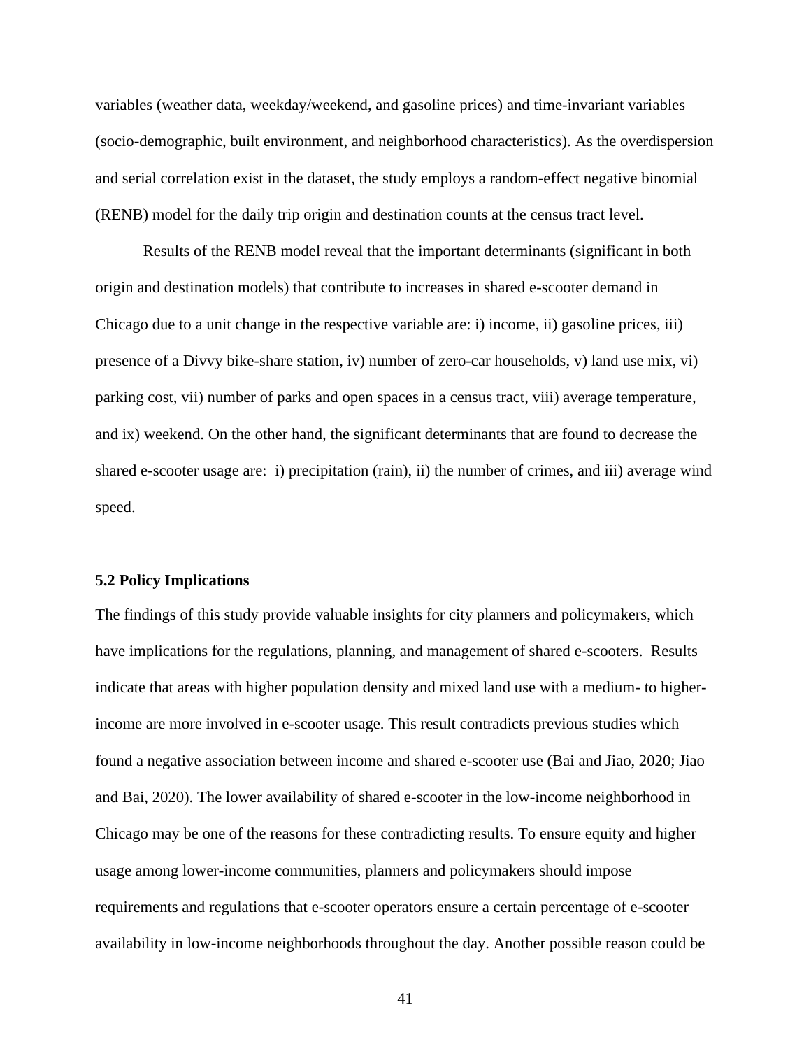variables (weather data, weekday/weekend, and gasoline prices) and time-invariant variables (socio-demographic, built environment, and neighborhood characteristics). As the overdispersion and serial correlation exist in the dataset, the study employs a random-effect negative binomial (RENB) model for the daily trip origin and destination counts at the census tract level.

Results of the RENB model reveal that the important determinants (significant in both origin and destination models) that contribute to increases in shared e-scooter demand in Chicago due to a unit change in the respective variable are: i) income, ii) gasoline prices, iii) presence of a Divvy bike-share station, iv) number of zero-car households, v) land use mix, vi) parking cost, vii) number of parks and open spaces in a census tract, viii) average temperature, and ix) weekend. On the other hand, the significant determinants that are found to decrease the shared e-scooter usage are: i) precipitation (rain), ii) the number of crimes, and iii) average wind speed.

### 5.2 Policy Implications

The findings of this study provide valuable insights for city planners and policymakers, which have implications for the regulations, planning, and management of shared e-scooters. Results indicate that areas with higher population density and mixed land use with a medium- to higher-income are more involved in e-scooter usage. This result contradicts previous studies which found a negative association between income and shared e-scooter use (Bai and Jiao, 2020; Jiao and Bai, 2020). The lower availability of shared e-scooter in the low-income neighborhood in Chicago may be one of the reasons for these contradicting results. To ensure equity and higher usage among lower-income communities, planners and policymakers should impose requirements and regulations that e-scooter operators ensure a certain percentage of e-scooter availability in low-income neighborhoods throughout the day. Another possible reason could be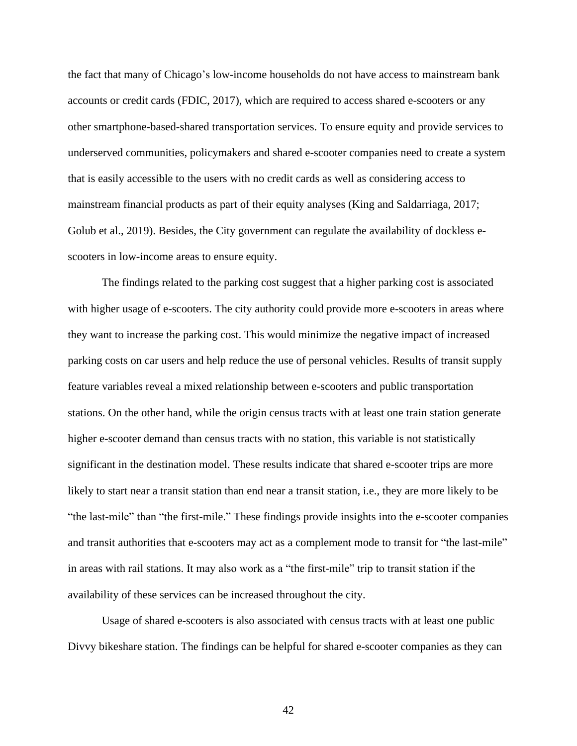the fact that many of Chicago's low-income households do not have access to mainstream bank accounts or credit cards (FDIC, 2017), which are required to access shared e-scooters or any other smartphone-based-shared transportation services. To ensure equity and provide services to underserved communities, policymakers and shared e-scooter companies need to create a system that is easily accessible to the users with no credit cards as well as considering access to mainstream financial products as part of their equity analyses (King and Saldarriaga, 2017; Golub et al., 2019). Besides, the City government can regulate the availability of dockless e-scooters in low-income areas to ensure equity.

The findings related to the parking cost suggest that a higher parking cost is associated with higher usage of e-scooters. The city authority could provide more e-scooters in areas where they want to increase the parking cost. This would minimize the negative impact of increased parking costs on car users and help reduce the use of personal vehicles. Results of transit supply feature variables reveal a mixed relationship between e-scooters and public transportation stations. On the other hand, while the origin census tracts with at least one train station generate higher e-scooter demand than census tracts with no station, this variable is not statistically significant in the destination model. These results indicate that shared e-scooter trips are more likely to start near a transit station than end near a transit station, i.e., they are more likely to be "the last-mile" than "the first-mile." These findings provide insights into the e-scooter companies and transit authorities that e-scooters may act as a complement mode to transit for "the last-mile" in areas with rail stations. It may also work as a "the first-mile" trip to transit station if the availability of these services can be increased throughout the city.

Usage of shared e-scooters is also associated with census tracts with at least one public Divvy bikeshare station. The findings can be helpful for shared e-scooter companies as they can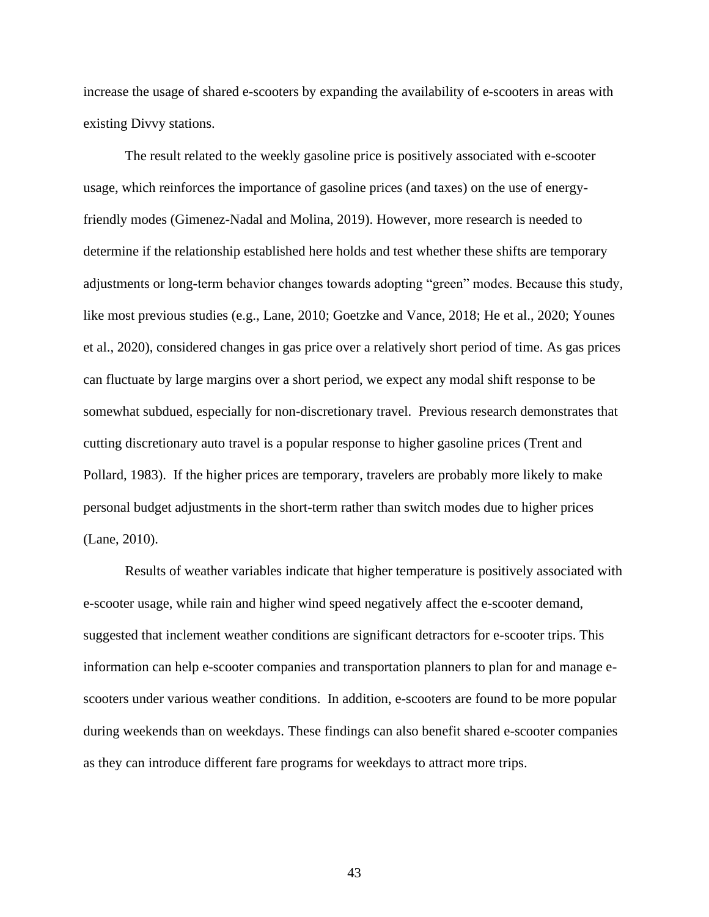increase the usage of shared e-scooters by expanding the availability of e-scooters in areas with existing Divvy stations.

The result related to the weekly gasoline price is positively associated with e-scooter usage, which reinforces the importance of gasoline prices (and taxes) on the use of energy-friendly modes (Gimenez-Nadal and Molina, 2019). However, more research is needed to determine if the relationship established here holds and test whether these shifts are temporary adjustments or long-term behavior changes towards adopting "green" modes. Because this study, like most previous studies (e.g., Lane, 2010; Goetzke and Vance, 2018; He et al., 2020; Younes et al., 2020), considered changes in gas price over a relatively short period of time. As gas prices can fluctuate by large margins over a short period, we expect any modal shift response to be somewhat subdued, especially for non-discretionary travel. Previous research demonstrates that cutting discretionary auto travel is a popular response to higher gasoline prices (Trent and Pollard, 1983). If the higher prices are temporary, travelers are probably more likely to make personal budget adjustments in the short-term rather than switch modes due to higher prices (Lane, 2010).

Results of weather variables indicate that higher temperature is positively associated with e-scooter usage, while rain and higher wind speed negatively affect the e-scooter demand, suggested that inclement weather conditions are significant detractors for e-scooter trips. This information can help e-scooter companies and transportation planners to plan for and manage e-scooters under various weather conditions. In addition, e-scooters are found to be more popular during weekends than on weekdays. These findings can also benefit shared e-scooter companies as they can introduce different fare programs for weekdays to attract more trips.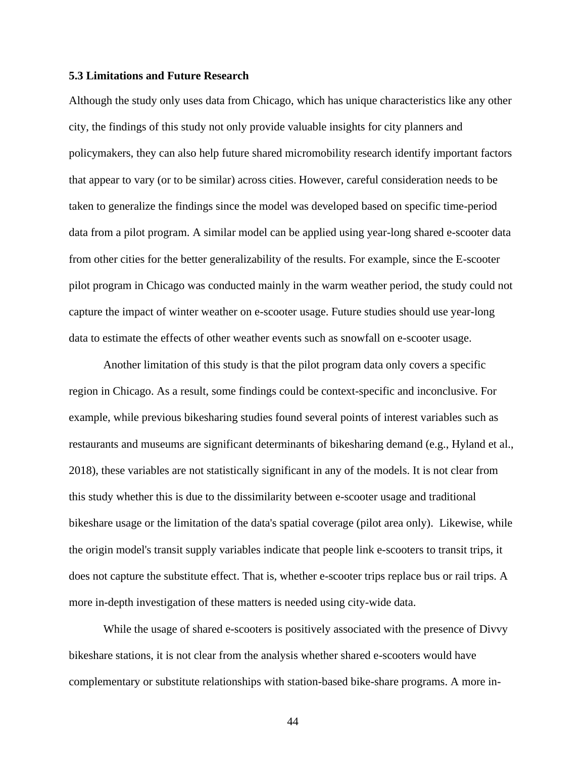### 5.3 Limitations and Future Research

Although the study only uses data from Chicago, which has unique characteristics like any other city, the findings of this study not only provide valuable insights for city planners and policymakers, they can also help future shared micromobility research identify important factors that appear to vary (or to be similar) across cities. However, careful consideration needs to be taken to generalize the findings since the model was developed based on specific time-period data from a pilot program. A similar model can be applied using year-long shared e-scooter data from other cities for the better generalizability of the results. For example, since the E-scooter pilot program in Chicago was conducted mainly in the warm weather period, the study could not capture the impact of winter weather on e-scooter usage. Future studies should use year-long data to estimate the effects of other weather events such as snowfall on e-scooter usage.

Another limitation of this study is that the pilot program data only covers a specific region in Chicago. As a result, some findings could be context-specific and inconclusive. For example, while previous bikesharing studies found several points of interest variables such as restaurants and museums are significant determinants of bikesharing demand (e.g., Hyland et al., 2018), these variables are not statistically significant in any of the models. It is not clear from this study whether this is due to the dissimilarity between e-scooter usage and traditional bikeshare usage or the limitation of the data's spatial coverage (pilot area only). Likewise, while the origin model's transit supply variables indicate that people link e-scooters to transit trips, it does not capture the substitute effect. That is, whether e-scooter trips replace bus or rail trips. A more in-depth investigation of these matters is needed using city-wide data.

While the usage of shared e-scooters is positively associated with the presence of Divvy bikeshare stations, it is not clear from the analysis whether shared e-scooters would have complementary or substitute relationships with station-based bike-share programs. A more in-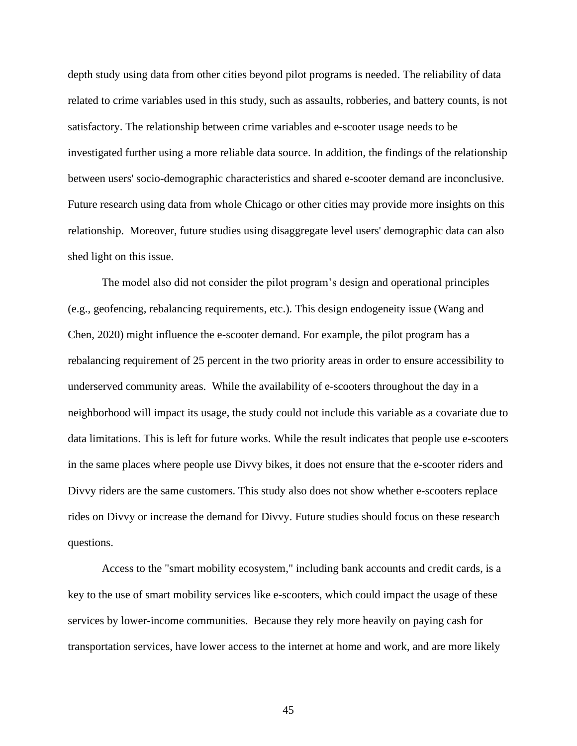depth study using data from other cities beyond pilot programs is needed. The reliability of data related to crime variables used in this study, such as assaults, robberies, and battery counts, is not satisfactory. The relationship between crime variables and e-scooter usage needs to be investigated further using a more reliable data source. In addition, the findings of the relationship between users' socio-demographic characteristics and shared e-scooter demand are inconclusive. Future research using data from whole Chicago or other cities may provide more insights on this relationship. Moreover, future studies using disaggregate level users' demographic data can also shed light on this issue.

The model also did not consider the pilot program's design and operational principles (e.g., geofencing, rebalancing requirements, etc.). This design endogeneity issue (Wang and Chen, 2020) might influence the e-scooter demand. For example, the pilot program has a rebalancing requirement of 25 percent in the two priority areas in order to ensure accessibility to underserved community areas. While the availability of e-scooters throughout the day in a neighborhood will impact its usage, the study could not include this variable as a covariate due to data limitations. This is left for future works. While the result indicates that people use e-scooters in the same places where people use Divvy bikes, it does not ensure that the e-scooter riders and Divvy riders are the same customers. This study also does not show whether e-scooters replace rides on Divvy or increase the demand for Divvy. Future studies should focus on these research questions.

Access to the "smart mobility ecosystem," including bank accounts and credit cards, is a key to the use of smart mobility services like e-scooters, which could impact the usage of these services by lower-income communities. Because they rely more heavily on paying cash for transportation services, have lower access to the internet at home and work, and are more likely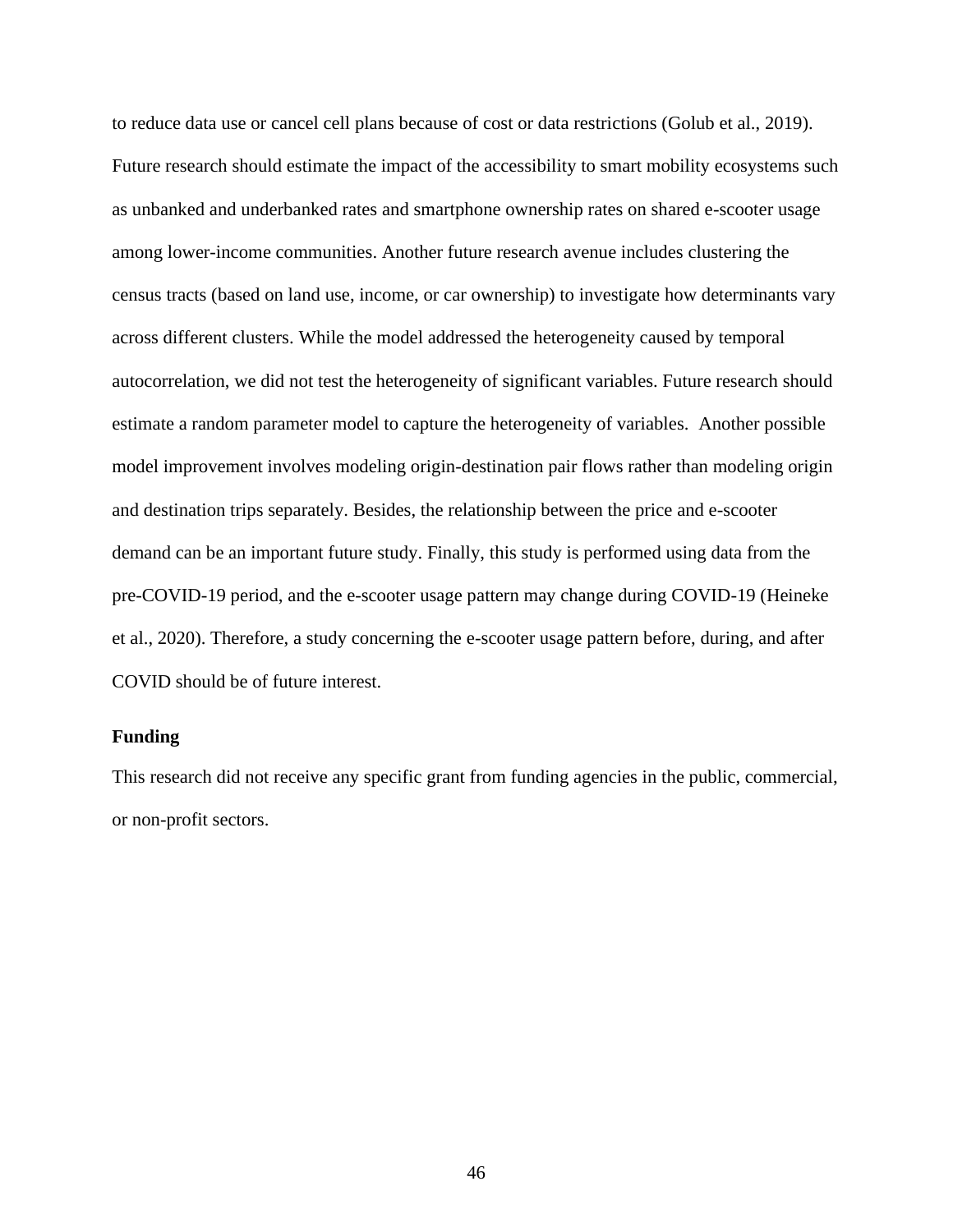to reduce data use or cancel cell plans because of cost or data restrictions (Golub et al., 2019). Future research should estimate the impact of the accessibility to smart mobility ecosystems such as unbanked and underbanked rates and smartphone ownership rates on shared e-scooter usage among lower-income communities. Another future research avenue includes clustering the census tracts (based on land use, income, or car ownership) to investigate how determinants vary across different clusters. While the model addressed the heterogeneity caused by temporal autocorrelation, we did not test the heterogeneity of significant variables. Future research should estimate a random parameter model to capture the heterogeneity of variables. Another possible model improvement involves modeling origin-destination pair flows rather than modeling origin and destination trips separately. Besides, the relationship between the price and e-scooter demand can be an important future study. Finally, this study is performed using data from the pre-COVID-19 period, and the e-scooter usage pattern may change during COVID-19 (Heineke et al., 2020). Therefore, a study concerning the e-scooter usage pattern before, during, and after COVID should be of future interest.

**Funding**

This research did not receive any specific grant from funding agencies in the public, commercial, or non-profit sectors.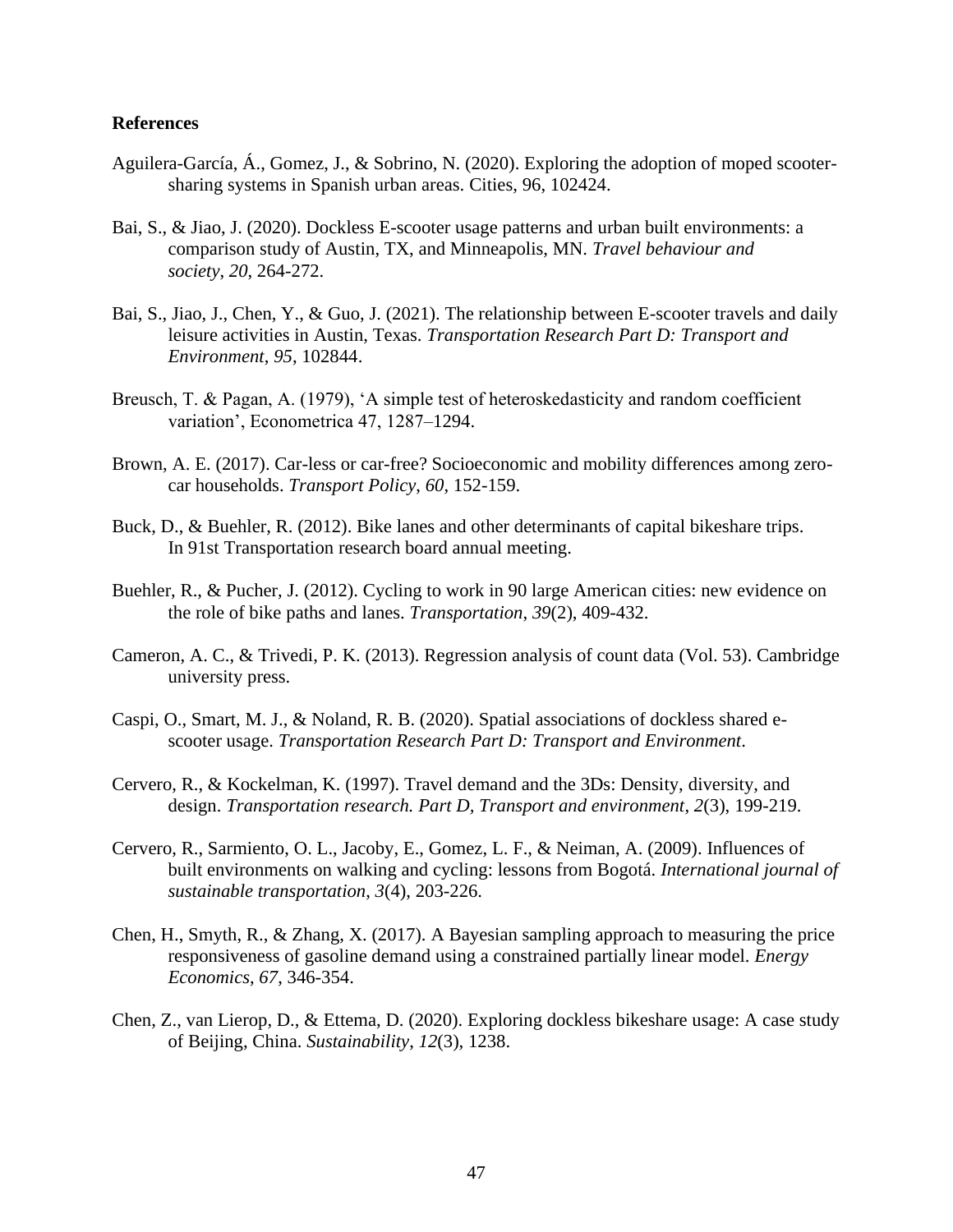**References**

Aguilera-García, Á., Gomez, J., & Sobrino, N. (2020). Exploring the adoption of moped scooter-sharing systems in Spanish urban areas. Cities, 96, 102424.

Bai, S., & Jiao, J. (2020). Dockless E-scooter usage patterns and urban built environments: a comparison study of Austin, TX, and Minneapolis, MN. *Travel behaviour and society*, *20*, 264-272.

Bai, S., Jiao, J., Chen, Y., & Guo, J. (2021). The relationship between E-scooter travels and daily leisure activities in Austin, Texas. *Transportation Research Part D: Transport and Environment*, *95*, 102844.

Breusch, T. & Pagan, A. (1979), 'A simple test of heteroskedasticity and random coefficient variation', Econometrica 47, 1287–1294.

Brown, A. E. (2017). Car-less or car-free? Socioeconomic and mobility differences among zero-car households. *Transport Policy*, *60*, 152-159.

Buck, D., & Buehler, R. (2012). Bike lanes and other determinants of capital bikeshare trips. In 91st Transportation research board annual meeting.

Buehler, R., & Pucher, J. (2012). Cycling to work in 90 large American cities: new evidence on the role of bike paths and lanes. *Transportation*, *39*(2), 409-432.

Cameron, A. C., & Trivedi, P. K. (2013). Regression analysis of count data (Vol. 53). Cambridge university press.

Caspi, O., Smart, M. J., & Noland, R. B. (2020). Spatial associations of dockless shared e-scooter usage. *Transportation Research Part D: Transport and Environment*.

Cervero, R., & Kockelman, K. (1997). Travel demand and the 3Ds: Density, diversity, and design. *Transportation research. Part D, Transport and environment*, *2*(3), 199-219.

Cervero, R., Sarmiento, O. L., Jacoby, E., Gomez, L. F., & Neiman, A. (2009). Influences of built environments on walking and cycling: lessons from Bogotá. *International journal of sustainable transportation*, *3*(4), 203-226.

Chen, H., Smyth, R., & Zhang, X. (2017). A Bayesian sampling approach to measuring the price responsiveness of gasoline demand using a constrained partially linear model. *Energy Economics*, *67*, 346-354.

Chen, Z., van Lierop, D., & Ettema, D. (2020). Exploring dockless bikeshare usage: A case study of Beijing, China. *Sustainability*, *12*(3), 1238.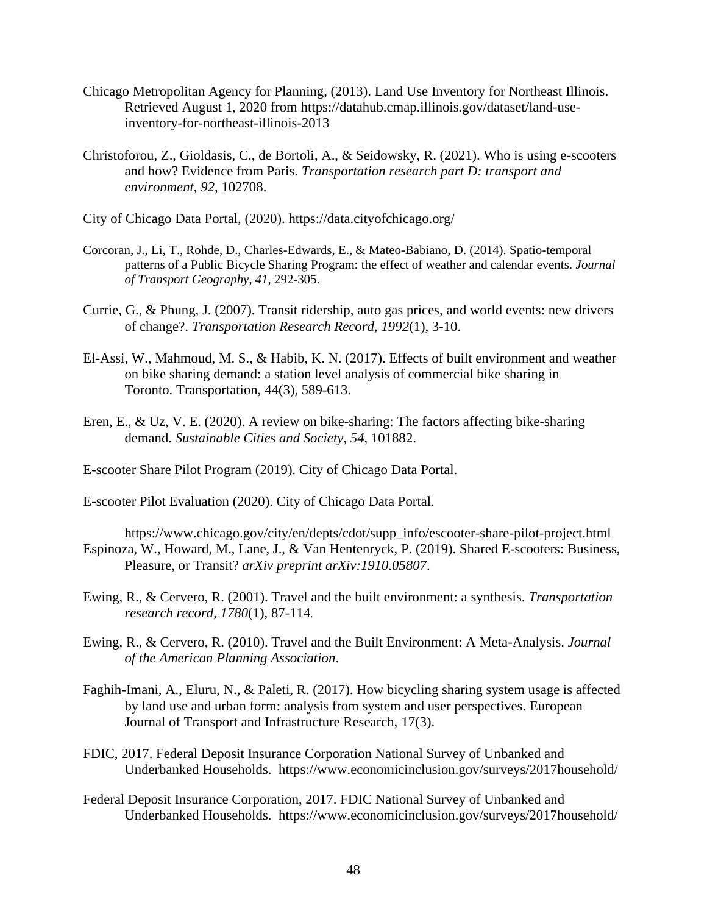Chicago Metropolitan Agency for Planning, (2013). Land Use Inventory for Northeast Illinois. Retrieved August 1, 2020 from https://datahub.cmap.illinois.gov/dataset/land-use-inventory-for-northeast-illinois-2013

Christoforou, Z., Gioldasis, C., de Bortoli, A., & Seidowsky, R. (2021). Who is using e-scooters and how? Evidence from Paris. *Transportation research part D: transport and environment*, *92*, 102708.

City of Chicago Data Portal, (2020). https://data.cityofchicago.org/

Corcoran, J., Li, T., Rohde, D., Charles-Edwards, E., & Mateo-Babiano, D. (2014). Spatio-temporal patterns of a Public Bicycle Sharing Program: the effect of weather and calendar events. *Journal of Transport Geography*, *41*, 292-305.

Currie, G., & Phung, J. (2007). Transit ridership, auto gas prices, and world events: new drivers of change?. *Transportation Research Record*, *1992*(1), 3-10.

El-Assi, W., Mahmoud, M. S., & Habib, K. N. (2017). Effects of built environment and weather on bike sharing demand: a station level analysis of commercial bike sharing in Toronto. Transportation, 44(3), 589-613.

Eren, E., & Uz, V. E. (2020). A review on bike-sharing: The factors affecting bike-sharing demand. *Sustainable Cities and Society*, *54*, 101882.

E-scooter Share Pilot Program (2019). City of Chicago Data Portal.

E-scooter Pilot Evaluation (2020). City of Chicago Data Portal.

https://www.chicago.gov/city/en/depts/cdot/supp_info/escooter-share-pilot-project.html

Espinoza, W., Howard, M., Lane, J., & Van Hentenryck, P. (2019). Shared E-scooters: Business, Pleasure, or Transit? *arXiv preprint arXiv:1910.05807*.

Ewing, R., & Cervero, R. (2001). Travel and the built environment: a synthesis. *Transportation research record*, *1780*(1), 87-114.

Ewing, R., & Cervero, R. (2010). Travel and the Built Environment: A Meta-Analysis. *Journal of the American Planning Association*.

Faghih-Imani, A., Eluru, N., & Paleti, R. (2017). How bicycling sharing system usage is affected by land use and urban form: analysis from system and user perspectives. European Journal of Transport and Infrastructure Research, 17(3).

FDIC, 2017. Federal Deposit Insurance Corporation National Survey of Unbanked and Underbanked Households. https://www.economicinclusion.gov/surveys/2017household/

Federal Deposit Insurance Corporation, 2017. FDIC National Survey of Unbanked and Underbanked Households. https://www.economicinclusion.gov/surveys/2017household/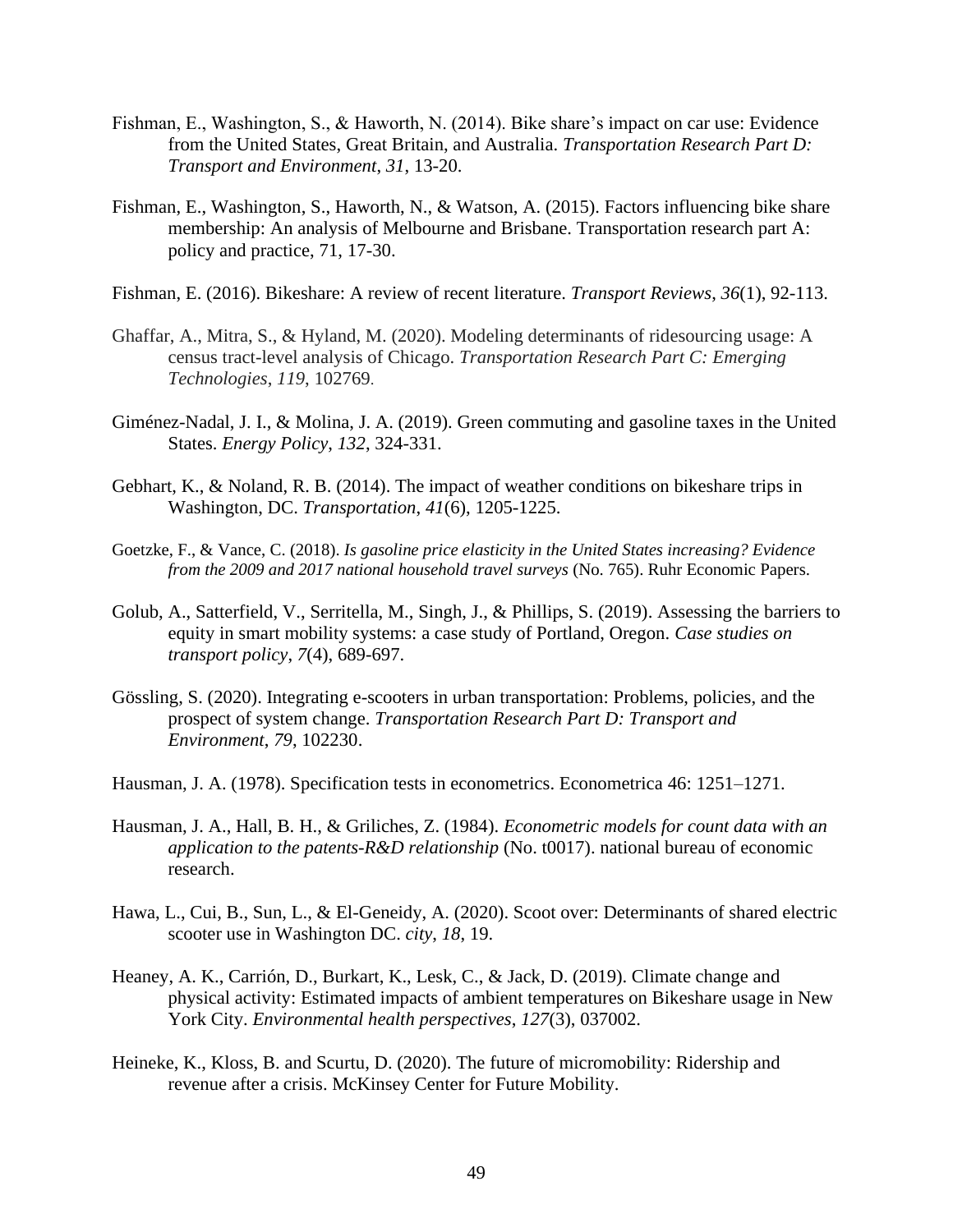Fishman, E., Washington, S., & Haworth, N. (2014). Bike share's impact on car use: Evidence from the United States, Great Britain, and Australia. *Transportation Research Part D: Transport and Environment*, *31*, 13-20.

Fishman, E., Washington, S., Haworth, N., & Watson, A. (2015). Factors influencing bike share membership: An analysis of Melbourne and Brisbane. Transportation research part A: policy and practice, 71, 17-30.

Fishman, E. (2016). Bikeshare: A review of recent literature. *Transport Reviews*, *36*(1), 92-113.

Ghaffar, A., Mitra, S., & Hyland, M. (2020). Modeling determinants of ridesourcing usage: A census tract-level analysis of Chicago. *Transportation Research Part C: Emerging Technologies*, *119*, 102769.

Giménez-Nadal, J. I., & Molina, J. A. (2019). Green commuting and gasoline taxes in the United States. *Energy Policy*, *132*, 324-331.

Gebhart, K., & Noland, R. B. (2014). The impact of weather conditions on bikeshare trips in Washington, DC. *Transportation*, *41*(6), 1205-1225.

Goetzke, F., & Vance, C. (2018). *Is gasoline price elasticity in the United States increasing? Evidence from the 2009 and 2017 national household travel surveys* (No. 765). Ruhr Economic Papers.

Golub, A., Satterfield, V., Serritella, M., Singh, J., & Phillips, S. (2019). Assessing the barriers to equity in smart mobility systems: a case study of Portland, Oregon. *Case studies on transport policy*, *7*(4), 689-697.

Gössling, S. (2020). Integrating e-scooters in urban transportation: Problems, policies, and the prospect of system change. *Transportation Research Part D: Transport and Environment*, *79*, 102230.

Hausman, J. A. (1978). Specification tests in econometrics. Econometrica 46: 1251–1271.

Hausman, J. A., Hall, B. H., & Griliches, Z. (1984). *Econometric models for count data with an application to the patents-R&D relationship* (No. t0017). national bureau of economic research.

Hawa, L., Cui, B., Sun, L., & El-Geneidy, A. (2020). Scoot over: Determinants of shared electric scooter use in Washington DC. *city*, *18*, 19.

Heaney, A. K., Carrión, D., Burkart, K., Lesk, C., & Jack, D. (2019). Climate change and physical activity: Estimated impacts of ambient temperatures on Bikeshare usage in New York City. *Environmental health perspectives*, *127*(3), 037002.

Heineke, K., Kloss, B. and Scurtu, D. (2020). The future of micromobility: Ridership and revenue after a crisis. McKinsey Center for Future Mobility.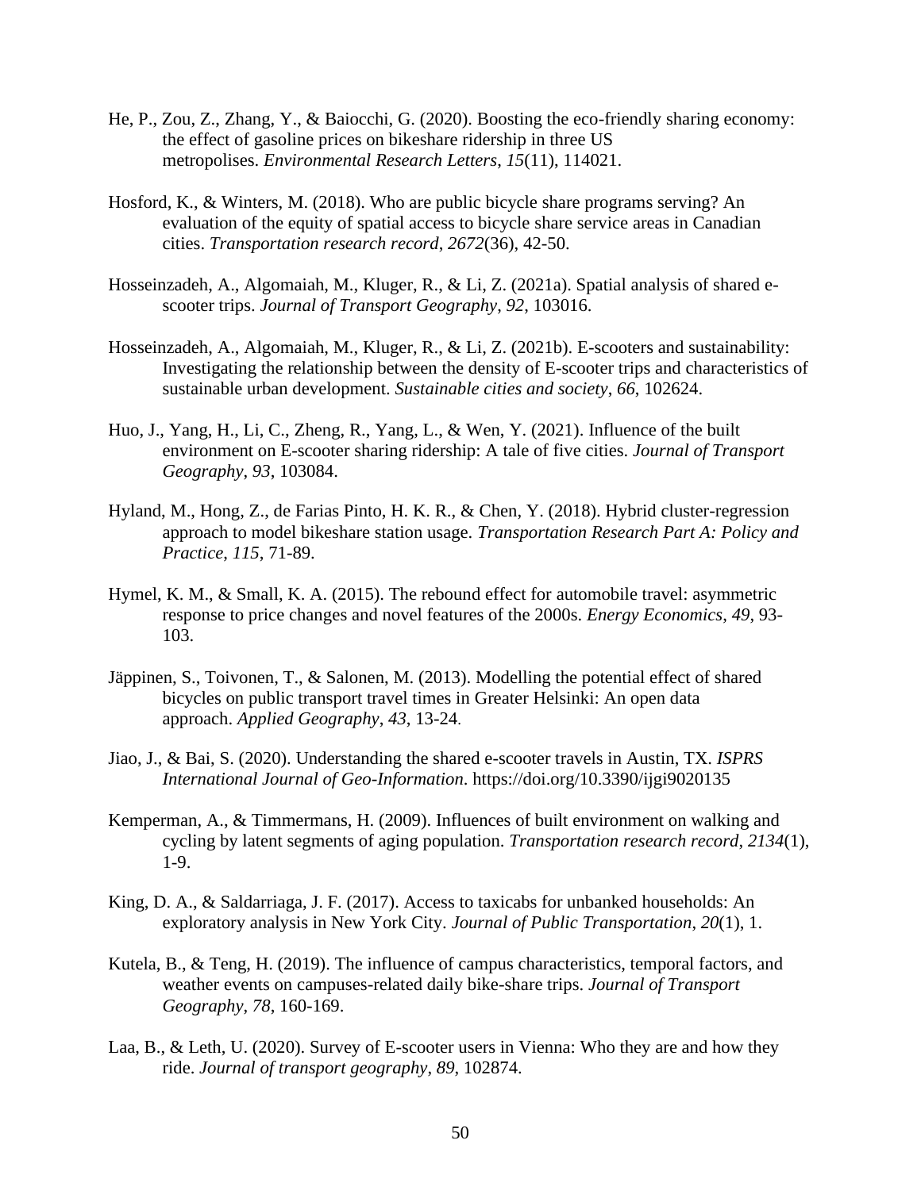He, P., Zou, Z., Zhang, Y., & Baiocchi, G. (2020). Boosting the eco-friendly sharing economy: the effect of gasoline prices on bikeshare ridership in three US metropolises. *Environmental Research Letters*, *15*(11), 114021.

Hosford, K., & Winters, M. (2018). Who are public bicycle share programs serving? An evaluation of the equity of spatial access to bicycle share service areas in Canadian cities. *Transportation research record*, *2672*(36), 42-50.

Hosseinzadeh, A., Algomaiah, M., Kluger, R., & Li, Z. (2021a). Spatial analysis of shared e-scooter trips. *Journal of Transport Geography*, *92*, 103016.

Hosseinzadeh, A., Algomaiah, M., Kluger, R., & Li, Z. (2021b). E-scooters and sustainability: Investigating the relationship between the density of E-scooter trips and characteristics of sustainable urban development. *Sustainable cities and society*, *66*, 102624.

Huo, J., Yang, H., Li, C., Zheng, R., Yang, L., & Wen, Y. (2021). Influence of the built environment on E-scooter sharing ridership: A tale of five cities. *Journal of Transport Geography*, *93*, 103084.

Hyland, M., Hong, Z., de Farias Pinto, H. K. R., & Chen, Y. (2018). Hybrid cluster-regression approach to model bikeshare station usage. *Transportation Research Part A: Policy and Practice*, *115*, 71-89.

Hymel, K. M., & Small, K. A. (2015). The rebound effect for automobile travel: asymmetric response to price changes and novel features of the 2000s. *Energy Economics*, *49*, 93-103.

Jäppinen, S., Toivonen, T., & Salonen, M. (2013). Modelling the potential effect of shared bicycles on public transport travel times in Greater Helsinki: An open data approach. *Applied Geography*, *43*, 13-24.

Jiao, J., & Bai, S. (2020). Understanding the shared e-scooter travels in Austin, TX. *ISPRS International Journal of Geo-Information*. https://doi.org/10.3390/ijgi9020135

Kemperman, A., & Timmermans, H. (2009). Influences of built environment on walking and cycling by latent segments of aging population. *Transportation research record*, *2134*(1), 1-9.

King, D. A., & Saldarriaga, J. F. (2017). Access to taxicabs for unbanked households: An exploratory analysis in New York City. *Journal of Public Transportation*, *20*(1), 1.

Kutela, B., & Teng, H. (2019). The influence of campus characteristics, temporal factors, and weather events on campuses-related daily bike-share trips. *Journal of Transport Geography*, *78*, 160-169.

Laa, B., & Leth, U. (2020). Survey of E-scooter users in Vienna: Who they are and how they ride. *Journal of transport geography*, *89*, 102874.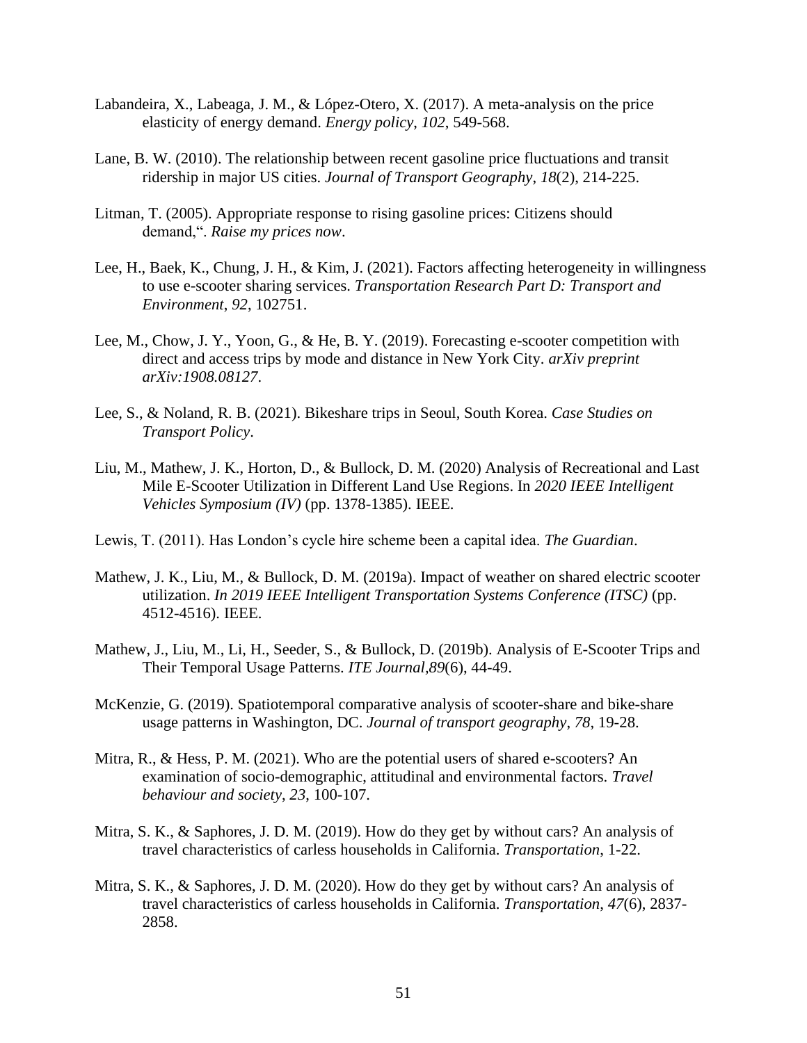Labandeira, X., Labeaga, J. M., & López-Otero, X. (2017). A meta-analysis on the price elasticity of energy demand. *Energy policy*, *102*, 549-568.

Lane, B. W. (2010). The relationship between recent gasoline price fluctuations and transit ridership in major US cities. *Journal of Transport Geography*, *18*(2), 214-225.

Litman, T. (2005). Appropriate response to rising gasoline prices: Citizens should demand,“. *Raise my prices now*.

Lee, H., Baek, K., Chung, J. H., & Kim, J. (2021). Factors affecting heterogeneity in willingness to use e-scooter sharing services. *Transportation Research Part D: Transport and Environment*, *92*, 102751.

Lee, M., Chow, J. Y., Yoon, G., & He, B. Y. (2019). Forecasting e-scooter competition with direct and access trips by mode and distance in New York City. *arXiv preprint arXiv:1908.08127*.

Lee, S., & Noland, R. B. (2021). Bikeshare trips in Seoul, South Korea. *Case Studies on Transport Policy*.

Liu, M., Mathew, J. K., Horton, D., & Bullock, D. M. (2020) Analysis of Recreational and Last Mile E-Scooter Utilization in Different Land Use Regions. In *2020 IEEE Intelligent Vehicles Symposium (IV)* (pp. 1378-1385). IEEE.

Lewis, T. (2011). Has London’s cycle hire scheme been a capital idea. *The Guardian*.

Mathew, J. K., Liu, M., & Bullock, D. M. (2019a). Impact of weather on shared electric scooter utilization. *In 2019 IEEE Intelligent Transportation Systems Conference (ITSC)* (pp. 4512-4516). IEEE.

Mathew, J., Liu, M., Li, H., Seeder, S., & Bullock, D. (2019b). Analysis of E-Scooter Trips and Their Temporal Usage Patterns. *ITE Journal*,*89*(6), 44-49.

McKenzie, G. (2019). Spatiotemporal comparative analysis of scooter-share and bike-share usage patterns in Washington, DC. *Journal of transport geography*, *78*, 19-28.

Mitra, R., & Hess, P. M. (2021). Who are the potential users of shared e-scooters? An examination of socio-demographic, attitudinal and environmental factors. *Travel behaviour and society*, *23*, 100-107.

Mitra, S. K., & Saphores, J. D. M. (2019). How do they get by without cars? An analysis of travel characteristics of carless households in California. *Transportation*, 1-22.

Mitra, S. K., & Saphores, J. D. M. (2020). How do they get by without cars? An analysis of travel characteristics of carless households in California. *Transportation*, *47*(6), 2837-2858.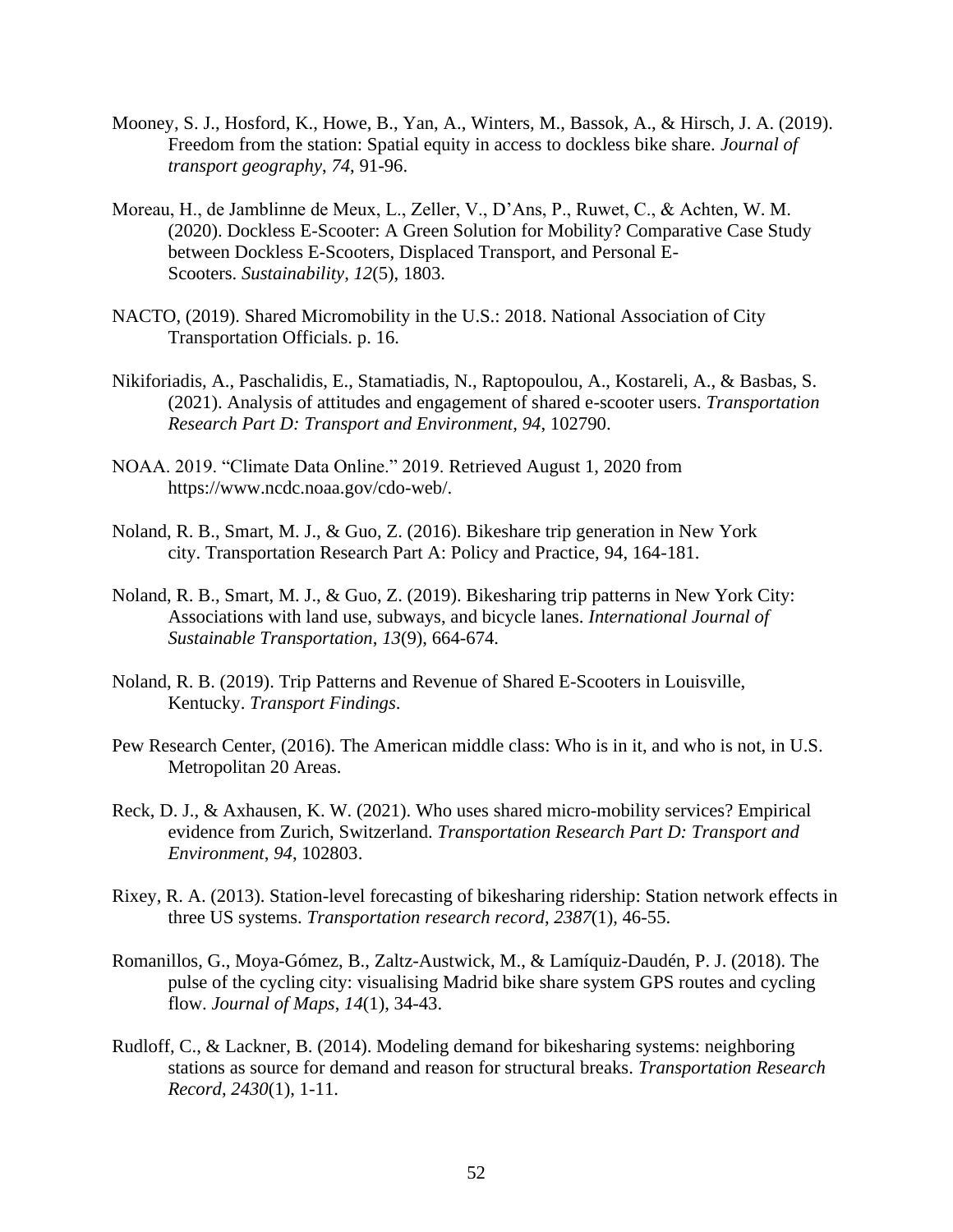Mooney, S. J., Hosford, K., Howe, B., Yan, A., Winters, M., Bassok, A., & Hirsch, J. A. (2019). Freedom from the station: Spatial equity in access to dockless bike share. *Journal of transport geography*, *74*, 91-96.

Moreau, H., de Jamblinne de Meux, L., Zeller, V., D'Ans, P., Ruwet, C., & Achten, W. M. (2020). Dockless E-Scooter: A Green Solution for Mobility? Comparative Case Study between Dockless E-Scooters, Displaced Transport, and Personal E-Scooters. *Sustainability*, *12*(5), 1803.

NACTO, (2019). Shared Micromobility in the U.S.: 2018. National Association of City Transportation Officials. p. 16.

Nikiforiadis, A., Paschalidis, E., Stamatiadis, N., Raptopoulou, A., Kostareli, A., & Basbas, S. (2021). Analysis of attitudes and engagement of shared e-scooter users. *Transportation Research Part D: Transport and Environment*, *94*, 102790.

NOAA. 2019. "Climate Data Online." 2019. Retrieved August 1, 2020 from https://www.ncdc.noaa.gov/cdo-web/.

Noland, R. B., Smart, M. J., & Guo, Z. (2016). Bikeshare trip generation in New York city. Transportation Research Part A: Policy and Practice, 94, 164-181.

Noland, R. B., Smart, M. J., & Guo, Z. (2019). Bikesharing trip patterns in New York City: Associations with land use, subways, and bicycle lanes. *International Journal of Sustainable Transportation*, *13*(9), 664-674.

Noland, R. B. (2019). Trip Patterns and Revenue of Shared E-Scooters in Louisville, Kentucky. *Transport Findings*.

Pew Research Center, (2016). The American middle class: Who is in it, and who is not, in U.S. Metropolitan 20 Areas.

Reck, D. J., & Axhausen, K. W. (2021). Who uses shared micro-mobility services? Empirical evidence from Zurich, Switzerland. *Transportation Research Part D: Transport and Environment*, *94*, 102803.

Rixey, R. A. (2013). Station-level forecasting of bikesharing ridership: Station network effects in three US systems. *Transportation research record*, *2387*(1), 46-55.

Romanillos, G., Moya-Gómez, B., Zaltz-Austwick, M., & Lamíquiz-Daudén, P. J. (2018). The pulse of the cycling city: visualising Madrid bike share system GPS routes and cycling flow. *Journal of Maps*, *14*(1), 34-43.

Rudloff, C., & Lackner, B. (2014). Modeling demand for bikesharing systems: neighboring stations as source for demand and reason for structural breaks. *Transportation Research Record*, *2430*(1), 1-11.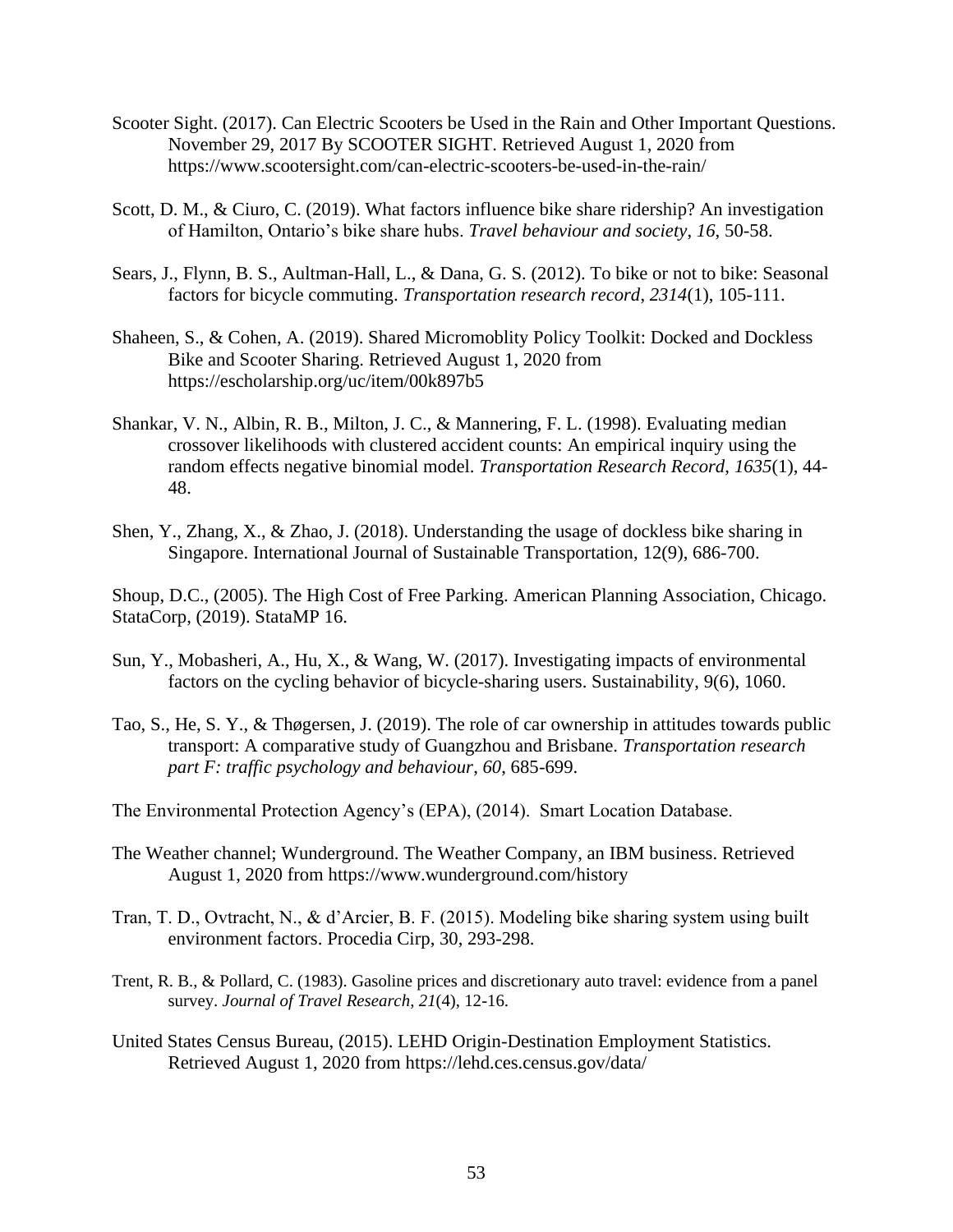Scooter Sight. (2017). Can Electric Scooters be Used in the Rain and Other Important Questions. November 29, 2017 By SCOOTER SIGHT. Retrieved August 1, 2020 from https://www.scootersight.com/can-electric-scooters-be-used-in-the-rain/

Scott, D. M., & Ciuro, C. (2019). What factors influence bike share ridership? An investigation of Hamilton, Ontario's bike share hubs. *Travel behaviour and society*, *16*, 50-58.

Sears, J., Flynn, B. S., Aultman-Hall, L., & Dana, G. S. (2012). To bike or not to bike: Seasonal factors for bicycle commuting. *Transportation research record*, *2314*(1), 105-111.

Shaheen, S., & Cohen, A. (2019). Shared Micromoblity Policy Toolkit: Docked and Dockless Bike and Scooter Sharing. Retrieved August 1, 2020 from https://escholarship.org/uc/item/00k897b5

Shankar, V. N., Albin, R. B., Milton, J. C., & Mannering, F. L. (1998). Evaluating median crossover likelihoods with clustered accident counts: An empirical inquiry using the random effects negative binomial model. *Transportation Research Record*, *1635*(1), 44-48.

Shen, Y., Zhang, X., & Zhao, J. (2018). Understanding the usage of dockless bike sharing in Singapore. International Journal of Sustainable Transportation, 12(9), 686-700.

Shoup, D.C., (2005). The High Cost of Free Parking. American Planning Association, Chicago.
StataCorp, (2019). StataMP 16.

Sun, Y., Mobasheri, A., Hu, X., & Wang, W. (2017). Investigating impacts of environmental factors on the cycling behavior of bicycle-sharing users. Sustainability, 9(6), 1060.

Tao, S., He, S. Y., & Thøgersen, J. (2019). The role of car ownership in attitudes towards public transport: A comparative study of Guangzhou and Brisbane. *Transportation research part F: traffic psychology and behaviour*, *60*, 685-699.

The Environmental Protection Agency's (EPA), (2014). Smart Location Database.

The Weather channel; Wunderground. The Weather Company, an IBM business. Retrieved August 1, 2020 from https://www.wunderground.com/history

Tran, T. D., Ovtracht, N., & d'Arcier, B. F. (2015). Modeling bike sharing system using built environment factors. Procedia Cirp, 30, 293-298.

Trent, R. B., & Pollard, C. (1983). Gasoline prices and discretionary auto travel: evidence from a panel survey. *Journal of Travel Research*, *21*(4), 12-16.

United States Census Bureau, (2015). LEHD Origin-Destination Employment Statistics. Retrieved August 1, 2020 from https://lehd.ces.census.gov/data/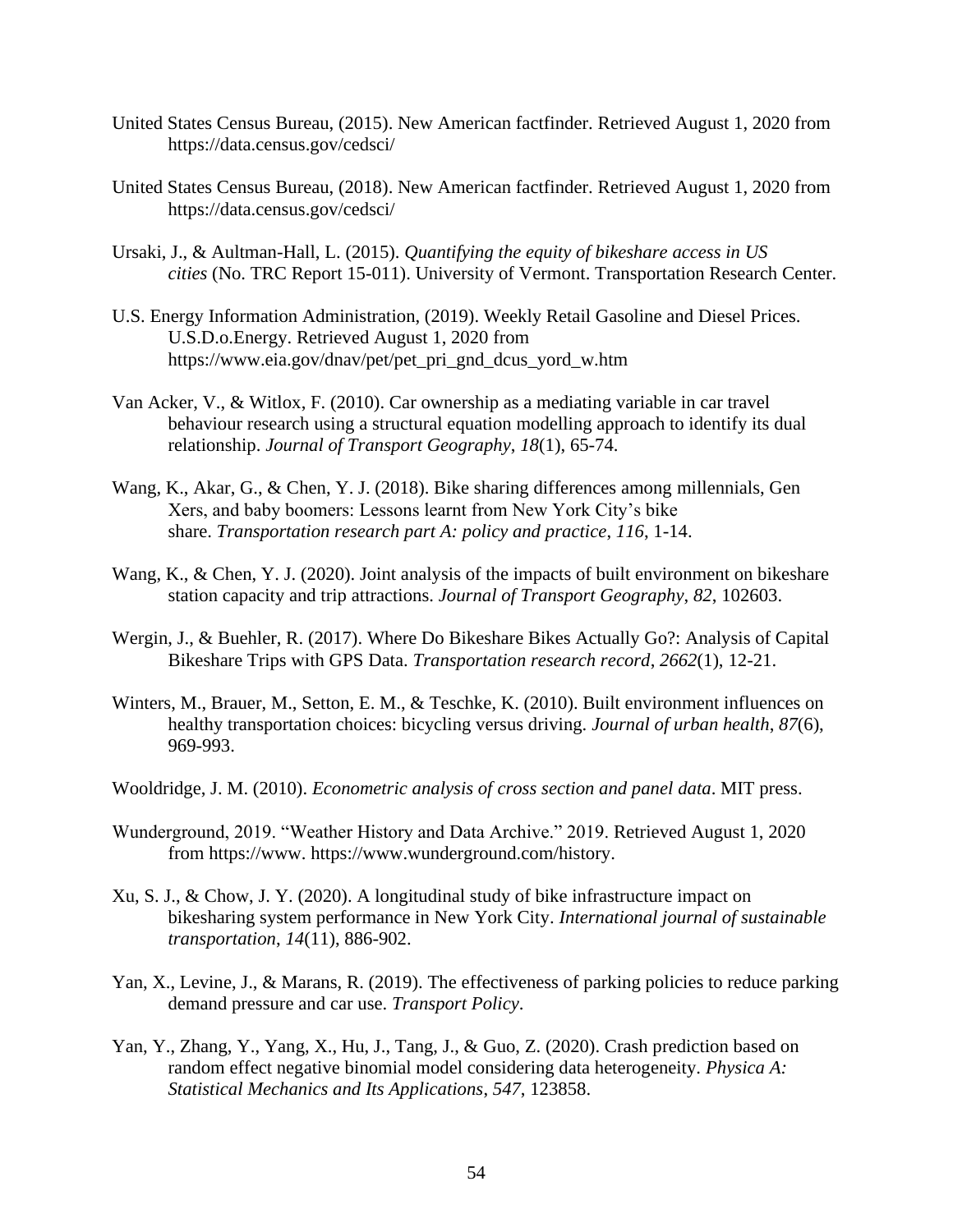United States Census Bureau, (2015). New American factfinder. Retrieved August 1, 2020 from https://data.census.gov/cedsci/

United States Census Bureau, (2018). New American factfinder. Retrieved August 1, 2020 from https://data.census.gov/cedsci/

Ursaki, J., & Aultman-Hall, L. (2015). *Quantifying the equity of bikeshare access in US cities* (No. TRC Report 15-011). University of Vermont. Transportation Research Center.

U.S. Energy Information Administration, (2019). Weekly Retail Gasoline and Diesel Prices. U.S.D.o.Energy. Retrieved August 1, 2020 from https://www.eia.gov/dnav/pet/pet_pri_gnd_dcus_yord_w.htm

Van Acker, V., & Witlox, F. (2010). Car ownership as a mediating variable in car travel behaviour research using a structural equation modelling approach to identify its dual relationship. *Journal of Transport Geography*, *18*(1), 65-74.

Wang, K., Akar, G., & Chen, Y. J. (2018). Bike sharing differences among millennials, Gen Xers, and baby boomers: Lessons learnt from New York City's bike share. *Transportation research part A: policy and practice*, *116*, 1-14.

Wang, K., & Chen, Y. J. (2020). Joint analysis of the impacts of built environment on bikeshare station capacity and trip attractions. *Journal of Transport Geography*, *82*, 102603.

Wergin, J., & Buehler, R. (2017). Where Do Bikeshare Bikes Actually Go?: Analysis of Capital Bikeshare Trips with GPS Data. *Transportation research record*, *2662*(1), 12-21.

Winters, M., Brauer, M., Setton, E. M., & Teschke, K. (2010). Built environment influences on healthy transportation choices: bicycling versus driving. *Journal of urban health*, *87*(6), 969-993.

Wooldridge, J. M. (2010). *Econometric analysis of cross section and panel data*. MIT press.

Wunderground, 2019. "Weather History and Data Archive." 2019. Retrieved August 1, 2020 from https://www. https://www.wunderground.com/history.

Xu, S. J., & Chow, J. Y. (2020). A longitudinal study of bike infrastructure impact on bikesharing system performance in New York City. *International journal of sustainable transportation*, *14*(11), 886-902.

Yan, X., Levine, J., & Marans, R. (2019). The effectiveness of parking policies to reduce parking demand pressure and car use. *Transport Policy*.

Yan, Y., Zhang, Y., Yang, X., Hu, J., Tang, J., & Guo, Z. (2020). Crash prediction based on random effect negative binomial model considering data heterogeneity. *Physica A: Statistical Mechanics and Its Applications*, *547*, 123858.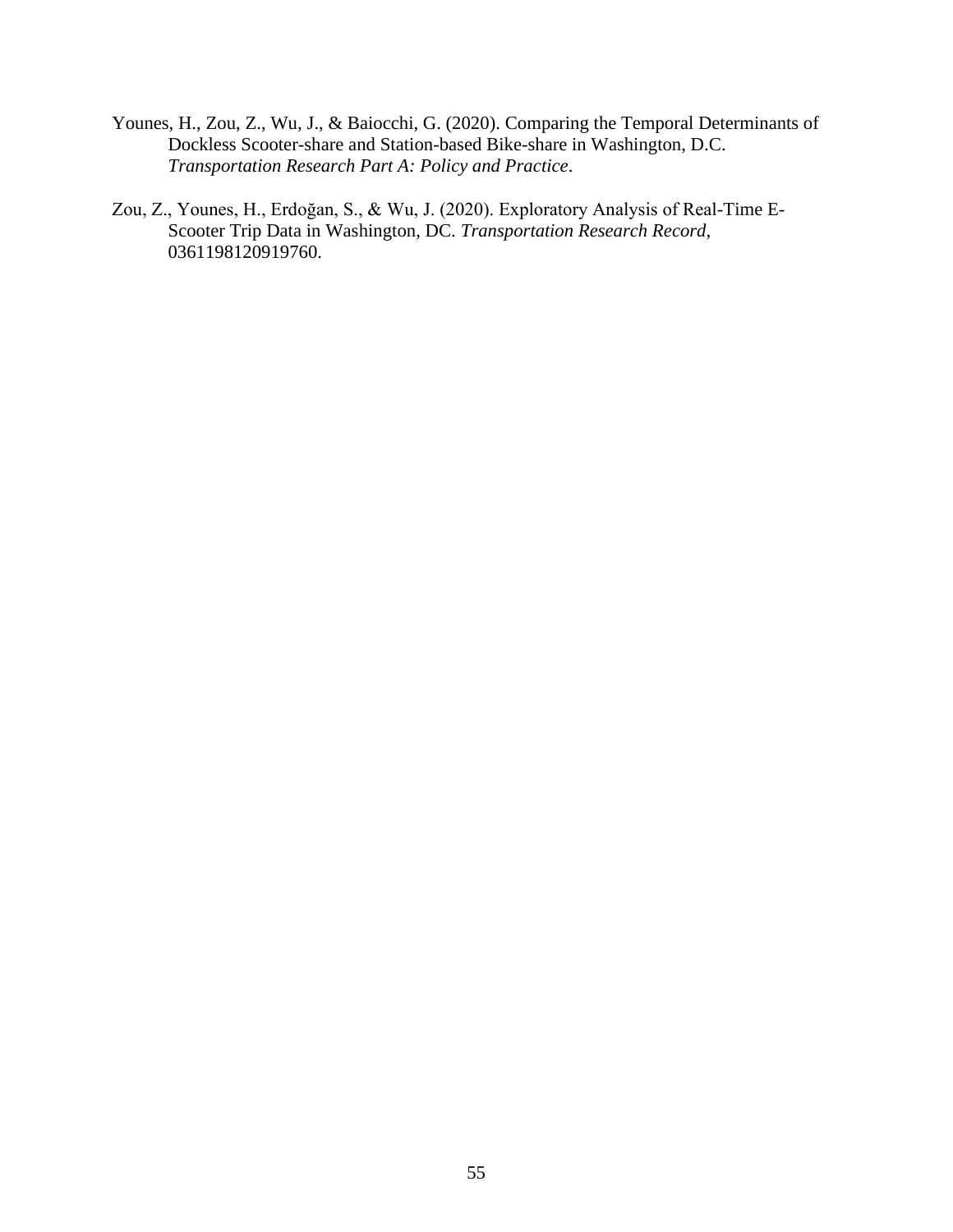Younes, H., Zou, Z., Wu, J., & Baiocchi, G. (2020). Comparing the Temporal Determinants of Dockless Scooter-share and Station-based Bike-share in Washington, D.C. *Transportation Research Part A: Policy and Practice*.

Zou, Z., Younes, H., Erdoğan, S., & Wu, J. (2020). Exploratory Analysis of Real-Time E-Scooter Trip Data in Washington, DC. *Transportation Research Record*, 0361198120919760.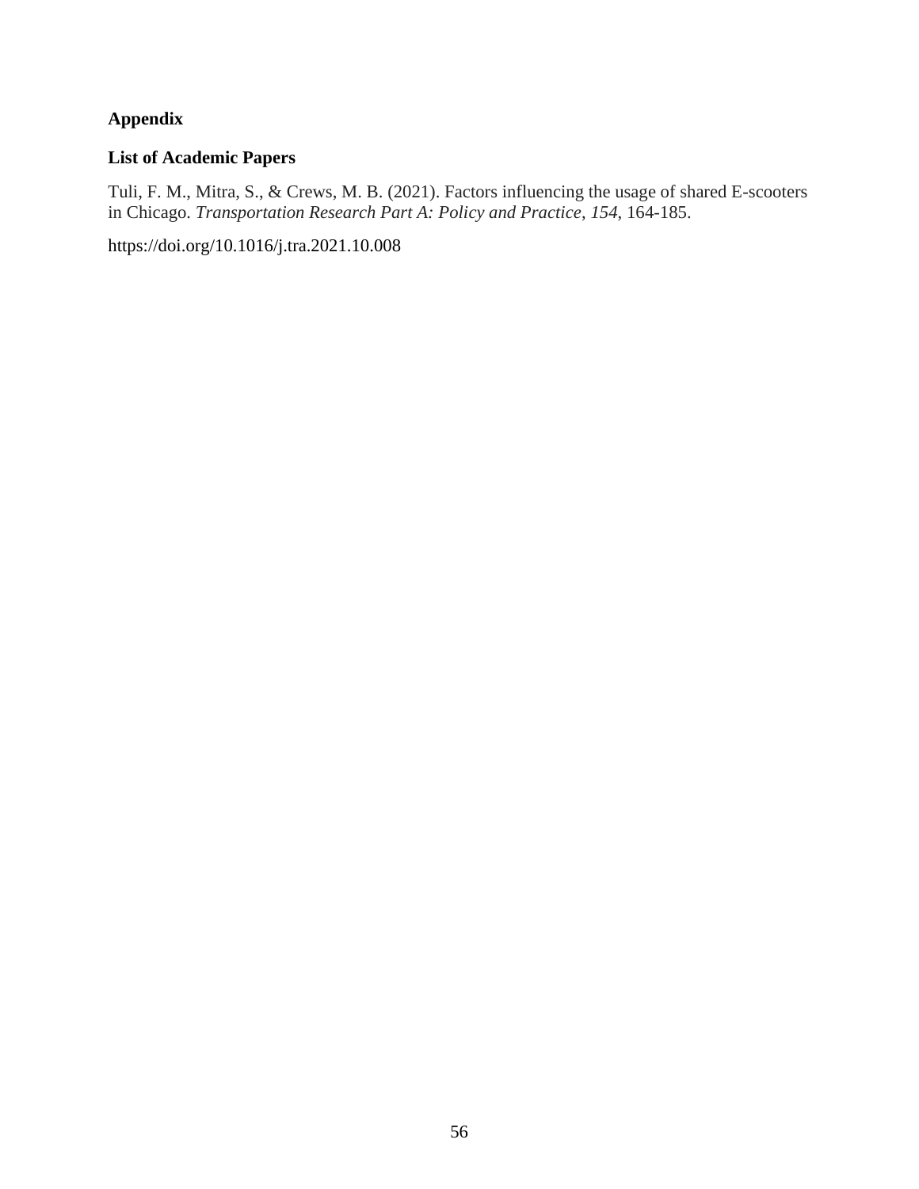## Appendix

### List of Academic Papers

Tuli, F. M., Mitra, S., & Crews, M. B. (2021). Factors influencing the usage of shared E-scooters in Chicago. *Transportation Research Part A: Policy and Practice*, *154*, 164-185.

https://doi.org/10.1016/j.tra.2021.10.008